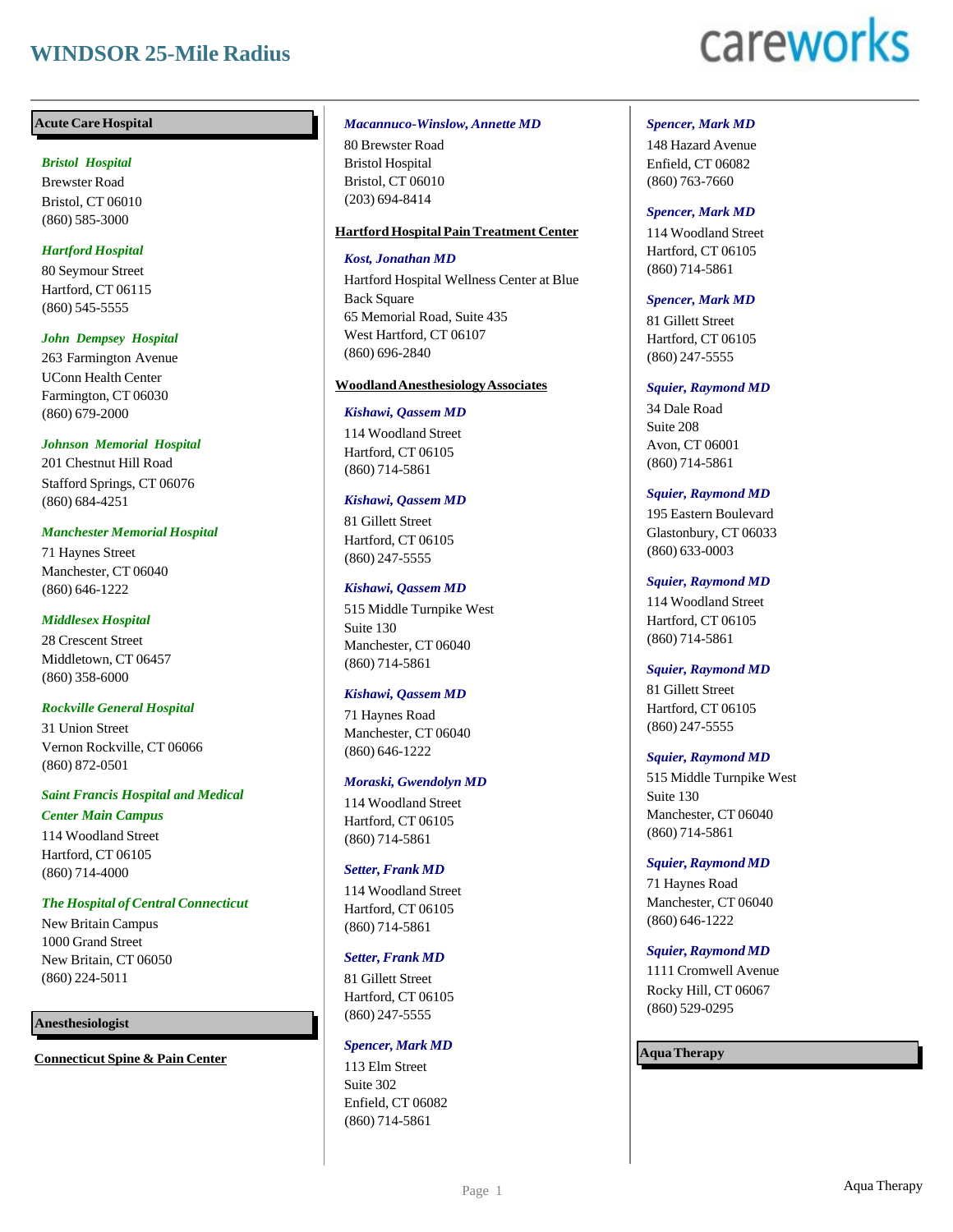# WINDSOR 25-Mile Radius

## Acute Care Hospital

***Bristol Hospital***
Brewster Road
Bristol, CT 06010
(860) 585-3000

***Hartford Hospital***
80 Seymour Street
Hartford, CT 06115
(860) 545-5555

***John Dempsey Hospital***
263 Farmington Avenue
UConn Health Center
Farmington, CT 06030
(860) 679-2000

***Johnson Memorial Hospital***
201 Chestnut Hill Road
Stafford Springs, CT 06076
(860) 684-4251

***Manchester Memorial Hospital***
71 Haynes Street
Manchester, CT 06040
(860) 646-1222

***Middlesex Hospital***
28 Crescent Street
Middletown, CT 06457
(860) 358-6000

***Rockville General Hospital***
31 Union Street
Vernon Rockville, CT 06066
(860) 872-0501

***Saint Francis Hospital and Medical Center Main Campus***
114 Woodland Street
Hartford, CT 06105
(860) 714-4000

***The Hospital of Central Connecticut***
New Britain Campus
1000 Grand Street
New Britain, CT 06050
(860) 224-5011

## Anesthesiologist

### Connecticut Spine & Pain Center

***Macannuco-Winslow, Annette MD***
80 Brewster Road
Bristol Hospital
Bristol, CT 06010
(203) 694-8414

### Hartford Hospital Pain Treatment Center

***Kost, Jonathan MD***
Hartford Hospital Wellness Center at Blue Back Square
65 Memorial Road, Suite 435
West Hartford, CT 06107
(860) 696-2840

### Woodland Anesthesiology Associates

***Kishawi, Qassem MD***
114 Woodland Street
Hartford, CT 06105
(860) 714-5861

***Kishawi, Qassem MD***
81 Gillett Street
Hartford, CT 06105
(860) 247-5555

***Kishawi, Qassem MD***
515 Middle Turnpike West
Suite 130
Manchester, CT 06040
(860) 714-5861

***Kishawi, Qassem MD***
71 Haynes Road
Manchester, CT 06040
(860) 646-1222

***Moraski, Gwendolyn MD***
114 Woodland Street
Hartford, CT 06105
(860) 714-5861

***Setter, Frank MD***
114 Woodland Street
Hartford, CT 06105
(860) 714-5861

***Setter, Frank MD***
81 Gillett Street
Hartford, CT 06105
(860) 247-5555

***Spencer, Mark MD***
113 Elm Street
Suite 302
Enfield, CT 06082
(860) 714-5861

***Spencer, Mark MD***
148 Hazard Avenue
Enfield, CT 06082
(860) 763-7660

***Spencer, Mark MD***
114 Woodland Street
Hartford, CT 06105
(860) 714-5861

***Spencer, Mark MD***
81 Gillett Street
Hartford, CT 06105
(860) 247-5555

***Squier, Raymond MD***
34 Dale Road
Suite 208
Avon, CT 06001
(860) 714-5861

***Squier, Raymond MD***
195 Eastern Boulevard
Glastonbury, CT 06033
(860) 633-0003

***Squier, Raymond MD***
114 Woodland Street
Hartford, CT 06105
(860) 714-5861

***Squier, Raymond MD***
81 Gillett Street
Hartford, CT 06105
(860) 247-5555

***Squier, Raymond MD***
515 Middle Turnpike West
Suite 130
Manchester, CT 06040
(860) 714-5861

***Squier, Raymond MD***
71 Haynes Road
Manchester, CT 06040
(860) 646-1222

***Squier, Raymond MD***
1111 Cromwell Avenue
Rocky Hill, CT 06067
(860) 529-0295

## Aqua Therapy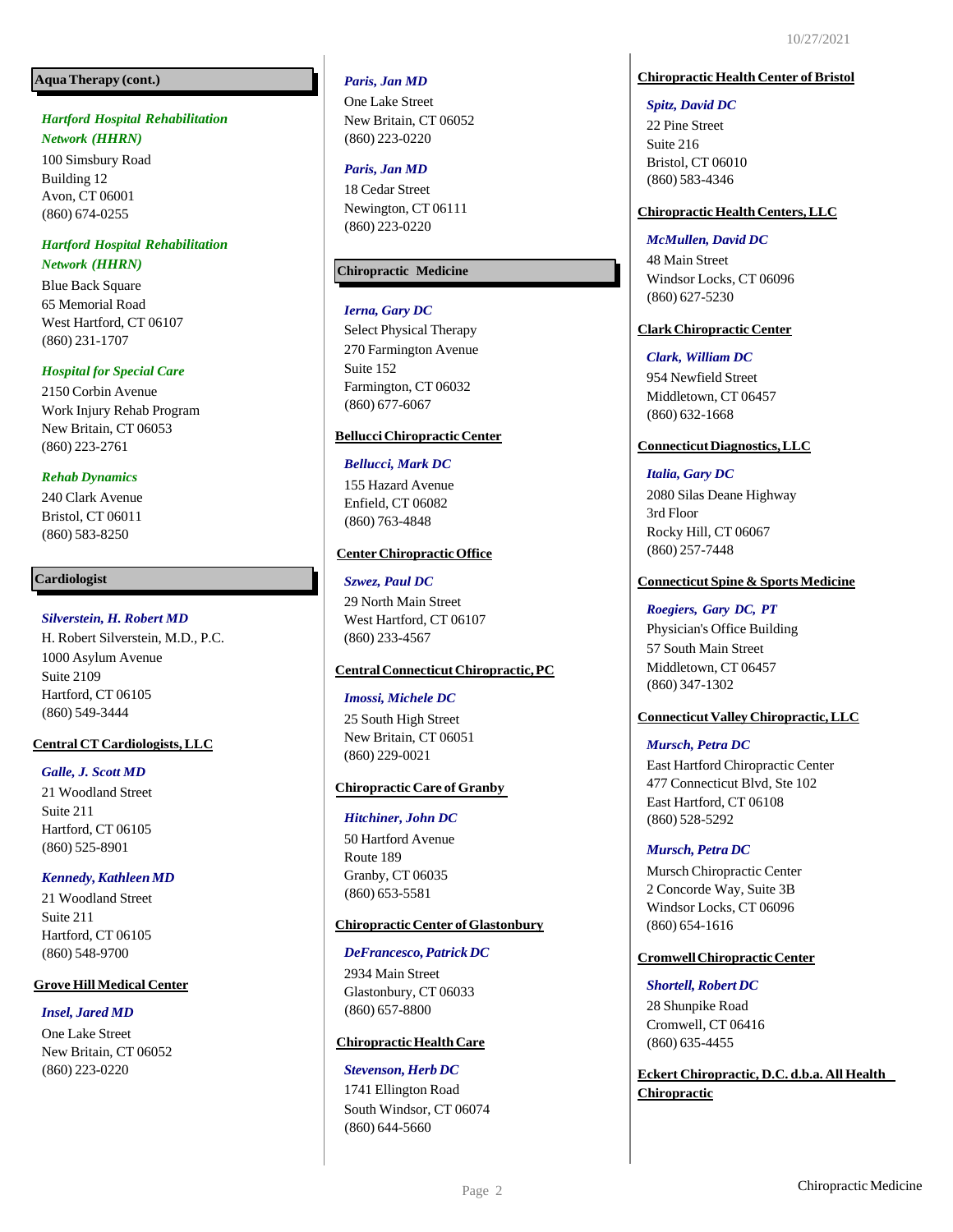## Aqua Therapy (cont.)

***Hartford Hospital Rehabilitation Network (HHRN)***
100 Simsbury Road
Building 12
Avon, CT 06001
(860) 674-0255

***Hartford Hospital Rehabilitation Network (HHRN)***
Blue Back Square
65 Memorial Road
West Hartford, CT 06107
(860) 231-1707

***Hospital for Special Care***
2150 Corbin Avenue
Work Injury Rehab Program
New Britain, CT 06053
(860) 223-2761

***Rehab Dynamics***
240 Clark Avenue
Bristol, CT 06011
(860) 583-8250

## Cardiologist

***Silverstein, H. Robert MD***
H. Robert Silverstein, M.D., P.C.
1000 Asylum Avenue
Suite 2109
Hartford, CT 06105
(860) 549-3444

### Central CT Cardiologists, LLC

***Galle, J. Scott MD***
21 Woodland Street
Suite 211
Hartford, CT 06105
(860) 525-8901

***Kennedy, Kathleen MD***
21 Woodland Street
Suite 211
Hartford, CT 06105
(860) 548-9700

### Grove Hill Medical Center

***Insel, Jared MD***
One Lake Street
New Britain, CT 06052
(860) 223-0220

***Paris, Jan MD***
One Lake Street
New Britain, CT 06052
(860) 223-0220

***Paris, Jan MD***
18 Cedar Street
Newington, CT 06111
(860) 223-0220

## Chiropractic Medicine

***Ierna, Gary DC***
Select Physical Therapy
270 Farmington Avenue
Suite 152
Farmington, CT 06032
(860) 677-6067

### Bellucci Chiropractic Center

***Bellucci, Mark DC***
155 Hazard Avenue
Enfield, CT 06082
(860) 763-4848

### Center Chiropractic Office

***Szwez, Paul DC***
29 North Main Street
West Hartford, CT 06107
(860) 233-4567

### Central Connecticut Chiropractic, PC

***Imossi, Michele DC***
25 South High Street
New Britain, CT 06051
(860) 229-0021

### Chiropractic Care of Granby

***Hitchiner, John DC***
50 Hartford Avenue
Route 189
Granby, CT 06035
(860) 653-5581

### Chiropractic Center of Glastonbury

***DeFrancesco, Patrick DC***
2934 Main Street
Glastonbury, CT 06033
(860) 657-8800

### Chiropractic Health Care

***Stevenson, Herb DC***
1741 Ellington Road
South Windsor, CT 06074
(860) 644-5660

### Chiropractic Health Center of Bristol

***Spitz, David DC***
22 Pine Street
Suite 216
Bristol, CT 06010
(860) 583-4346

### Chiropractic Health Centers, LLC

***McMullen, David DC***
48 Main Street
Windsor Locks, CT 06096
(860) 627-5230

### Clark Chiropractic Center

***Clark, William DC***
954 Newfield Street
Middletown, CT 06457
(860) 632-1668

### Connecticut Diagnostics, LLC

***Italia, Gary DC***
2080 Silas Deane Highway
3rd Floor
Rocky Hill, CT 06067
(860) 257-7448

### Connecticut Spine & Sports Medicine

***Roegiers, Gary DC, PT***
Physician's Office Building
57 South Main Street
Middletown, CT 06457
(860) 347-1302

### Connecticut Valley Chiropractic, LLC

***Mursch, Petra DC***
East Hartford Chiropractic Center
477 Connecticut Blvd, Ste 102
East Hartford, CT 06108
(860) 528-5292

***Mursch, Petra DC***
Mursch Chiropractic Center
2 Concorde Way, Suite 3B
Windsor Locks, CT 06096
(860) 654-1616

### Cromwell Chiropractic Center

***Shortell, Robert DC***
28 Shunpike Road
Cromwell, CT 06416
(860) 635-4455

### Eckert Chiropractic, D.C. d.b.a. All Health Chiropractic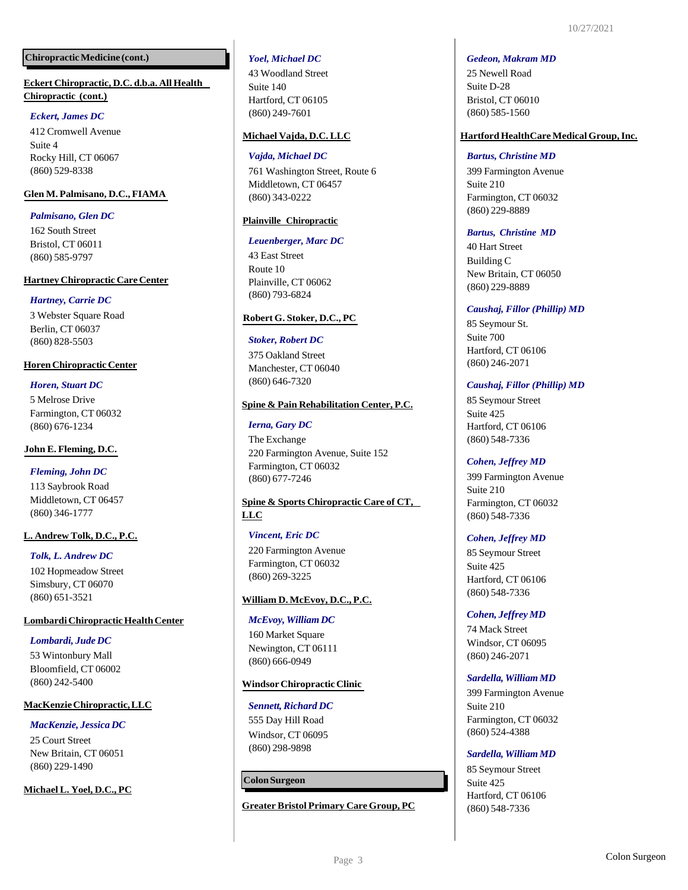## Chiropractic Medicine (cont.)

**Eckert Chiropractic, D.C. d.b.a. All Health Chiropractic (cont.)**

*Eckert, James DC*
412 Cromwell Avenue
Suite 4
Rocky Hill, CT 06067
(860) 529-8338

**Glen M. Palmisano, D.C., FIAMA**

*Palmisano, Glen DC*
162 South Street
Bristol, CT 06011
(860) 585-9797

**Hartney Chiropractic Care Center**

*Hartney, Carrie DC*
3 Webster Square Road
Berlin, CT 06037
(860) 828-5503

**Horen Chiropractic Center**

*Horen, Stuart DC*
5 Melrose Drive
Farmington, CT 06032
(860) 676-1234

**John E. Fleming, D.C.**

*Fleming, John DC*
113 Saybrook Road
Middletown, CT 06457
(860) 346-1777

**L. Andrew Tolk, D.C., P.C.**

*Tolk, L. Andrew DC*
102 Hopmeadow Street
Simsbury, CT 06070
(860) 651-3521

**Lombardi Chiropractic Health Center**

*Lombardi, Jude DC*
53 Wintonbury Mall
Bloomfield, CT 06002
(860) 242-5400

**MacKenzie Chiropractic, LLC**

*MacKenzie, Jessica DC*
25 Court Street
New Britain, CT 06051
(860) 229-1490

**Michael L. Yoel, D.C., PC**

*Yoel, Michael DC*
43 Woodland Street
Suite 140
Hartford, CT 06105
(860) 249-7601

**Michael Vajda, D.C. LLC**

*Vajda, Michael DC*
761 Washington Street, Route 6
Middletown, CT 06457
(860) 343-0222

**Plainville Chiropractic**

*Leuenberger, Marc DC*
43 East Street
Route 10
Plainville, CT 06062
(860) 793-6824

**Robert G. Stoker, D.C., PC**

*Stoker, Robert DC*
375 Oakland Street
Manchester, CT 06040
(860) 646-7320

**Spine & Pain Rehabilitation Center, P.C.**

*Ierna, Gary DC*
The Exchange
220 Farmington Avenue, Suite 152
Farmington, CT 06032
(860) 677-7246

**Spine & Sports Chiropractic Care of CT, LLC**

*Vincent, Eric DC*
220 Farmington Avenue
Farmington, CT 06032
(860) 269-3225

**William D. McEvoy, D.C., P.C.**

*McEvoy, William DC*
160 Market Square
Newington, CT 06111
(860) 666-0949

**Windsor Chiropractic Clinic**

*Sennett, Richard DC*
555 Day Hill Road
Windsor, CT 06095
(860) 298-9898

## Colon Surgeon

**Greater Bristol Primary Care Group, PC**

*Gedeon, Makram MD*
25 Newell Road
Suite D-28
Bristol, CT 06010
(860) 585-1560

**Hartford HealthCare Medical Group, Inc.**

*Bartus, Christine MD*
399 Farmington Avenue
Suite 210
Farmington, CT 06032
(860) 229-8889

*Bartus, Christine MD*
40 Hart Street
Building C
New Britain, CT 06050
(860) 229-8889

*Caushaj, Fillor (Phillip) MD*
85 Seymour St.
Suite 700
Hartford, CT 06106
(860) 246-2071

*Caushaj, Fillor (Phillip) MD*
85 Seymour Street
Suite 425
Hartford, CT 06106
(860) 548-7336

*Cohen, Jeffrey MD*
399 Farmington Avenue
Suite 210
Farmington, CT 06032
(860) 548-7336

*Cohen, Jeffrey MD*
85 Seymour Street
Suite 425
Hartford, CT 06106
(860) 548-7336

*Cohen, Jeffrey MD*
74 Mack Street
Windsor, CT 06095
(860) 246-2071

*Sardella, William MD*
399 Farmington Avenue
Suite 210
Farmington, CT 06032
(860) 524-4388

*Sardella, William MD*
85 Seymour Street
Suite 425
Hartford, CT 06106
(860) 548-7336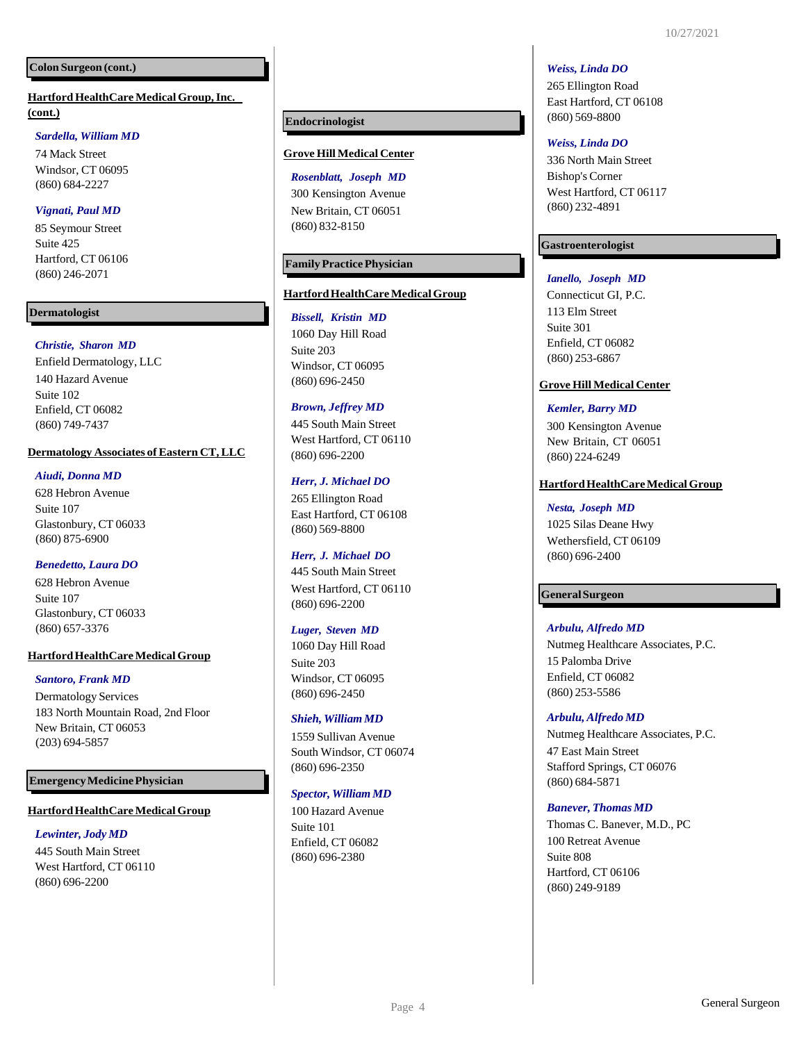## Colon Surgeon (cont.)

### Hartford HealthCare Medical Group, Inc. (cont.)

***Sardella, William MD***
74 Mack Street
Windsor, CT 06095
(860) 684-2227

***Vignati, Paul MD***
85 Seymour Street
Suite 425
Hartford, CT 06106
(860) 246-2071

## Dermatologist

***Christie, Sharon MD***
Enfield Dermatology, LLC
140 Hazard Avenue
Suite 102
Enfield, CT 06082
(860) 749-7437

### Dermatology Associates of Eastern CT, LLC

***Aiudi, Donna MD***
628 Hebron Avenue
Suite 107
Glastonbury, CT 06033
(860) 875-6900

***Benedetto, Laura DO***
628 Hebron Avenue
Suite 107
Glastonbury, CT 06033
(860) 657-3376

### Hartford HealthCare Medical Group

***Santoro, Frank MD***
Dermatology Services
183 North Mountain Road, 2nd Floor
New Britain, CT 06053
(203) 694-5857

## Emergency Medicine Physician

### Hartford HealthCare Medical Group

***Lewinter, Jody MD***
445 South Main Street
West Hartford, CT 06110
(860) 696-2200

## Endocrinologist

### Grove Hill Medical Center

***Rosenblatt, Joseph MD***
300 Kensington Avenue
New Britain, CT 06051
(860) 832-8150

## Family Practice Physician

### Hartford HealthCare Medical Group

***Bissell, Kristin MD***
1060 Day Hill Road
Suite 203
Windsor, CT 06095
(860) 696-2450

***Brown, Jeffrey MD***
445 South Main Street
West Hartford, CT 06110
(860) 696-2200

***Herr, J. Michael DO***
265 Ellington Road
East Hartford, CT 06108
(860) 569-8800

***Herr, J. Michael DO***
445 South Main Street
West Hartford, CT 06110
(860) 696-2200

***Luger, Steven MD***
1060 Day Hill Road
Suite 203
Windsor, CT 06095
(860) 696-2450

***Shieh, William MD***
1559 Sullivan Avenue
South Windsor, CT 06074
(860) 696-2350

***Spector, William MD***
100 Hazard Avenue
Suite 101
Enfield, CT 06082
(860) 696-2380

***Weiss, Linda DO***
265 Ellington Road
East Hartford, CT 06108
(860) 569-8800

***Weiss, Linda DO***
336 North Main Street
Bishop's Corner
West Hartford, CT 06117
(860) 232-4891

## Gastroenterologist

***Ianello, Joseph MD***
Connecticut GI, P.C.
113 Elm Street
Suite 301
Enfield, CT 06082
(860) 253-6867

### Grove Hill Medical Center

***Kemler, Barry MD***
300 Kensington Avenue
New Britain, CT 06051
(860) 224-6249

### Hartford HealthCare Medical Group

***Nesta, Joseph MD***
1025 Silas Deane Hwy
Wethersfield, CT 06109
(860) 696-2400

## General Surgeon

***Arbulu, Alfredo MD***
Nutmeg Healthcare Associates, P.C.
15 Palomba Drive
Enfield, CT 06082
(860) 253-5586

***Arbulu, Alfredo MD***
Nutmeg Healthcare Associates, P.C.
47 East Main Street
Stafford Springs, CT 06076
(860) 684-5871

***Banever, Thomas MD***
Thomas C. Banever, M.D., PC
100 Retreat Avenue
Suite 808
Hartford, CT 06106
(860) 249-9189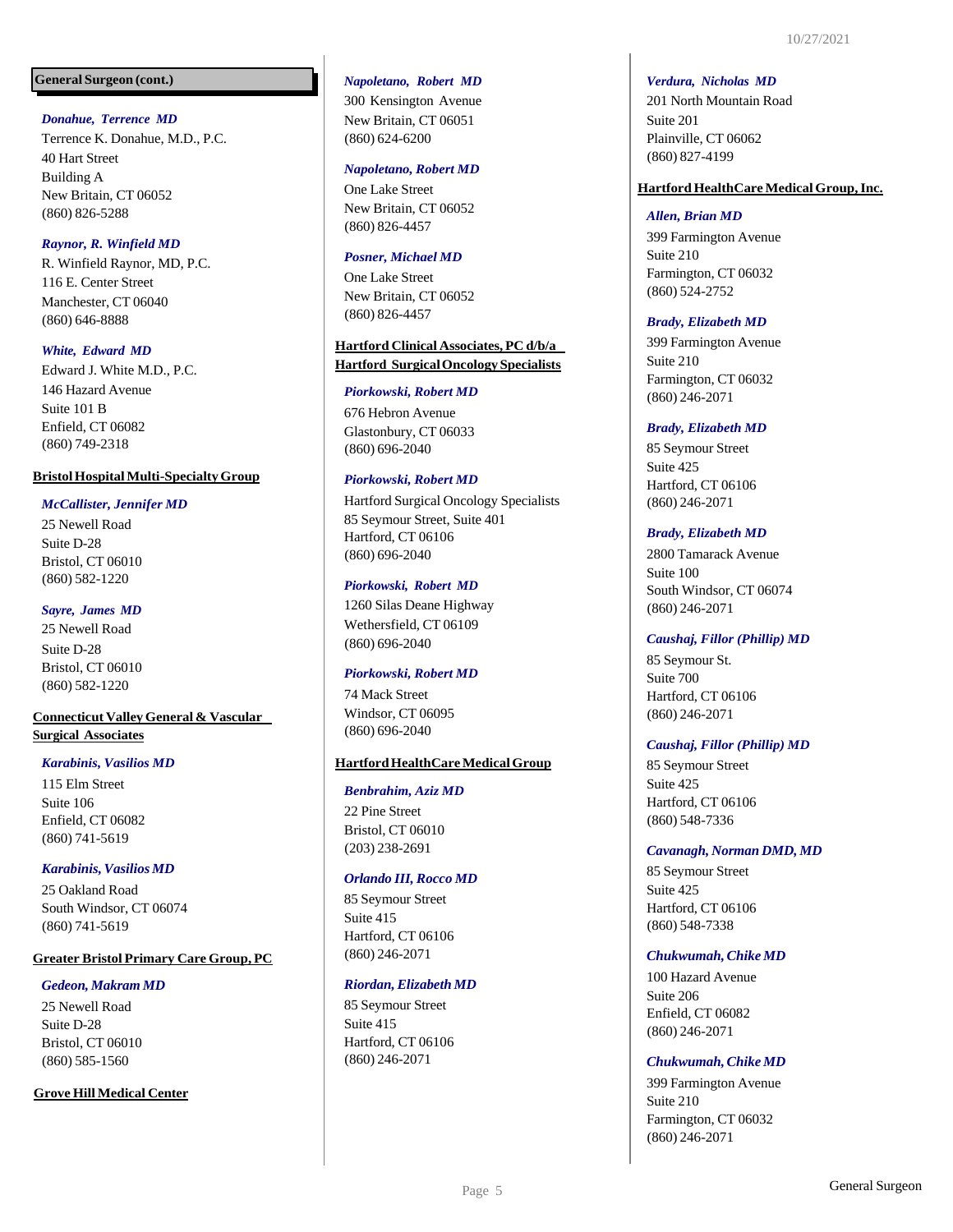## General Surgeon (cont.)

***Donahue, Terrence MD***
Terrence K. Donahue, M.D., P.C.
40 Hart Street
Building A
New Britain, CT 06052
(860) 826-5288

***Raynor, R. Winfield MD***
R. Winfield Raynor, MD, P.C.
116 E. Center Street
Manchester, CT 06040
(860) 646-8888

***White, Edward MD***
Edward J. White M.D., P.C.
146 Hazard Avenue
Suite 101 B
Enfield, CT 06082
(860) 749-2318

### Bristol Hospital Multi-Specialty Group

***McCallister, Jennifer MD***
25 Newell Road
Suite D-28
Bristol, CT 06010
(860) 582-1220

***Sayre, James MD***
25 Newell Road
Suite D-28
Bristol, CT 06010
(860) 582-1220

### Connecticut Valley General & Vascular Surgical Associates

***Karabinis, Vasilios MD***
115 Elm Street
Suite 106
Enfield, CT 06082
(860) 741-5619

***Karabinis, Vasilios MD***
25 Oakland Road
South Windsor, CT 06074
(860) 741-5619

### Greater Bristol Primary Care Group, PC

***Gedeon, Makram MD***
25 Newell Road
Suite D-28
Bristol, CT 06010
(860) 585-1560

### Grove Hill Medical Center

***Napoletano, Robert MD***
300 Kensington Avenue
New Britain, CT 06051
(860) 624-6200

***Napoletano, Robert MD***
One Lake Street
New Britain, CT 06052
(860) 826-4457

***Posner, Michael MD***
One Lake Street
New Britain, CT 06052
(860) 826-4457

### Hartford Clinical Associates, PC d/b/a Hartford Surgical Oncology Specialists

***Piorkowski, Robert MD***
676 Hebron Avenue
Glastonbury, CT 06033
(860) 696-2040

***Piorkowski, Robert MD***
Hartford Surgical Oncology Specialists
85 Seymour Street, Suite 401
Hartford, CT 06106
(860) 696-2040

***Piorkowski, Robert MD***
1260 Silas Deane Highway
Wethersfield, CT 06109
(860) 696-2040

***Piorkowski, Robert MD***
74 Mack Street
Windsor, CT 06095
(860) 696-2040

### Hartford HealthCare Medical Group

***Benbrahim, Aziz MD***
22 Pine Street
Bristol, CT 06010
(203) 238-2691

***Orlando III, Rocco MD***
85 Seymour Street
Suite 415
Hartford, CT 06106
(860) 246-2071

***Riordan, Elizabeth MD***
85 Seymour Street
Suite 415
Hartford, CT 06106
(860) 246-2071

***Verdura, Nicholas MD***
201 North Mountain Road
Suite 201
Plainville, CT 06062
(860) 827-4199

### Hartford HealthCare Medical Group, Inc.

***Allen, Brian MD***
399 Farmington Avenue
Suite 210
Farmington, CT 06032
(860) 524-2752

***Brady, Elizabeth MD***
399 Farmington Avenue
Suite 210
Farmington, CT 06032
(860) 246-2071

***Brady, Elizabeth MD***
85 Seymour Street
Suite 425
Hartford, CT 06106
(860) 246-2071

***Brady, Elizabeth MD***
2800 Tamarack Avenue
Suite 100
South Windsor, CT 06074
(860) 246-2071

***Caushaj, Fillor (Phillip) MD***
85 Seymour St.
Suite 700
Hartford, CT 06106
(860) 246-2071

***Caushaj, Fillor (Phillip) MD***
85 Seymour Street
Suite 425
Hartford, CT 06106
(860) 548-7336

***Cavanagh, Norman DMD, MD***
85 Seymour Street
Suite 425
Hartford, CT 06106
(860) 548-7338

***Chukwumah, Chike MD***
100 Hazard Avenue
Suite 206
Enfield, CT 06082
(860) 246-2071

***Chukwumah, Chike MD***
399 Farmington Avenue
Suite 210
Farmington, CT 06032
(860) 246-2071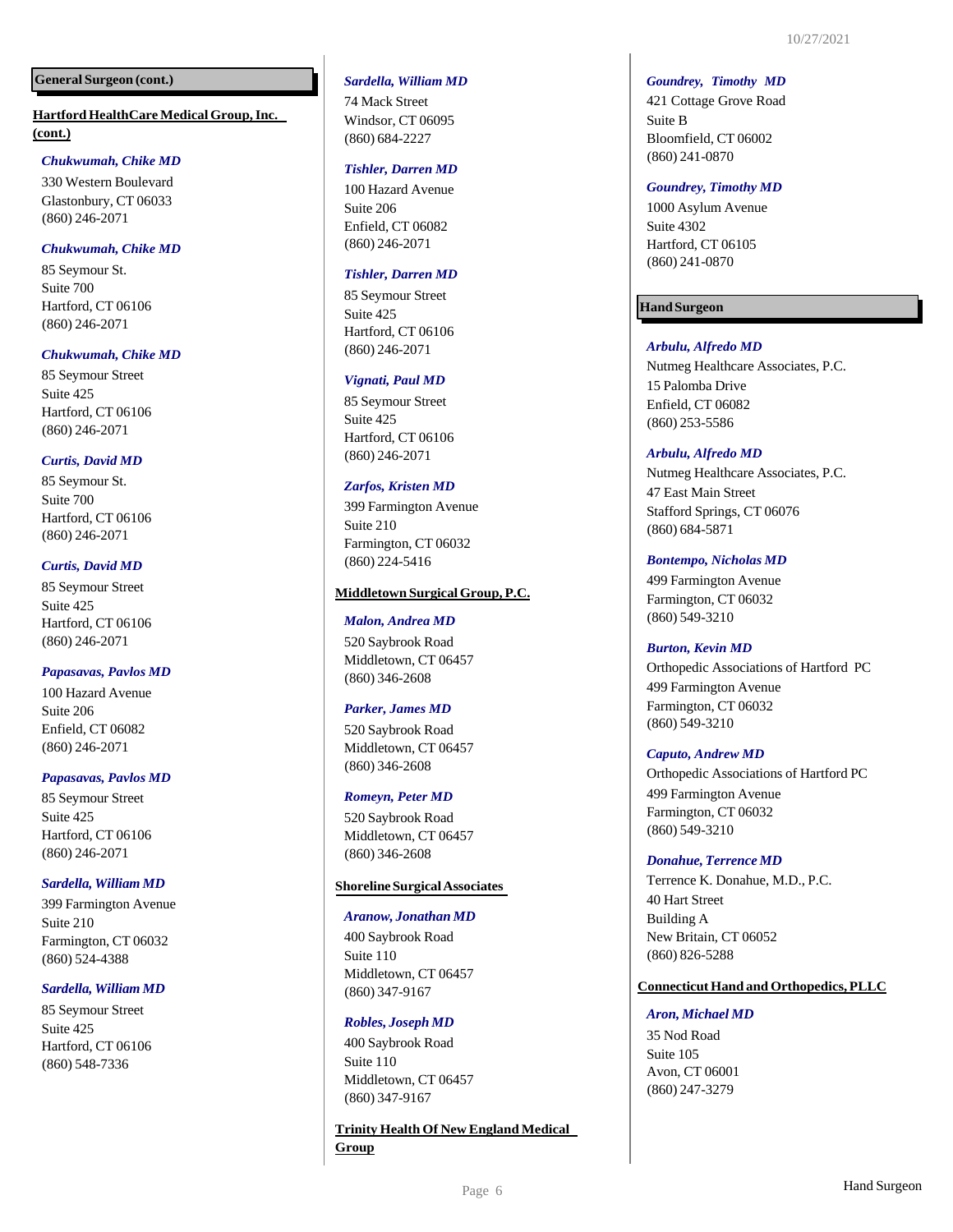## General Surgeon (cont.)

**Hartford HealthCare Medical Group, Inc. (cont.)**

***Chukwumah, Chike MD***
330 Western Boulevard
Glastonbury, CT 06033
(860) 246-2071

***Chukwumah, Chike MD***
85 Seymour St.
Suite 700
Hartford, CT 06106
(860) 246-2071

***Chukwumah, Chike MD***
85 Seymour Street
Suite 425
Hartford, CT 06106
(860) 246-2071

***Curtis, David MD***
85 Seymour St.
Suite 700
Hartford, CT 06106
(860) 246-2071

***Curtis, David MD***
85 Seymour Street
Suite 425
Hartford, CT 06106
(860) 246-2071

***Papasavas, Pavlos MD***
100 Hazard Avenue
Suite 206
Enfield, CT 06082
(860) 246-2071

***Papasavas, Pavlos MD***
85 Seymour Street
Suite 425
Hartford, CT 06106
(860) 246-2071

***Sardella, William MD***
399 Farmington Avenue
Suite 210
Farmington, CT 06032
(860) 524-4388

***Sardella, William MD***
85 Seymour Street
Suite 425
Hartford, CT 06106
(860) 548-7336

***Sardella, William MD***
74 Mack Street
Windsor, CT 06095
(860) 684-2227

***Tishler, Darren MD***
100 Hazard Avenue
Suite 206
Enfield, CT 06082
(860) 246-2071

***Tishler, Darren MD***
85 Seymour Street
Suite 425
Hartford, CT 06106
(860) 246-2071

***Vignati, Paul MD***
85 Seymour Street
Suite 425
Hartford, CT 06106
(860) 246-2071

***Zarfos, Kristen MD***
399 Farmington Avenue
Suite 210
Farmington, CT 06032
(860) 224-5416

**Middletown Surgical Group, P.C.**

***Malon, Andrea MD***
520 Saybrook Road
Middletown, CT 06457
(860) 346-2608

***Parker, James MD***
520 Saybrook Road
Middletown, CT 06457
(860) 346-2608

***Romeyn, Peter MD***
520 Saybrook Road
Middletown, CT 06457
(860) 346-2608

**Shoreline Surgical Associates**

***Aranow, Jonathan MD***
400 Saybrook Road
Suite 110
Middletown, CT 06457
(860) 347-9167

***Robles, Joseph MD***
400 Saybrook Road
Suite 110
Middletown, CT 06457
(860) 347-9167

**Trinity Health Of New England Medical Group**

***Goundrey, Timothy MD***
421 Cottage Grove Road
Suite B
Bloomfield, CT 06002
(860) 241-0870

***Goundrey, Timothy MD***
1000 Asylum Avenue
Suite 4302
Hartford, CT 06105
(860) 241-0870

## Hand Surgeon

***Arbulu, Alfredo MD***
Nutmeg Healthcare Associates, P.C.
15 Palomba Drive
Enfield, CT 06082
(860) 253-5586

***Arbulu, Alfredo MD***
Nutmeg Healthcare Associates, P.C.
47 East Main Street
Stafford Springs, CT 06076
(860) 684-5871

***Bontempo, Nicholas MD***
499 Farmington Avenue
Farmington, CT 06032
(860) 549-3210

***Burton, Kevin MD***
Orthopedic Associations of Hartford PC
499 Farmington Avenue
Farmington, CT 06032
(860) 549-3210

***Caputo, Andrew MD***
Orthopedic Associations of Hartford PC
499 Farmington Avenue
Farmington, CT 06032
(860) 549-3210

***Donahue, Terrence MD***
Terrence K. Donahue, M.D., P.C.
40 Hart Street
Building A
New Britain, CT 06052
(860) 826-5288

**Connecticut Hand and Orthopedics, PLLC**

***Aron, Michael MD***
35 Nod Road
Suite 105
Avon, CT 06001
(860) 247-3279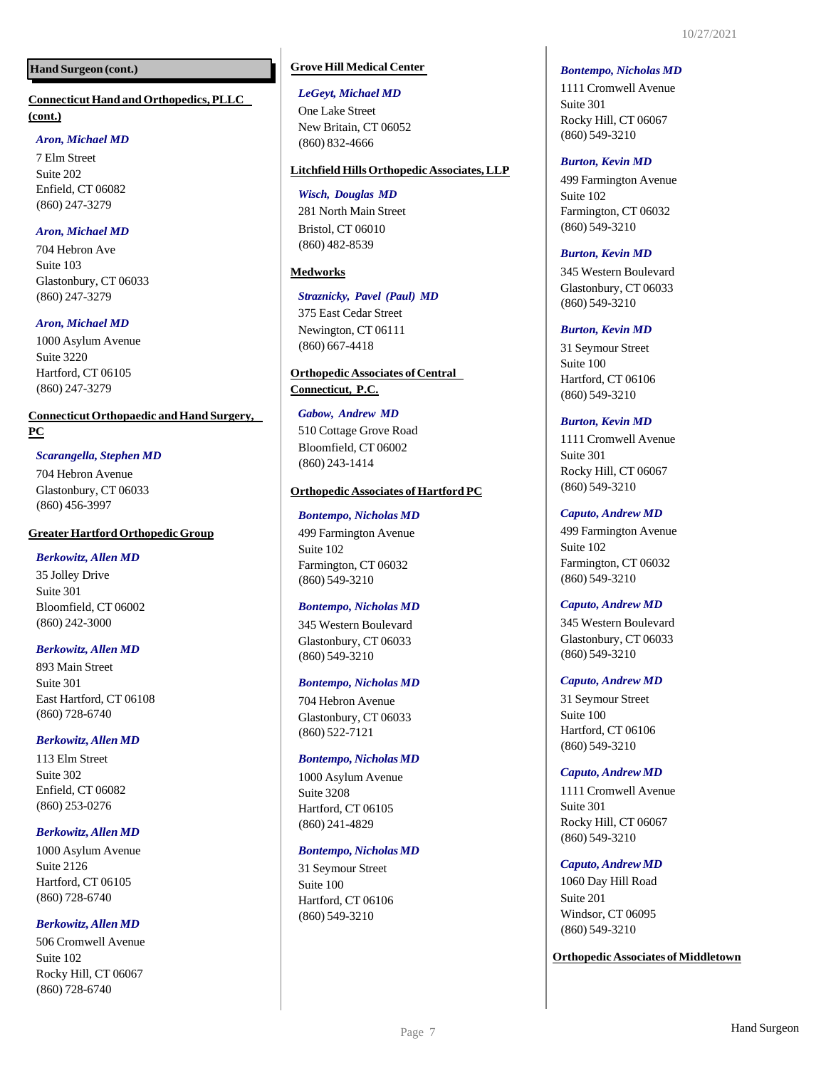## Hand Surgeon (cont.)

### Connecticut Hand and Orthopedics, PLLC (cont.)

***Aron, Michael MD***
7 Elm Street
Suite 202
Enfield, CT 06082
(860) 247-3279

***Aron, Michael MD***
704 Hebron Ave
Suite 103
Glastonbury, CT 06033
(860) 247-3279

***Aron, Michael MD***
1000 Asylum Avenue
Suite 3220
Hartford, CT 06105
(860) 247-3279

### Connecticut Orthopaedic and Hand Surgery, PC

***Scarangella, Stephen MD***
704 Hebron Avenue
Glastonbury, CT 06033
(860) 456-3997

### Greater Hartford Orthopedic Group

***Berkowitz, Allen MD***
35 Jolley Drive
Suite 301
Bloomfield, CT 06002
(860) 242-3000

***Berkowitz, Allen MD***
893 Main Street
Suite 301
East Hartford, CT 06108
(860) 728-6740

***Berkowitz, Allen MD***
113 Elm Street
Suite 302
Enfield, CT 06082
(860) 253-0276

***Berkowitz, Allen MD***
1000 Asylum Avenue
Suite 2126
Hartford, CT 06105
(860) 728-6740

***Berkowitz, Allen MD***
506 Cromwell Avenue
Suite 102
Rocky Hill, CT 06067
(860) 728-6740

### Grove Hill Medical Center

***LeGeyt, Michael MD***
One Lake Street
New Britain, CT 06052
(860) 832-4666

### Litchfield Hills Orthopedic Associates, LLP

***Wisch, Douglas MD***
281 North Main Street
Bristol, CT 06010
(860) 482-8539

### Medworks

***Straznicky, Pavel (Paul) MD***
375 East Cedar Street
Newington, CT 06111
(860) 667-4418

### Orthopedic Associates of Central Connecticut, P.C.

***Gabow, Andrew MD***
510 Cottage Grove Road
Bloomfield, CT 06002
(860) 243-1414

### Orthopedic Associates of Hartford PC

***Bontempo, Nicholas MD***
499 Farmington Avenue
Suite 102
Farmington, CT 06032
(860) 549-3210

***Bontempo, Nicholas MD***
345 Western Boulevard
Glastonbury, CT 06033
(860) 549-3210

***Bontempo, Nicholas MD***
704 Hebron Avenue
Glastonbury, CT 06033
(860) 522-7121

***Bontempo, Nicholas MD***
1000 Asylum Avenue
Suite 3208
Hartford, CT 06105
(860) 241-4829

***Bontempo, Nicholas MD***
31 Seymour Street
Suite 100
Hartford, CT 06106
(860) 549-3210

***Bontempo, Nicholas MD***
1111 Cromwell Avenue
Suite 301
Rocky Hill, CT 06067
(860) 549-3210

***Burton, Kevin MD***
499 Farmington Avenue
Suite 102
Farmington, CT 06032
(860) 549-3210

***Burton, Kevin MD***
345 Western Boulevard
Glastonbury, CT 06033
(860) 549-3210

***Burton, Kevin MD***
31 Seymour Street
Suite 100
Hartford, CT 06106
(860) 549-3210

***Burton, Kevin MD***
1111 Cromwell Avenue
Suite 301
Rocky Hill, CT 06067
(860) 549-3210

***Caputo, Andrew MD***
499 Farmington Avenue
Suite 102
Farmington, CT 06032
(860) 549-3210

***Caputo, Andrew MD***
345 Western Boulevard
Glastonbury, CT 06033
(860) 549-3210

***Caputo, Andrew MD***
31 Seymour Street
Suite 100
Hartford, CT 06106
(860) 549-3210

***Caputo, Andrew MD***
1111 Cromwell Avenue
Suite 301
Rocky Hill, CT 06067
(860) 549-3210

***Caputo, Andrew MD***
1060 Day Hill Road
Suite 201
Windsor, CT 06095
(860) 549-3210

### Orthopedic Associates of Middletown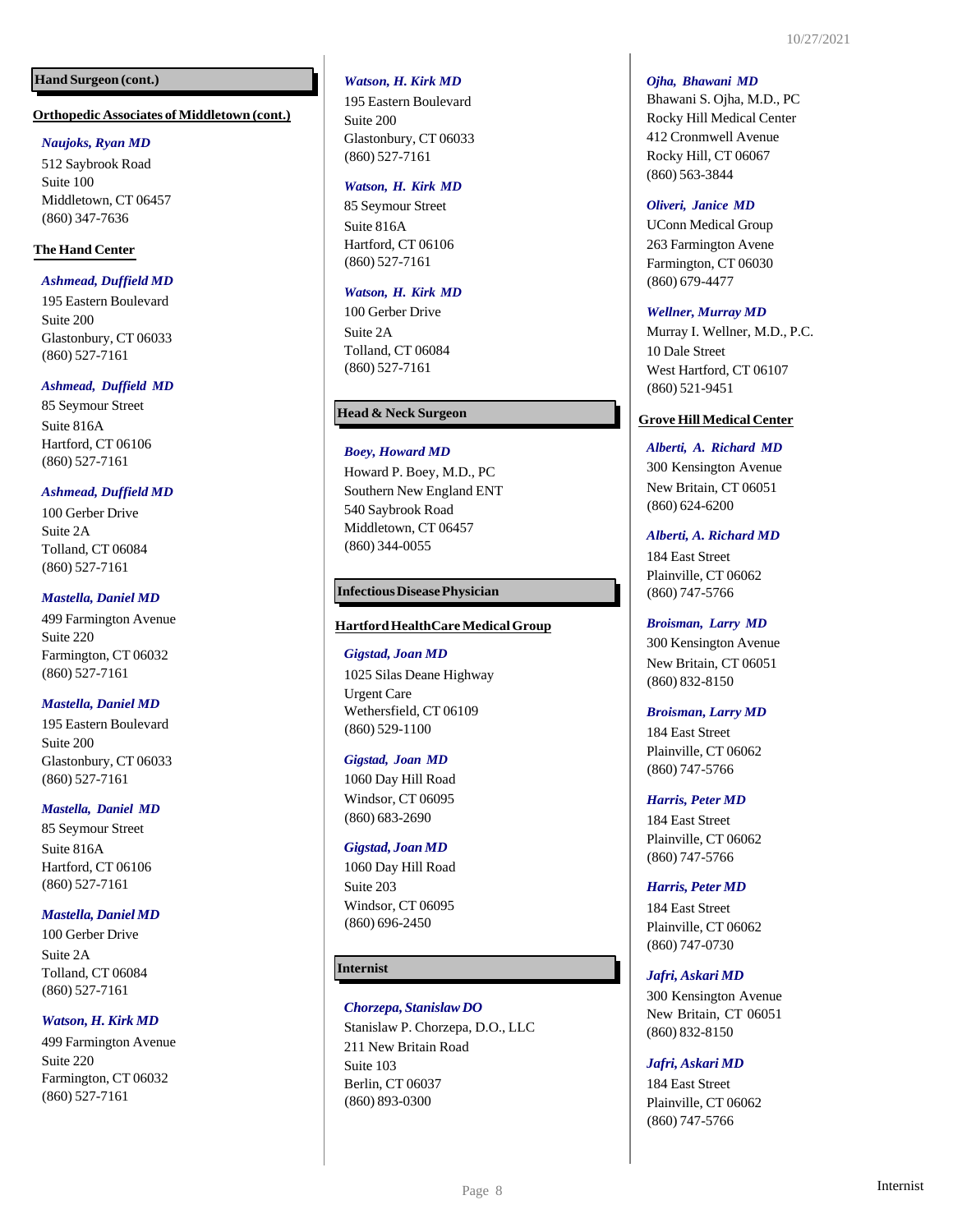## Hand Surgeon (cont.)

### Orthopedic Associates of Middletown (cont.)

***Naujoks, Ryan MD***
512 Saybrook Road
Suite 100
Middletown, CT 06457
(860) 347-7636

### The Hand Center

***Ashmead, Duffield MD***
195 Eastern Boulevard
Suite 200
Glastonbury, CT 06033
(860) 527-7161

***Ashmead, Duffield MD***
85 Seymour Street
Suite 816A
Hartford, CT 06106
(860) 527-7161

***Ashmead, Duffield MD***
100 Gerber Drive
Suite 2A
Tolland, CT 06084
(860) 527-7161

***Mastella, Daniel MD***
499 Farmington Avenue
Suite 220
Farmington, CT 06032
(860) 527-7161

***Mastella, Daniel MD***
195 Eastern Boulevard
Suite 200
Glastonbury, CT 06033
(860) 527-7161

***Mastella, Daniel MD***
85 Seymour Street
Suite 816A
Hartford, CT 06106
(860) 527-7161

***Mastella, Daniel MD***
100 Gerber Drive
Suite 2A
Tolland, CT 06084
(860) 527-7161

***Watson, H. Kirk MD***
499 Farmington Avenue
Suite 220
Farmington, CT 06032
(860) 527-7161

***Watson, H. Kirk MD***
195 Eastern Boulevard
Suite 200
Glastonbury, CT 06033
(860) 527-7161

***Watson, H. Kirk MD***
85 Seymour Street
Suite 816A
Hartford, CT 06106
(860) 527-7161

***Watson, H. Kirk MD***
100 Gerber Drive
Suite 2A
Tolland, CT 06084
(860) 527-7161

## Head & Neck Surgeon

***Boey, Howard MD***
Howard P. Boey, M.D., PC
Southern New England ENT
540 Saybrook Road
Middletown, CT 06457
(860) 344-0055

## Infectious Disease Physician

### Hartford HealthCare Medical Group

***Gigstad, Joan MD***
1025 Silas Deane Highway
Urgent Care
Wethersfield, CT 06109
(860) 529-1100

***Gigstad, Joan MD***
1060 Day Hill Road
Windsor, CT 06095
(860) 683-2690

***Gigstad, Joan MD***
1060 Day Hill Road
Suite 203
Windsor, CT 06095
(860) 696-2450

## Internist

***Chorzepa, Stanislaw DO***
Stanislaw P. Chorzepa, D.O., LLC
211 New Britain Road
Suite 103
Berlin, CT 06037
(860) 893-0300

***Ojha, Bhawani MD***
Bhawani S. Ojha, M.D., PC
Rocky Hill Medical Center
412 Cronmwell Avenue
Rocky Hill, CT 06067
(860) 563-3844

***Oliveri, Janice MD***
UConn Medical Group
263 Farmington Avene
Farmington, CT 06030
(860) 679-4477

***Wellner, Murray MD***
Murray I. Wellner, M.D., P.C.
10 Dale Street
West Hartford, CT 06107
(860) 521-9451

### Grove Hill Medical Center

***Alberti, A. Richard MD***
300 Kensington Avenue
New Britain, CT 06051
(860) 624-6200

***Alberti, A. Richard MD***
184 East Street
Plainville, CT 06062
(860) 747-5766

***Broisman, Larry MD***
300 Kensington Avenue
New Britain, CT 06051
(860) 832-8150

***Broisman, Larry MD***
184 East Street
Plainville, CT 06062
(860) 747-5766

***Harris, Peter MD***
184 East Street
Plainville, CT 06062
(860) 747-5766

***Harris, Peter MD***
184 East Street
Plainville, CT 06062
(860) 747-0730

***Jafri, Askari MD***
300 Kensington Avenue
New Britain, CT 06051
(860) 832-8150

***Jafri, Askari MD***
184 East Street
Plainville, CT 06062
(860) 747-5766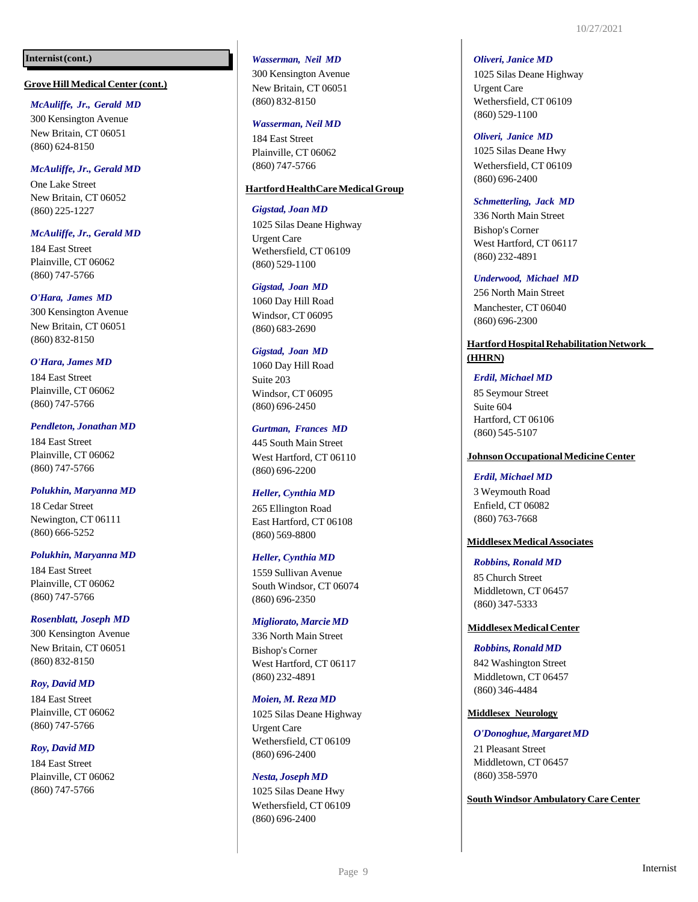## Internist (cont.)

### Grove Hill Medical Center (cont.)

***McAuliffe, Jr., Gerald MD***
300 Kensington Avenue
New Britain, CT 06051
(860) 624-8150

***McAuliffe, Jr., Gerald MD***
One Lake Street
New Britain, CT 06052
(860) 225-1227

***McAuliffe, Jr., Gerald MD***
184 East Street
Plainville, CT 06062
(860) 747-5766

***O'Hara, James MD***
300 Kensington Avenue
New Britain, CT 06051
(860) 832-8150

***O'Hara, James MD***
184 East Street
Plainville, CT 06062
(860) 747-5766

***Pendleton, Jonathan MD***
184 East Street
Plainville, CT 06062
(860) 747-5766

***Polukhin, Maryanna MD***
18 Cedar Street
Newington, CT 06111
(860) 666-5252

***Polukhin, Maryanna MD***
184 East Street
Plainville, CT 06062
(860) 747-5766

***Rosenblatt, Joseph MD***
300 Kensington Avenue
New Britain, CT 06051
(860) 832-8150

***Roy, David MD***
184 East Street
Plainville, CT 06062
(860) 747-5766

***Roy, David MD***
184 East Street
Plainville, CT 06062
(860) 747-5766

***Wasserman, Neil MD***
300 Kensington Avenue
New Britain, CT 06051
(860) 832-8150

***Wasserman, Neil MD***
184 East Street
Plainville, CT 06062
(860) 747-5766

### Hartford HealthCare Medical Group

***Gigstad, Joan MD***
1025 Silas Deane Highway
Urgent Care
Wethersfield, CT 06109
(860) 529-1100

***Gigstad, Joan MD***
1060 Day Hill Road
Windsor, CT 06095
(860) 683-2690

***Gigstad, Joan MD***
1060 Day Hill Road
Suite 203
Windsor, CT 06095
(860) 696-2450

***Gurtman, Frances MD***
445 South Main Street
West Hartford, CT 06110
(860) 696-2200

***Heller, Cynthia MD***
265 Ellington Road
East Hartford, CT 06108
(860) 569-8800

***Heller, Cynthia MD***
1559 Sullivan Avenue
South Windsor, CT 06074
(860) 696-2350

***Migliorato, Marcie MD***
336 North Main Street
Bishop's Corner
West Hartford, CT 06117
(860) 232-4891

***Moien, M. Reza MD***
1025 Silas Deane Highway
Urgent Care
Wethersfield, CT 06109
(860) 696-2400

***Nesta, Joseph MD***
1025 Silas Deane Hwy
Wethersfield, CT 06109
(860) 696-2400

***Oliveri, Janice MD***
1025 Silas Deane Highway
Urgent Care
Wethersfield, CT 06109
(860) 529-1100

***Oliveri, Janice MD***
1025 Silas Deane Hwy
Wethersfield, CT 06109
(860) 696-2400

***Schmetterling, Jack MD***
336 North Main Street
Bishop's Corner
West Hartford, CT 06117
(860) 232-4891

***Underwood, Michael MD***
256 North Main Street
Manchester, CT 06040
(860) 696-2300

### Hartford Hospital Rehabilitation Network (HHRN)

***Erdil, Michael MD***
85 Seymour Street
Suite 604
Hartford, CT 06106
(860) 545-5107

### Johnson Occupational Medicine Center

***Erdil, Michael MD***
3 Weymouth Road
Enfield, CT 06082
(860) 763-7668

### Middlesex Medical Associates

***Robbins, Ronald MD***
85 Church Street
Middletown, CT 06457
(860) 347-5333

### Middlesex Medical Center

***Robbins, Ronald MD***
842 Washington Street
Middletown, CT 06457
(860) 346-4484

### Middlesex Neurology

***O'Donoghue, Margaret MD***
21 Pleasant Street
Middletown, CT 06457
(860) 358-5970

### South Windsor Ambulatory Care Center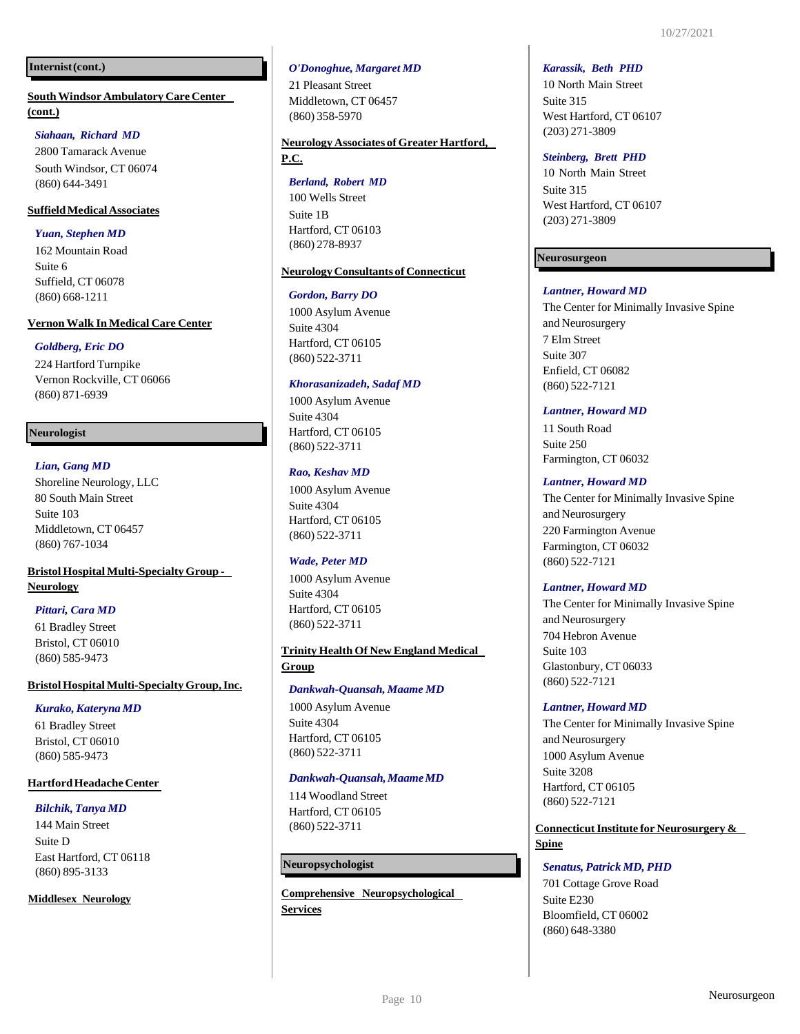## Internist (cont.)

**South Windsor Ambulatory Care Center (cont.)**

*Siahaan, Richard MD*
2800 Tamarack Avenue
South Windsor, CT 06074
(860) 644-3491

**Suffield Medical Associates**

*Yuan, Stephen MD*
162 Mountain Road
Suite 6
Suffield, CT 06078
(860) 668-1211

**Vernon Walk In Medical Care Center**

*Goldberg, Eric DO*
224 Hartford Turnpike
Vernon Rockville, CT 06066
(860) 871-6939

## Neurologist

*Lian, Gang MD*
Shoreline Neurology, LLC
80 South Main Street
Suite 103
Middletown, CT 06457
(860) 767-1034

**Bristol Hospital Multi-Specialty Group - Neurology**

*Pittari, Cara MD*
61 Bradley Street
Bristol, CT 06010
(860) 585-9473

**Bristol Hospital Multi-Specialty Group, Inc.**

*Kurako, Kateryna MD*
61 Bradley Street
Bristol, CT 06010
(860) 585-9473

**Hartford Headache Center**

*Bilchik, Tanya MD*
144 Main Street
Suite D
East Hartford, CT 06118
(860) 895-3133

**Middlesex Neurology**

*O'Donoghue, Margaret MD*
21 Pleasant Street
Middletown, CT 06457
(860) 358-5970

**Neurology Associates of Greater Hartford, P.C.**

*Berland, Robert MD*
100 Wells Street
Suite 1B
Hartford, CT 06103
(860) 278-8937

**Neurology Consultants of Connecticut**

*Gordon, Barry DO*
1000 Asylum Avenue
Suite 4304
Hartford, CT 06105
(860) 522-3711

*Khorasanizadeh, Sadaf MD*
1000 Asylum Avenue
Suite 4304
Hartford, CT 06105
(860) 522-3711

*Rao, Keshav MD*
1000 Asylum Avenue
Suite 4304
Hartford, CT 06105
(860) 522-3711

*Wade, Peter MD*
1000 Asylum Avenue
Suite 4304
Hartford, CT 06105
(860) 522-3711

**Trinity Health Of New England Medical Group**

*Dankwah-Quansah, Maame MD*
1000 Asylum Avenue
Suite 4304
Hartford, CT 06105
(860) 522-3711

*Dankwah-Quansah, Maame MD*
114 Woodland Street
Hartford, CT 06105
(860) 522-3711

## Neuropsychologist

**Comprehensive Neuropsychological Services**

*Karassik, Beth PHD*
10 North Main Street
Suite 315
West Hartford, CT 06107
(203) 271-3809

*Steinberg, Brett PHD*
10 North Main Street
Suite 315
West Hartford, CT 06107
(203) 271-3809

## Neurosurgeon

*Lantner, Howard MD*
The Center for Minimally Invasive Spine and Neurosurgery
7 Elm Street
Suite 307
Enfield, CT 06082
(860) 522-7121

*Lantner, Howard MD*
11 South Road
Suite 250
Farmington, CT 06032

*Lantner, Howard MD*
The Center for Minimally Invasive Spine and Neurosurgery
220 Farmington Avenue
Farmington, CT 06032
(860) 522-7121

*Lantner, Howard MD*
The Center for Minimally Invasive Spine and Neurosurgery
704 Hebron Avenue
Suite 103
Glastonbury, CT 06033
(860) 522-7121

*Lantner, Howard MD*
The Center for Minimally Invasive Spine and Neurosurgery
1000 Asylum Avenue
Suite 3208
Hartford, CT 06105
(860) 522-7121

**Connecticut Institute for Neurosurgery & Spine**

*Senatus, Patrick MD, PHD*
701 Cottage Grove Road
Suite E230
Bloomfield, CT 06002
(860) 648-3380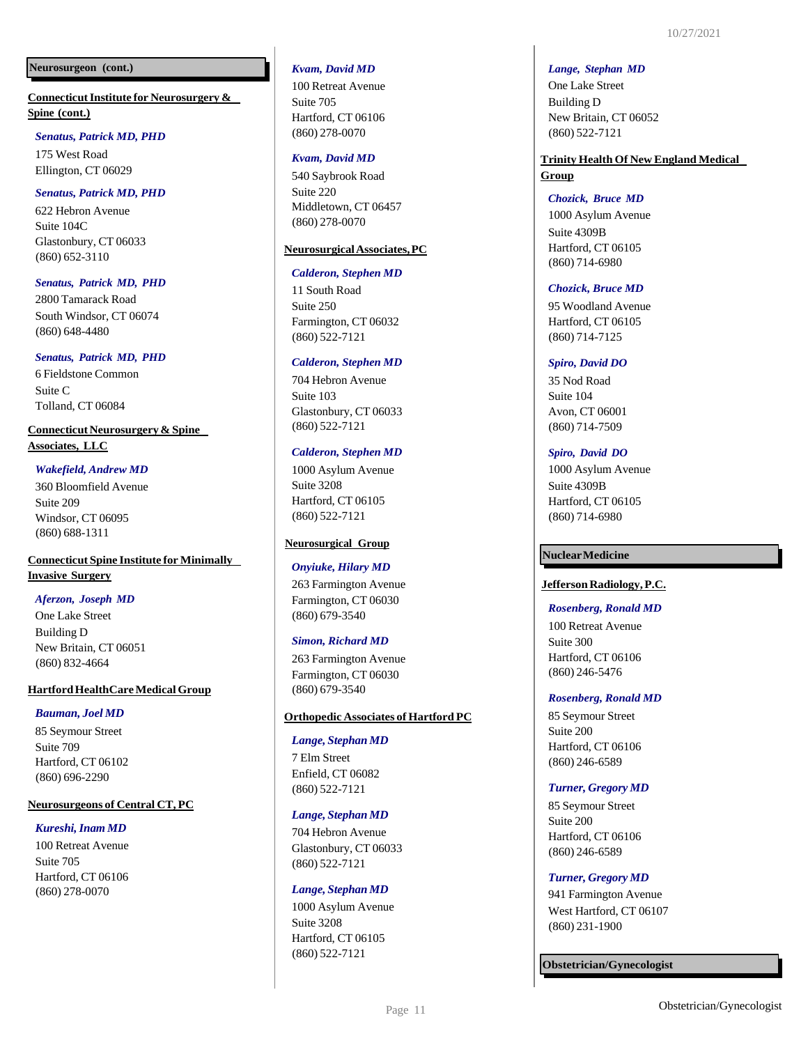## Neurosurgeon (cont.)

**Connecticut Institute for Neurosurgery & Spine (cont.)**

*Senatus, Patrick MD, PHD*
175 West Road
Ellington, CT 06029

*Senatus, Patrick MD, PHD*
622 Hebron Avenue
Suite 104C
Glastonbury, CT 06033
(860) 652-3110

*Senatus, Patrick MD, PHD*
2800 Tamarack Road
South Windsor, CT 06074
(860) 648-4480

*Senatus, Patrick MD, PHD*
6 Fieldstone Common
Suite C
Tolland, CT 06084

**Connecticut Neurosurgery & Spine Associates, LLC**

*Wakefield, Andrew MD*
360 Bloomfield Avenue
Suite 209
Windsor, CT 06095
(860) 688-1311

**Connecticut Spine Institute for Minimally Invasive Surgery**

*Aferzon, Joseph MD*
One Lake Street
Building D
New Britain, CT 06051
(860) 832-4664

**Hartford HealthCare Medical Group**

*Bauman, Joel MD*
85 Seymour Street
Suite 709
Hartford, CT 06102
(860) 696-2290

**Neurosurgeons of Central CT, PC**

*Kureshi, Inam MD*
100 Retreat Avenue
Suite 705
Hartford, CT 06106
(860) 278-0070

*Kvam, David MD*
100 Retreat Avenue
Suite 705
Hartford, CT 06106
(860) 278-0070

*Kvam, David MD*
540 Saybrook Road
Suite 220
Middletown, CT 06457
(860) 278-0070

**Neurosurgical Associates, PC**

*Calderon, Stephen MD*
11 South Road
Suite 250
Farmington, CT 06032
(860) 522-7121

*Calderon, Stephen MD*
704 Hebron Avenue
Suite 103
Glastonbury, CT 06033
(860) 522-7121

*Calderon, Stephen MD*
1000 Asylum Avenue
Suite 3208
Hartford, CT 06105
(860) 522-7121

**Neurosurgical Group**

*Onyiuke, Hilary MD*
263 Farmington Avenue
Farmington, CT 06030
(860) 679-3540

*Simon, Richard MD*
263 Farmington Avenue
Farmington, CT 06030
(860) 679-3540

**Orthopedic Associates of Hartford PC**

*Lange, Stephan MD*
7 Elm Street
Enfield, CT 06082
(860) 522-7121

*Lange, Stephan MD*
704 Hebron Avenue
Glastonbury, CT 06033
(860) 522-7121

*Lange, Stephan MD*
1000 Asylum Avenue
Suite 3208
Hartford, CT 06105
(860) 522-7121

*Lange, Stephan MD*
One Lake Street
Building D
New Britain, CT 06052
(860) 522-7121

**Trinity Health Of New England Medical Group**

*Chozick, Bruce MD*
1000 Asylum Avenue
Suite 4309B
Hartford, CT 06105
(860) 714-6980

*Chozick, Bruce MD*
95 Woodland Avenue
Hartford, CT 06105
(860) 714-7125

*Spiro, David DO*
35 Nod Road
Suite 104
Avon, CT 06001
(860) 714-7509

*Spiro, David DO*
1000 Asylum Avenue
Suite 4309B
Hartford, CT 06105
(860) 714-6980

## Nuclear Medicine

**Jefferson Radiology, P.C.**

*Rosenberg, Ronald MD*
100 Retreat Avenue
Suite 300
Hartford, CT 06106
(860) 246-5476

*Rosenberg, Ronald MD*
85 Seymour Street
Suite 200
Hartford, CT 06106
(860) 246-6589

*Turner, Gregory MD*
85 Seymour Street
Suite 200
Hartford, CT 06106
(860) 246-6589

*Turner, Gregory MD*
941 Farmington Avenue
West Hartford, CT 06107
(860) 231-1900

## Obstetrician/Gynecologist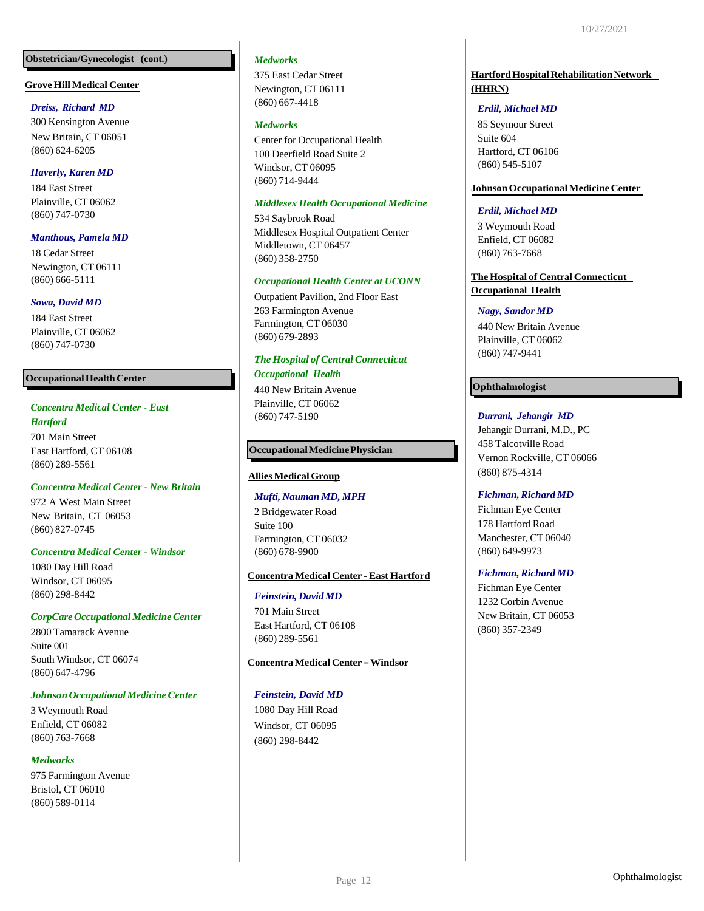## Obstetrician/Gynecologist (cont.)

**Grove Hill Medical Center**

***Dreiss, Richard MD***
300 Kensington Avenue
New Britain, CT 06051
(860) 624-6205

***Haverly, Karen MD***
184 East Street
Plainville, CT 06062
(860) 747-0730

***Manthous, Pamela MD***
18 Cedar Street
Newington, CT 06111
(860) 666-5111

***Sowa, David MD***
184 East Street
Plainville, CT 06062
(860) 747-0730

## Occupational Health Center

***Concentra Medical Center - East Hartford***
701 Main Street
East Hartford, CT 06108
(860) 289-5561

***Concentra Medical Center - New Britain***
972 A West Main Street
New Britain, CT 06053
(860) 827-0745

***Concentra Medical Center - Windsor***
1080 Day Hill Road
Windsor, CT 06095
(860) 298-8442

***CorpCare Occupational Medicine Center***
2800 Tamarack Avenue
Suite 001
South Windsor, CT 06074
(860) 647-4796

***Johnson Occupational Medicine Center***
3 Weymouth Road
Enfield, CT 06082
(860) 763-7668

***Medworks***
975 Farmington Avenue
Bristol, CT 06010
(860) 589-0114

***Medworks***
375 East Cedar Street
Newington, CT 06111
(860) 667-4418

***Medworks***
Center for Occupational Health
100 Deerfield Road Suite 2
Windsor, CT 06095
(860) 714-9444

***Middlesex Health Occupational Medicine***
534 Saybrook Road
Middlesex Hospital Outpatient Center
Middletown, CT 06457
(860) 358-2750

***Occupational Health Center at UCONN***
Outpatient Pavilion, 2nd Floor East
263 Farmington Avenue
Farmington, CT 06030
(860) 679-2893

***The Hospital of Central Connecticut Occupational Health***
440 New Britain Avenue
Plainville, CT 06062
(860) 747-5190

## Occupational Medicine Physician

**Allies Medical Group**

***Mufti, Nauman MD, MPH***
2 Bridgewater Road
Suite 100
Farmington, CT 06032
(860) 678-9900

**Concentra Medical Center - East Hartford**

***Feinstein, David MD***
701 Main Street
East Hartford, CT 06108
(860) 289-5561

**Concentra Medical Center – Windsor**

***Feinstein, David MD***
1080 Day Hill Road
Windsor, CT 06095
(860) 298-8442

**Hartford Hospital Rehabilitation Network (HHRN)**

***Erdil, Michael MD***
85 Seymour Street
Suite 604
Hartford, CT 06106
(860) 545-5107

**Johnson Occupational Medicine Center**

***Erdil, Michael MD***
3 Weymouth Road
Enfield, CT 06082
(860) 763-7668

**The Hospital of Central Connecticut Occupational Health**

***Nagy, Sandor MD***
440 New Britain Avenue
Plainville, CT 06062
(860) 747-9441

## Ophthalmologist

***Durrani, Jehangir MD***
Jehangir Durrani, M.D., PC
458 Talcotville Road
Vernon Rockville, CT 06066
(860) 875-4314

***Fichman, Richard MD***
Fichman Eye Center
178 Hartford Road
Manchester, CT 06040
(860) 649-9973

***Fichman, Richard MD***
Fichman Eye Center
1232 Corbin Avenue
New Britain, CT 06053
(860) 357-2349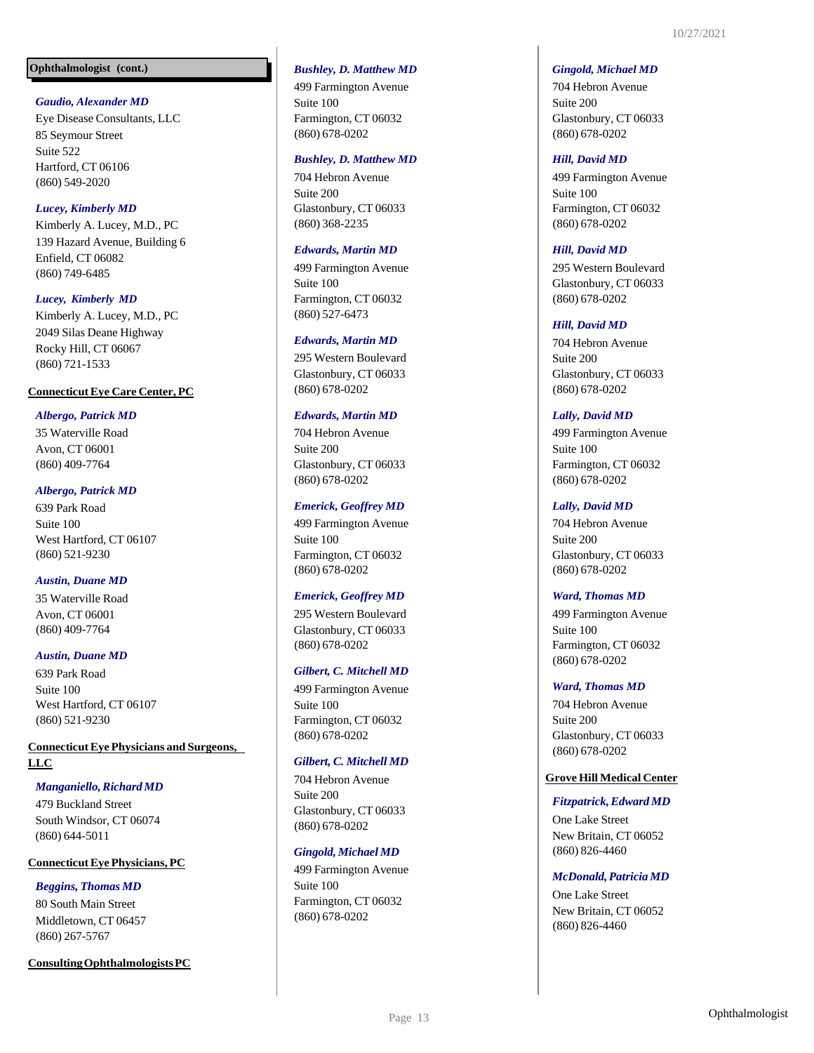**Ophthalmologist (cont.)**

***Gaudio, Alexander MD***
Eye Disease Consultants, LLC
85 Seymour Street
Suite 522
Hartford, CT 06106
(860) 549-2020

***Lucey, Kimberly MD***
Kimberly A. Lucey, M.D., PC
139 Hazard Avenue, Building 6
Enfield, CT 06082
(860) 749-6485

***Lucey, Kimberly MD***
Kimberly A. Lucey, M.D., PC
2049 Silas Deane Highway
Rocky Hill, CT 06067
(860) 721-1533

**Connecticut Eye Care Center, PC**

***Albergo, Patrick MD***
35 Waterville Road
Avon, CT 06001
(860) 409-7764

***Albergo, Patrick MD***
639 Park Road
Suite 100
West Hartford, CT 06107
(860) 521-9230

***Austin, Duane MD***
35 Waterville Road
Avon, CT 06001
(860) 409-7764

***Austin, Duane MD***
639 Park Road
Suite 100
West Hartford, CT 06107
(860) 521-9230

**Connecticut Eye Physicians and Surgeons, LLC**

***Manganiello, Richard MD***
479 Buckland Street
South Windsor, CT 06074
(860) 644-5011

**Connecticut Eye Physicians, PC**

***Beggins, Thomas MD***
80 South Main Street
Middletown, CT 06457
(860) 267-5767

**Consulting Ophthalmologists PC**

***Bushley, D. Matthew MD***
499 Farmington Avenue
Suite 100
Farmington, CT 06032
(860) 678-0202

***Bushley, D. Matthew MD***
704 Hebron Avenue
Suite 200
Glastonbury, CT 06033
(860) 368-2235

***Edwards, Martin MD***
499 Farmington Avenue
Suite 100
Farmington, CT 06032
(860) 527-6473

***Edwards, Martin MD***
295 Western Boulevard
Glastonbury, CT 06033
(860) 678-0202

***Edwards, Martin MD***
704 Hebron Avenue
Suite 200
Glastonbury, CT 06033
(860) 678-0202

***Emerick, Geoffrey MD***
499 Farmington Avenue
Suite 100
Farmington, CT 06032
(860) 678-0202

***Emerick, Geoffrey MD***
295 Western Boulevard
Glastonbury, CT 06033
(860) 678-0202

***Gilbert, C. Mitchell MD***
499 Farmington Avenue
Suite 100
Farmington, CT 06032
(860) 678-0202

***Gilbert, C. Mitchell MD***
704 Hebron Avenue
Suite 200
Glastonbury, CT 06033
(860) 678-0202

***Gingold, Michael MD***
499 Farmington Avenue
Suite 100
Farmington, CT 06032
(860) 678-0202

***Gingold, Michael MD***
704 Hebron Avenue
Suite 200
Glastonbury, CT 06033
(860) 678-0202

***Hill, David MD***
499 Farmington Avenue
Suite 100
Farmington, CT 06032
(860) 678-0202

***Hill, David MD***
295 Western Boulevard
Glastonbury, CT 06033
(860) 678-0202

***Hill, David MD***
704 Hebron Avenue
Suite 200
Glastonbury, CT 06033
(860) 678-0202

***Lally, David MD***
499 Farmington Avenue
Suite 100
Farmington, CT 06032
(860) 678-0202

***Lally, David MD***
704 Hebron Avenue
Suite 200
Glastonbury, CT 06033
(860) 678-0202

***Ward, Thomas MD***
499 Farmington Avenue
Suite 100
Farmington, CT 06032
(860) 678-0202

***Ward, Thomas MD***
704 Hebron Avenue
Suite 200
Glastonbury, CT 06033
(860) 678-0202

**Grove Hill Medical Center**

***Fitzpatrick, Edward MD***
One Lake Street
New Britain, CT 06052
(860) 826-4460

***McDonald, Patricia MD***
One Lake Street
New Britain, CT 06052
(860) 826-4460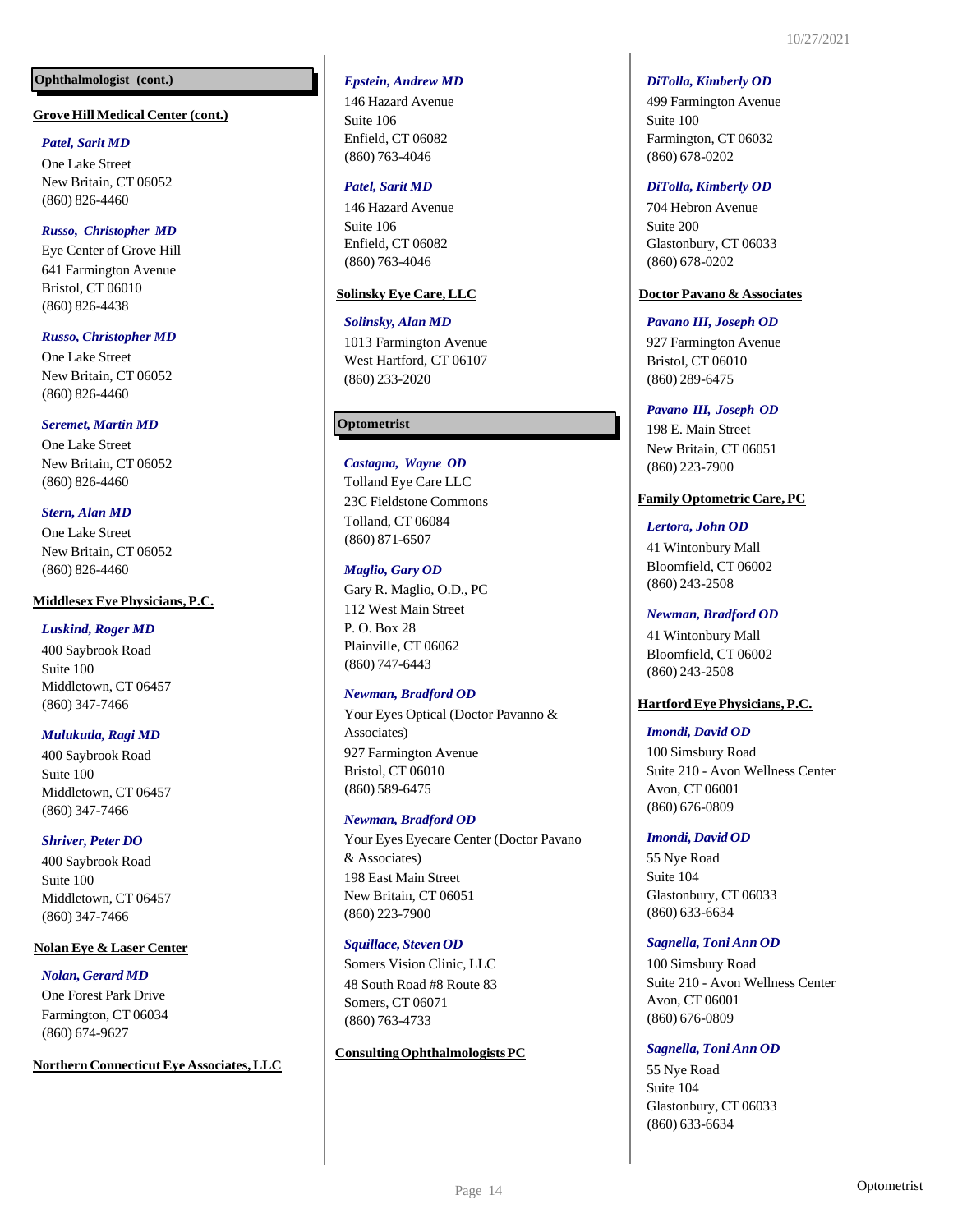## Ophthalmologist (cont.)

**Grove Hill Medical Center (cont.)**

***Patel, Sarit MD***
One Lake Street
New Britain, CT 06052
(860) 826-4460

***Russo, Christopher MD***
Eye Center of Grove Hill
641 Farmington Avenue
Bristol, CT 06010
(860) 826-4438

***Russo, Christopher MD***
One Lake Street
New Britain, CT 06052
(860) 826-4460

***Seremet, Martin MD***
One Lake Street
New Britain, CT 06052
(860) 826-4460

***Stern, Alan MD***
One Lake Street
New Britain, CT 06052
(860) 826-4460

**Middlesex Eye Physicians, P.C.**

***Luskind, Roger MD***
400 Saybrook Road
Suite 100
Middletown, CT 06457
(860) 347-7466

***Mulukutla, Ragi MD***
400 Saybrook Road
Suite 100
Middletown, CT 06457
(860) 347-7466

***Shriver, Peter DO***
400 Saybrook Road
Suite 100
Middletown, CT 06457
(860) 347-7466

**Nolan Eye & Laser Center**

***Nolan, Gerard MD***
One Forest Park Drive
Farmington, CT 06034
(860) 674-9627

**Northern Connecticut Eye Associates, LLC**

***Epstein, Andrew MD***
146 Hazard Avenue
Suite 106
Enfield, CT 06082
(860) 763-4046

***Patel, Sarit MD***
146 Hazard Avenue
Suite 106
Enfield, CT 06082
(860) 763-4046

**Solinsky Eye Care, LLC**

***Solinsky, Alan MD***
1013 Farmington Avenue
West Hartford, CT 06107
(860) 233-2020

## Optometrist

***Castagna, Wayne OD***
Tolland Eye Care LLC
23C Fieldstone Commons
Tolland, CT 06084
(860) 871-6507

***Maglio, Gary OD***
Gary R. Maglio, O.D., PC
112 West Main Street
P. O. Box 28
Plainville, CT 06062
(860) 747-6443

***Newman, Bradford OD***
Your Eyes Optical (Doctor Pavanno & Associates)
927 Farmington Avenue
Bristol, CT 06010
(860) 589-6475

***Newman, Bradford OD***
Your Eyes Eyecare Center (Doctor Pavano & Associates)
198 East Main Street
New Britain, CT 06051
(860) 223-7900

***Squillace, Steven OD***
Somers Vision Clinic, LLC
48 South Road #8 Route 83
Somers, CT 06071
(860) 763-4733

**Consulting Ophthalmologists PC**

***DiTolla, Kimberly OD***
499 Farmington Avenue
Suite 100
Farmington, CT 06032
(860) 678-0202

***DiTolla, Kimberly OD***
704 Hebron Avenue
Suite 200
Glastonbury, CT 06033
(860) 678-0202

**Doctor Pavano & Associates**

***Pavano III, Joseph OD***
927 Farmington Avenue
Bristol, CT 06010
(860) 289-6475

***Pavano III, Joseph OD***
198 E. Main Street
New Britain, CT 06051
(860) 223-7900

**Family Optometric Care, PC**

***Lertora, John OD***
41 Wintonbury Mall
Bloomfield, CT 06002
(860) 243-2508

***Newman, Bradford OD***
41 Wintonbury Mall
Bloomfield, CT 06002
(860) 243-2508

**Hartford Eye Physicians, P.C.**

***Imondi, David OD***
100 Simsbury Road
Suite 210 - Avon Wellness Center
Avon, CT 06001
(860) 676-0809

***Imondi, David OD***
55 Nye Road
Suite 104
Glastonbury, CT 06033
(860) 633-6634

***Sagnella, Toni Ann OD***
100 Simsbury Road
Suite 210 - Avon Wellness Center
Avon, CT 06001
(860) 676-0809

***Sagnella, Toni Ann OD***
55 Nye Road
Suite 104
Glastonbury, CT 06033
(860) 633-6634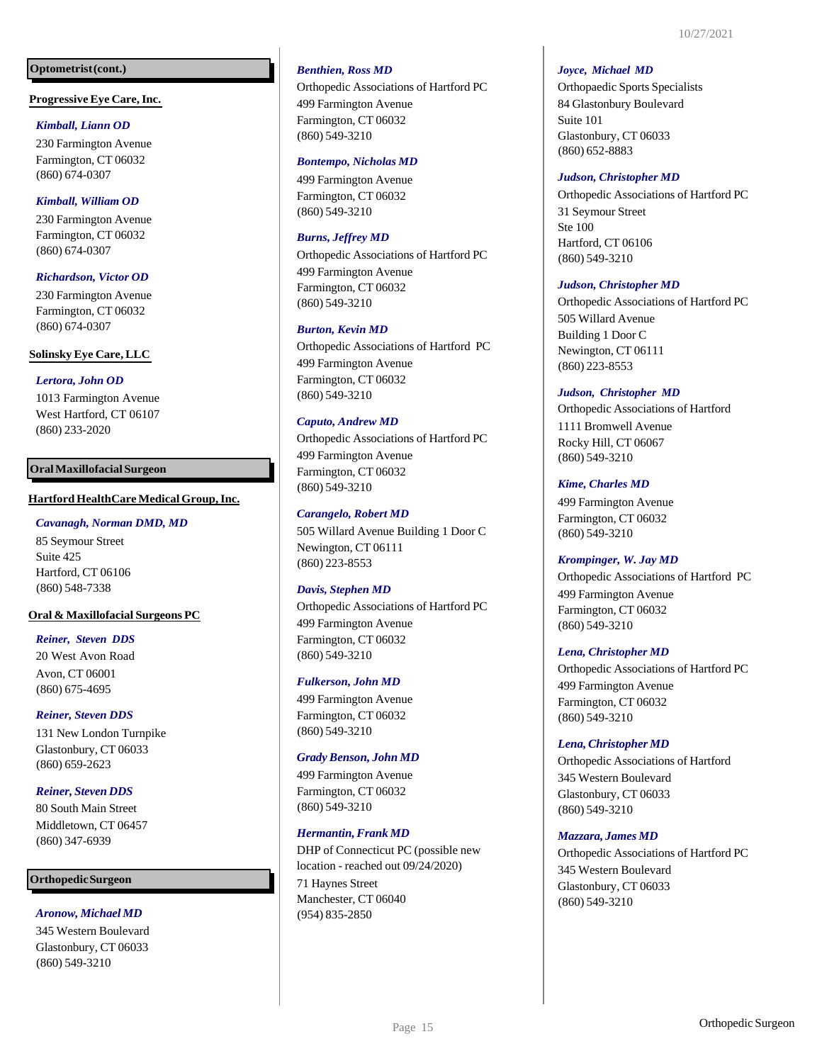## Optometrist (cont.)

### Progressive Eye Care, Inc.

***Kimball, Liann OD***
230 Farmington Avenue
Farmington, CT 06032
(860) 674-0307

***Kimball, William OD***
230 Farmington Avenue
Farmington, CT 06032
(860) 674-0307

***Richardson, Victor OD***
230 Farmington Avenue
Farmington, CT 06032
(860) 674-0307

### Solinsky Eye Care, LLC

***Lertora, John OD***
1013 Farmington Avenue
West Hartford, CT 06107
(860) 233-2020

## Oral Maxillofacial Surgeon

### Hartford HealthCare Medical Group, Inc.

***Cavanagh, Norman DMD, MD***
85 Seymour Street
Suite 425
Hartford, CT 06106
(860) 548-7338

### Oral & Maxillofacial Surgeons PC

***Reiner, Steven DDS***
20 West Avon Road
Avon, CT 06001
(860) 675-4695

***Reiner, Steven DDS***
131 New London Turnpike
Glastonbury, CT 06033
(860) 659-2623

***Reiner, Steven DDS***
80 South Main Street
Middletown, CT 06457
(860) 347-6939

## Orthopedic Surgeon

***Aronow, Michael MD***
345 Western Boulevard
Glastonbury, CT 06033
(860) 549-3210

***Benthien, Ross MD***
Orthopedic Associations of Hartford PC
499 Farmington Avenue
Farmington, CT 06032
(860) 549-3210

***Bontempo, Nicholas MD***
499 Farmington Avenue
Farmington, CT 06032
(860) 549-3210

***Burns, Jeffrey MD***
Orthopedic Associations of Hartford PC
499 Farmington Avenue
Farmington, CT 06032
(860) 549-3210

***Burton, Kevin MD***
Orthopedic Associations of Hartford PC
499 Farmington Avenue
Farmington, CT 06032
(860) 549-3210

***Caputo, Andrew MD***
Orthopedic Associations of Hartford PC
499 Farmington Avenue
Farmington, CT 06032
(860) 549-3210

***Carangelo, Robert MD***
505 Willard Avenue Building 1 Door C
Newington, CT 06111
(860) 223-8553

***Davis, Stephen MD***
Orthopedic Associations of Hartford PC
499 Farmington Avenue
Farmington, CT 06032
(860) 549-3210

***Fulkerson, John MD***
499 Farmington Avenue
Farmington, CT 06032
(860) 549-3210

***Grady Benson, John MD***
499 Farmington Avenue
Farmington, CT 06032
(860) 549-3210

***Hermantin, Frank MD***
DHP of Connecticut PC (possible new location - reached out 09/24/2020)
71 Haynes Street
Manchester, CT 06040
(954) 835-2850

***Joyce, Michael MD***
Orthopaedic Sports Specialists
84 Glastonbury Boulevard
Suite 101
Glastonbury, CT 06033
(860) 652-8883

***Judson, Christopher MD***
Orthopedic Associations of Hartford PC
31 Seymour Street
Ste 100
Hartford, CT 06106
(860) 549-3210

***Judson, Christopher MD***
Orthopedic Associations of Hartford PC
505 Willard Avenue
Building 1 Door C
Newington, CT 06111
(860) 223-8553

***Judson, Christopher MD***
Orthopedic Associations of Hartford
1111 Bromwell Avenue
Rocky Hill, CT 06067
(860) 549-3210

***Kime, Charles MD***
499 Farmington Avenue
Farmington, CT 06032
(860) 549-3210

***Krompinger, W. Jay MD***
Orthopedic Associations of Hartford PC
499 Farmington Avenue
Farmington, CT 06032
(860) 549-3210

***Lena, Christopher MD***
Orthopedic Associations of Hartford PC
499 Farmington Avenue
Farmington, CT 06032
(860) 549-3210

***Lena, Christopher MD***
Orthopedic Associations of Hartford
345 Western Boulevard
Glastonbury, CT 06033
(860) 549-3210

***Mazzara, James MD***
Orthopedic Associations of Hartford PC
345 Western Boulevard
Glastonbury, CT 06033
(860) 549-3210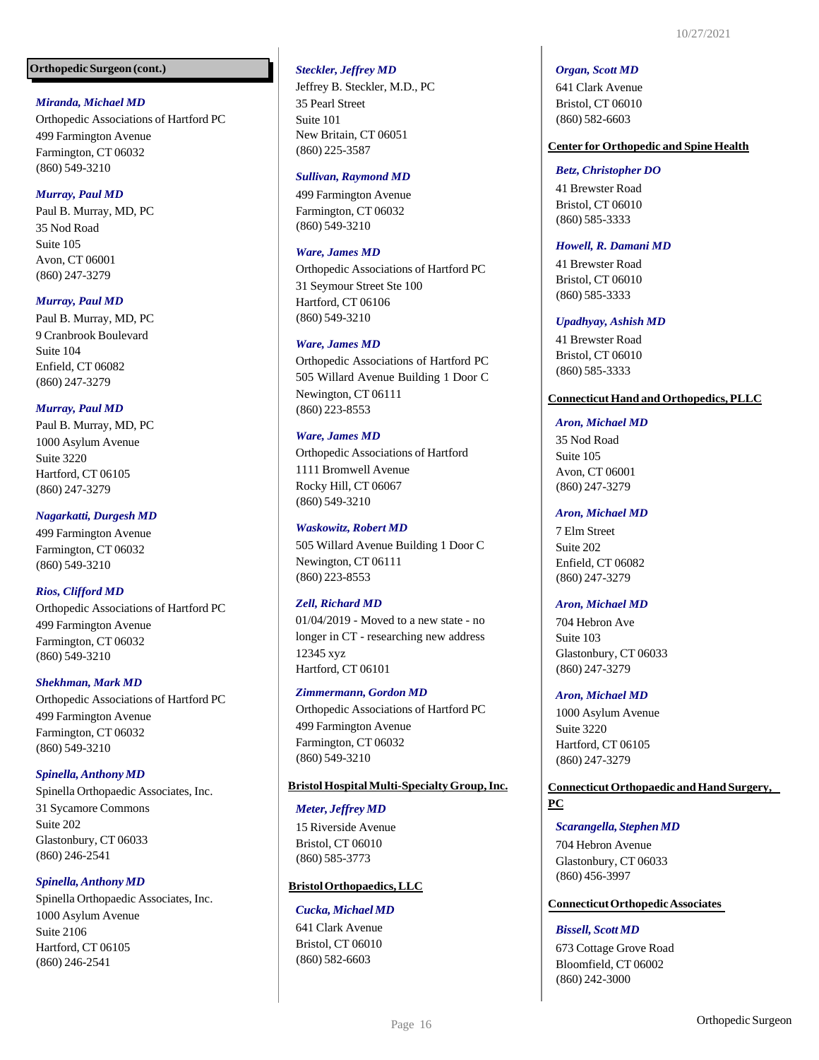## Orthopedic Surgeon (cont.)

***Miranda, Michael MD***
Orthopedic Associations of Hartford PC
499 Farmington Avenue
Farmington, CT 06032
(860) 549-3210

***Murray, Paul MD***
Paul B. Murray, MD, PC
35 Nod Road
Suite 105
Avon, CT 06001
(860) 247-3279

***Murray, Paul MD***
Paul B. Murray, MD, PC
9 Cranbrook Boulevard
Suite 104
Enfield, CT 06082
(860) 247-3279

***Murray, Paul MD***
Paul B. Murray, MD, PC
1000 Asylum Avenue
Suite 3220
Hartford, CT 06105
(860) 247-3279

***Nagarkatti, Durgesh MD***
499 Farmington Avenue
Farmington, CT 06032
(860) 549-3210

***Rios, Clifford MD***
Orthopedic Associations of Hartford PC
499 Farmington Avenue
Farmington, CT 06032
(860) 549-3210

***Shekhman, Mark MD***
Orthopedic Associations of Hartford PC
499 Farmington Avenue
Farmington, CT 06032
(860) 549-3210

***Spinella, Anthony MD***
Spinella Orthopaedic Associates, Inc.
31 Sycamore Commons
Suite 202
Glastonbury, CT 06033
(860) 246-2541

***Spinella, Anthony MD***
Spinella Orthopaedic Associates, Inc.
1000 Asylum Avenue
Suite 2106
Hartford, CT 06105
(860) 246-2541

***Steckler, Jeffrey MD***
Jeffrey B. Steckler, M.D., PC
35 Pearl Street
Suite 101
New Britain, CT 06051
(860) 225-3587

***Sullivan, Raymond MD***
499 Farmington Avenue
Farmington, CT 06032
(860) 549-3210

***Ware, James MD***
Orthopedic Associations of Hartford PC
31 Seymour Street Ste 100
Hartford, CT 06106
(860) 549-3210

***Ware, James MD***
Orthopedic Associations of Hartford PC
505 Willard Avenue Building 1 Door C
Newington, CT 06111
(860) 223-8553

***Ware, James MD***
Orthopedic Associations of Hartford
1111 Bromwell Avenue
Rocky Hill, CT 06067
(860) 549-3210

***Waskowitz, Robert MD***
505 Willard Avenue Building 1 Door C
Newington, CT 06111
(860) 223-8553

***Zell, Richard MD***
01/04/2019 - Moved to a new state - no longer in CT - researching new address
12345 xyz
Hartford, CT 06101

***Zimmermann, Gordon MD***
Orthopedic Associations of Hartford PC
499 Farmington Avenue
Farmington, CT 06032
(860) 549-3210

### Bristol Hospital Multi-Specialty Group, Inc.

***Meter, Jeffrey MD***
15 Riverside Avenue
Bristol, CT 06010
(860) 585-3773

### Bristol Orthopaedics, LLC

***Cucka, Michael MD***
641 Clark Avenue
Bristol, CT 06010
(860) 582-6603

***Organ, Scott MD***
641 Clark Avenue
Bristol, CT 06010
(860) 582-6603

### Center for Orthopedic and Spine Health

***Betz, Christopher DO***
41 Brewster Road
Bristol, CT 06010
(860) 585-3333

***Howell, R. Damani MD***
41 Brewster Road
Bristol, CT 06010
(860) 585-3333

***Upadhyay, Ashish MD***
41 Brewster Road
Bristol, CT 06010
(860) 585-3333

### Connecticut Hand and Orthopedics, PLLC

***Aron, Michael MD***
35 Nod Road
Suite 105
Avon, CT 06001
(860) 247-3279

***Aron, Michael MD***
7 Elm Street
Suite 202
Enfield, CT 06082
(860) 247-3279

***Aron, Michael MD***
704 Hebron Ave
Suite 103
Glastonbury, CT 06033
(860) 247-3279

***Aron, Michael MD***
1000 Asylum Avenue
Suite 3220
Hartford, CT 06105
(860) 247-3279

### Connecticut Orthopaedic and Hand Surgery, PC

***Scarangella, Stephen MD***
704 Hebron Avenue
Glastonbury, CT 06033
(860) 456-3997

### Connecticut Orthopedic Associates

***Bissell, Scott MD***
673 Cottage Grove Road
Bloomfield, CT 06002
(860) 242-3000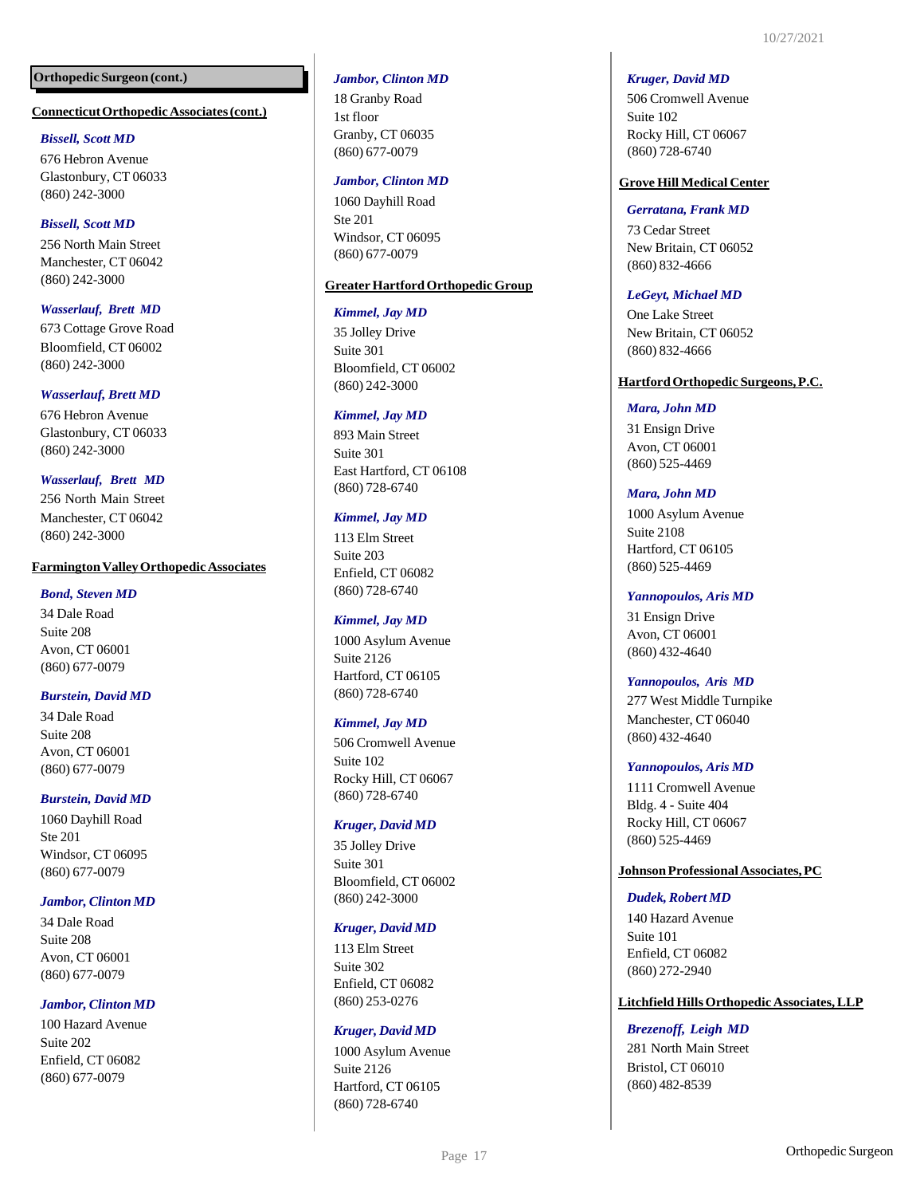## Orthopedic Surgeon (cont.)

### Connecticut Orthopedic Associates (cont.)

***Bissell, Scott MD***
676 Hebron Avenue
Glastonbury, CT 06033
(860) 242-3000

***Bissell, Scott MD***
256 North Main Street
Manchester, CT 06042
(860) 242-3000

***Wasserlauf, Brett MD***
673 Cottage Grove Road
Bloomfield, CT 06002
(860) 242-3000

***Wasserlauf, Brett MD***
676 Hebron Avenue
Glastonbury, CT 06033
(860) 242-3000

***Wasserlauf, Brett MD***
256 North Main Street
Manchester, CT 06042
(860) 242-3000

### Farmington Valley Orthopedic Associates

***Bond, Steven MD***
34 Dale Road
Suite 208
Avon, CT 06001
(860) 677-0079

***Burstein, David MD***
34 Dale Road
Suite 208
Avon, CT 06001
(860) 677-0079

***Burstein, David MD***
1060 Dayhill Road
Ste 201
Windsor, CT 06095
(860) 677-0079

***Jambor, Clinton MD***
34 Dale Road
Suite 208
Avon, CT 06001
(860) 677-0079

***Jambor, Clinton MD***
100 Hazard Avenue
Suite 202
Enfield, CT 06082
(860) 677-0079

***Jambor, Clinton MD***
18 Granby Road
1st floor
Granby, CT 06035
(860) 677-0079

***Jambor, Clinton MD***
1060 Dayhill Road
Ste 201
Windsor, CT 06095
(860) 677-0079

### Greater Hartford Orthopedic Group

***Kimmel, Jay MD***
35 Jolley Drive
Suite 301
Bloomfield, CT 06002
(860) 242-3000

***Kimmel, Jay MD***
893 Main Street
Suite 301
East Hartford, CT 06108
(860) 728-6740

***Kimmel, Jay MD***
113 Elm Street
Suite 203
Enfield, CT 06082
(860) 728-6740

***Kimmel, Jay MD***
1000 Asylum Avenue
Suite 2126
Hartford, CT 06105
(860) 728-6740

***Kimmel, Jay MD***
506 Cromwell Avenue
Suite 102
Rocky Hill, CT 06067
(860) 728-6740

***Kruger, David MD***
35 Jolley Drive
Suite 301
Bloomfield, CT 06002
(860) 242-3000

***Kruger, David MD***
113 Elm Street
Suite 302
Enfield, CT 06082
(860) 253-0276

***Kruger, David MD***
1000 Asylum Avenue
Suite 2126
Hartford, CT 06105
(860) 728-6740

***Kruger, David MD***
506 Cromwell Avenue
Suite 102
Rocky Hill, CT 06067
(860) 728-6740

### Grove Hill Medical Center

***Gerratana, Frank MD***
73 Cedar Street
New Britain, CT 06052
(860) 832-4666

***LeGeyt, Michael MD***
One Lake Street
New Britain, CT 06052
(860) 832-4666

### Hartford Orthopedic Surgeons, P.C.

***Mara, John MD***
31 Ensign Drive
Avon, CT 06001
(860) 525-4469

***Mara, John MD***
1000 Asylum Avenue
Suite 2108
Hartford, CT 06105
(860) 525-4469

***Yannopoulos, Aris MD***
31 Ensign Drive
Avon, CT 06001
(860) 432-4640

***Yannopoulos, Aris MD***
277 West Middle Turnpike
Manchester, CT 06040
(860) 432-4640

***Yannopoulos, Aris MD***
1111 Cromwell Avenue
Bldg. 4 - Suite 404
Rocky Hill, CT 06067
(860) 525-4469

### Johnson Professional Associates, PC

***Dudek, Robert MD***
140 Hazard Avenue
Suite 101
Enfield, CT 06082
(860) 272-2940

### Litchfield Hills Orthopedic Associates, LLP

***Brezenoff, Leigh MD***
281 North Main Street
Bristol, CT 06010
(860) 482-8539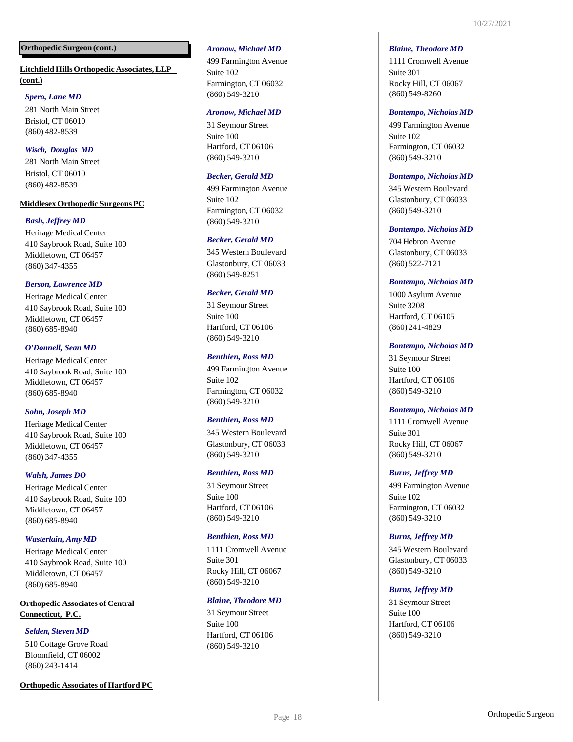## Orthopedic Surgeon (cont.)

**Litchfield Hills Orthopedic Associates, LLP (cont.)**

***Spero, Lane MD***
281 North Main Street
Bristol, CT 06010
(860) 482-8539

***Wisch, Douglas MD***
281 North Main Street
Bristol, CT 06010
(860) 482-8539

**Middlesex Orthopedic Surgeons PC**

***Bash, Jeffrey MD***
Heritage Medical Center
410 Saybrook Road, Suite 100
Middletown, CT 06457
(860) 347-4355

***Berson, Lawrence MD***
Heritage Medical Center
410 Saybrook Road, Suite 100
Middletown, CT 06457
(860) 685-8940

***O'Donnell, Sean MD***
Heritage Medical Center
410 Saybrook Road, Suite 100
Middletown, CT 06457
(860) 685-8940

***Sohn, Joseph MD***
Heritage Medical Center
410 Saybrook Road, Suite 100
Middletown, CT 06457
(860) 347-4355

***Walsh, James DO***
Heritage Medical Center
410 Saybrook Road, Suite 100
Middletown, CT 06457
(860) 685-8940

***Wasterlain, Amy MD***
Heritage Medical Center
410 Saybrook Road, Suite 100
Middletown, CT 06457
(860) 685-8940

**Orthopedic Associates of Central Connecticut, P.C.**

***Selden, Steven MD***
510 Cottage Grove Road
Bloomfield, CT 06002
(860) 243-1414

**Orthopedic Associates of Hartford PC**

***Aronow, Michael MD***
499 Farmington Avenue
Suite 102
Farmington, CT 06032
(860) 549-3210

***Aronow, Michael MD***
31 Seymour Street
Suite 100
Hartford, CT 06106
(860) 549-3210

***Becker, Gerald MD***
499 Farmington Avenue
Suite 102
Farmington, CT 06032
(860) 549-3210

***Becker, Gerald MD***
345 Western Boulevard
Glastonbury, CT 06033
(860) 549-8251

***Becker, Gerald MD***
31 Seymour Street
Suite 100
Hartford, CT 06106
(860) 549-3210

***Benthien, Ross MD***
499 Farmington Avenue
Suite 102
Farmington, CT 06032
(860) 549-3210

***Benthien, Ross MD***
345 Western Boulevard
Glastonbury, CT 06033
(860) 549-3210

***Benthien, Ross MD***
31 Seymour Street
Suite 100
Hartford, CT 06106
(860) 549-3210

***Benthien, Ross MD***
1111 Cromwell Avenue
Suite 301
Rocky Hill, CT 06067
(860) 549-3210

***Blaine, Theodore MD***
31 Seymour Street
Suite 100
Hartford, CT 06106
(860) 549-3210

***Blaine, Theodore MD***
1111 Cromwell Avenue
Suite 301
Rocky Hill, CT 06067
(860) 549-8260

***Bontempo, Nicholas MD***
499 Farmington Avenue
Suite 102
Farmington, CT 06032
(860) 549-3210

***Bontempo, Nicholas MD***
345 Western Boulevard
Glastonbury, CT 06033
(860) 549-3210

***Bontempo, Nicholas MD***
704 Hebron Avenue
Glastonbury, CT 06033
(860) 522-7121

***Bontempo, Nicholas MD***
1000 Asylum Avenue
Suite 3208
Hartford, CT 06105
(860) 241-4829

***Bontempo, Nicholas MD***
31 Seymour Street
Suite 100
Hartford, CT 06106
(860) 549-3210

***Bontempo, Nicholas MD***
1111 Cromwell Avenue
Suite 301
Rocky Hill, CT 06067
(860) 549-3210

***Burns, Jeffrey MD***
499 Farmington Avenue
Suite 102
Farmington, CT 06032
(860) 549-3210

***Burns, Jeffrey MD***
345 Western Boulevard
Glastonbury, CT 06033
(860) 549-3210

***Burns, Jeffrey MD***
31 Seymour Street
Suite 100
Hartford, CT 06106
(860) 549-3210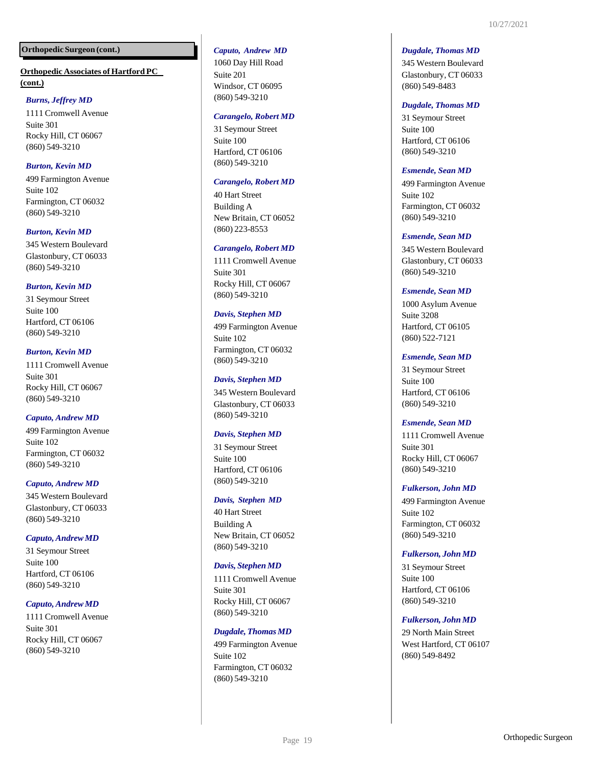**Orthopedic Surgeon (cont.)**

**Orthopedic Associates of Hartford PC (cont.)**

***Burns, Jeffrey MD***
1111 Cromwell Avenue
Suite 301
Rocky Hill, CT 06067
(860) 549-3210

***Burton, Kevin MD***
499 Farmington Avenue
Suite 102
Farmington, CT 06032
(860) 549-3210

***Burton, Kevin MD***
345 Western Boulevard
Glastonbury, CT 06033
(860) 549-3210

***Burton, Kevin MD***
31 Seymour Street
Suite 100
Hartford, CT 06106
(860) 549-3210

***Burton, Kevin MD***
1111 Cromwell Avenue
Suite 301
Rocky Hill, CT 06067
(860) 549-3210

***Caputo, Andrew MD***
499 Farmington Avenue
Suite 102
Farmington, CT 06032
(860) 549-3210

***Caputo, Andrew MD***
345 Western Boulevard
Glastonbury, CT 06033
(860) 549-3210

***Caputo, Andrew MD***
31 Seymour Street
Suite 100
Hartford, CT 06106
(860) 549-3210

***Caputo, Andrew MD***
1111 Cromwell Avenue
Suite 301
Rocky Hill, CT 06067
(860) 549-3210

***Caputo, Andrew MD***
1060 Day Hill Road
Suite 201
Windsor, CT 06095
(860) 549-3210

***Carangelo, Robert MD***
31 Seymour Street
Suite 100
Hartford, CT 06106
(860) 549-3210

***Carangelo, Robert MD***
40 Hart Street
Building A
New Britain, CT 06052
(860) 223-8553

***Carangelo, Robert MD***
1111 Cromwell Avenue
Suite 301
Rocky Hill, CT 06067
(860) 549-3210

***Davis, Stephen MD***
499 Farmington Avenue
Suite 102
Farmington, CT 06032
(860) 549-3210

***Davis, Stephen MD***
345 Western Boulevard
Glastonbury, CT 06033
(860) 549-3210

***Davis, Stephen MD***
31 Seymour Street
Suite 100
Hartford, CT 06106
(860) 549-3210

***Davis, Stephen MD***
40 Hart Street
Building A
New Britain, CT 06052
(860) 549-3210

***Davis, Stephen MD***
1111 Cromwell Avenue
Suite 301
Rocky Hill, CT 06067
(860) 549-3210

***Dugdale, Thomas MD***
499 Farmington Avenue
Suite 102
Farmington, CT 06032
(860) 549-3210

***Dugdale, Thomas MD***
345 Western Boulevard
Glastonbury, CT 06033
(860) 549-8483

***Dugdale, Thomas MD***
31 Seymour Street
Suite 100
Hartford, CT 06106
(860) 549-3210

***Esmende, Sean MD***
499 Farmington Avenue
Suite 102
Farmington, CT 06032
(860) 549-3210

***Esmende, Sean MD***
345 Western Boulevard
Glastonbury, CT 06033
(860) 549-3210

***Esmende, Sean MD***
1000 Asylum Avenue
Suite 3208
Hartford, CT 06105
(860) 522-7121

***Esmende, Sean MD***
31 Seymour Street
Suite 100
Hartford, CT 06106
(860) 549-3210

***Esmende, Sean MD***
1111 Cromwell Avenue
Suite 301
Rocky Hill, CT 06067
(860) 549-3210

***Fulkerson, John MD***
499 Farmington Avenue
Suite 102
Farmington, CT 06032
(860) 549-3210

***Fulkerson, John MD***
31 Seymour Street
Suite 100
Hartford, CT 06106
(860) 549-3210

***Fulkerson, John MD***
29 North Main Street
West Hartford, CT 06107
(860) 549-8492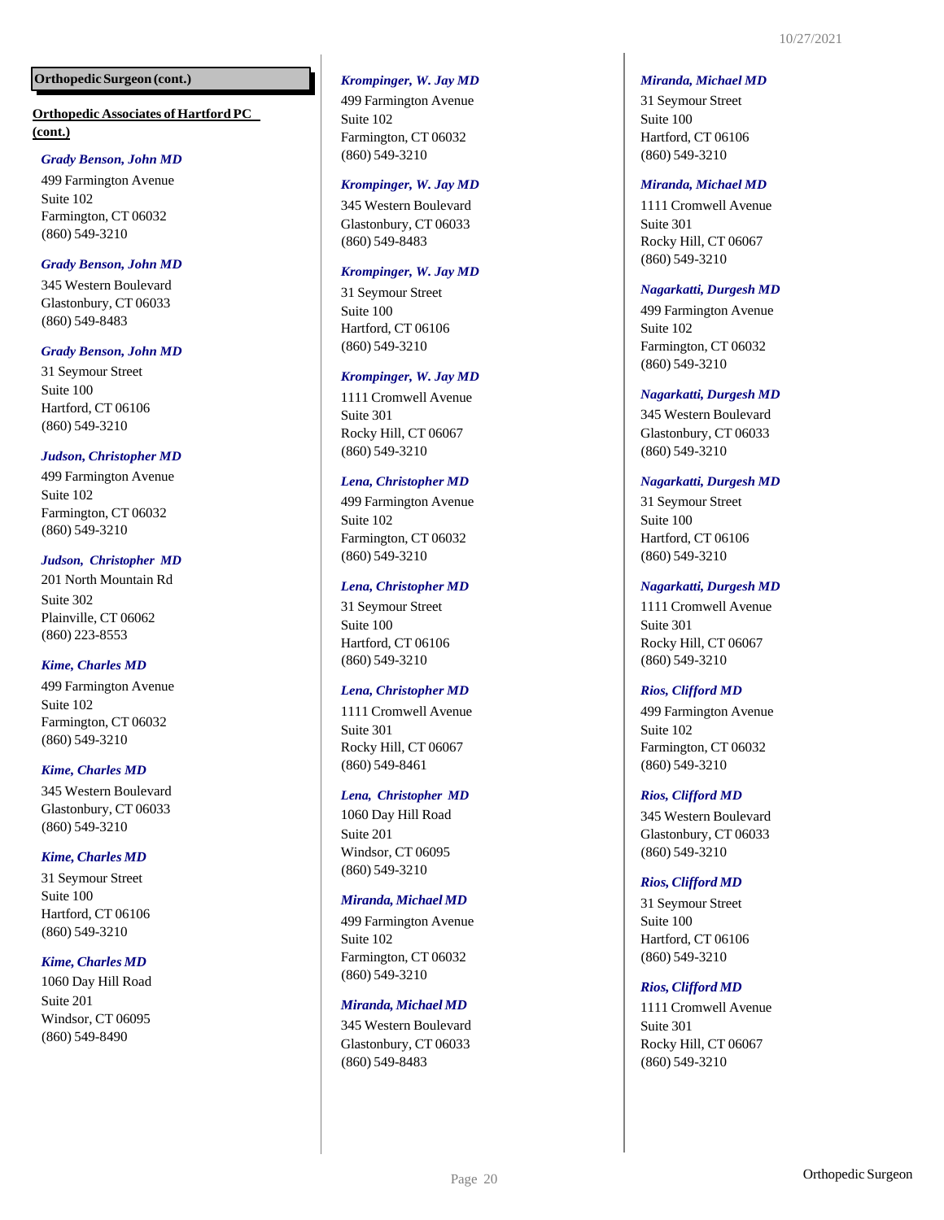**Orthopedic Surgeon (cont.)**

**Orthopedic Associates of Hartford PC (cont.)**

***Grady Benson, John MD***
499 Farmington Avenue
Suite 102
Farmington, CT 06032
(860) 549-3210

***Grady Benson, John MD***
345 Western Boulevard
Glastonbury, CT 06033
(860) 549-8483

***Grady Benson, John MD***
31 Seymour Street
Suite 100
Hartford, CT 06106
(860) 549-3210

***Judson, Christopher MD***
499 Farmington Avenue
Suite 102
Farmington, CT 06032
(860) 549-3210

***Judson, Christopher MD***
201 North Mountain Rd
Suite 302
Plainville, CT 06062
(860) 223-8553

***Kime, Charles MD***
499 Farmington Avenue
Suite 102
Farmington, CT 06032
(860) 549-3210

***Kime, Charles MD***
345 Western Boulevard
Glastonbury, CT 06033
(860) 549-3210

***Kime, Charles MD***
31 Seymour Street
Suite 100
Hartford, CT 06106
(860) 549-3210

***Kime, Charles MD***
1060 Day Hill Road
Suite 201
Windsor, CT 06095
(860) 549-8490

***Krompinger, W. Jay MD***
499 Farmington Avenue
Suite 102
Farmington, CT 06032
(860) 549-3210

***Krompinger, W. Jay MD***
345 Western Boulevard
Glastonbury, CT 06033
(860) 549-8483

***Krompinger, W. Jay MD***
31 Seymour Street
Suite 100
Hartford, CT 06106
(860) 549-3210

***Krompinger, W. Jay MD***
1111 Cromwell Avenue
Suite 301
Rocky Hill, CT 06067
(860) 549-3210

***Lena, Christopher MD***
499 Farmington Avenue
Suite 102
Farmington, CT 06032
(860) 549-3210

***Lena, Christopher MD***
31 Seymour Street
Suite 100
Hartford, CT 06106
(860) 549-3210

***Lena, Christopher MD***
1111 Cromwell Avenue
Suite 301
Rocky Hill, CT 06067
(860) 549-8461

***Lena, Christopher MD***
1060 Day Hill Road
Suite 201
Windsor, CT 06095
(860) 549-3210

***Miranda, Michael MD***
499 Farmington Avenue
Suite 102
Farmington, CT 06032
(860) 549-3210

***Miranda, Michael MD***
345 Western Boulevard
Glastonbury, CT 06033
(860) 549-8483

***Miranda, Michael MD***
31 Seymour Street
Suite 100
Hartford, CT 06106
(860) 549-3210

***Miranda, Michael MD***
1111 Cromwell Avenue
Suite 301
Rocky Hill, CT 06067
(860) 549-3210

***Nagarkatti, Durgesh MD***
499 Farmington Avenue
Suite 102
Farmington, CT 06032
(860) 549-3210

***Nagarkatti, Durgesh MD***
345 Western Boulevard
Glastonbury, CT 06033
(860) 549-3210

***Nagarkatti, Durgesh MD***
31 Seymour Street
Suite 100
Hartford, CT 06106
(860) 549-3210

***Nagarkatti, Durgesh MD***
1111 Cromwell Avenue
Suite 301
Rocky Hill, CT 06067
(860) 549-3210

***Rios, Clifford MD***
499 Farmington Avenue
Suite 102
Farmington, CT 06032
(860) 549-3210

***Rios, Clifford MD***
345 Western Boulevard
Glastonbury, CT 06033
(860) 549-3210

***Rios, Clifford MD***
31 Seymour Street
Suite 100
Hartford, CT 06106
(860) 549-3210

***Rios, Clifford MD***
1111 Cromwell Avenue
Suite 301
Rocky Hill, CT 06067
(860) 549-3210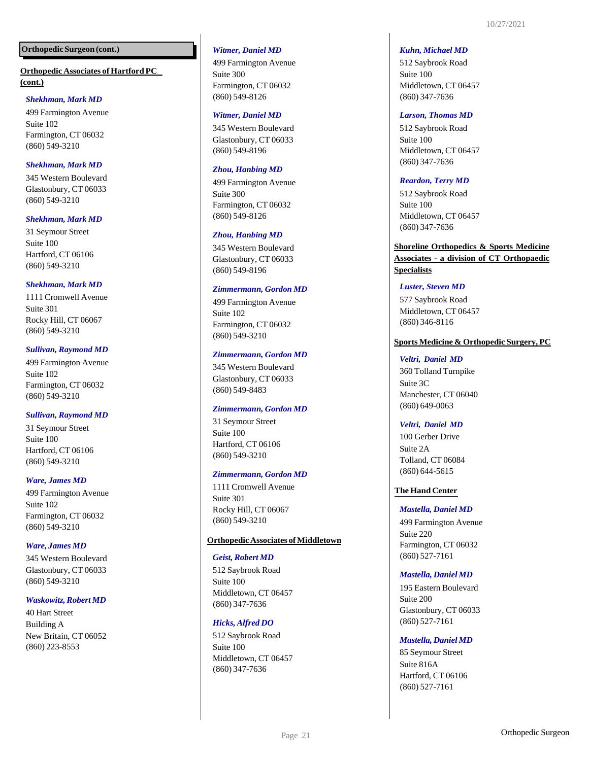**Orthopedic Surgeon (cont.)**

**Orthopedic Associates of Hartford PC (cont.)**

***Shekhman, Mark MD***
499 Farmington Avenue
Suite 102
Farmington, CT 06032
(860) 549-3210

***Shekhman, Mark MD***
345 Western Boulevard
Glastonbury, CT 06033
(860) 549-3210

***Shekhman, Mark MD***
31 Seymour Street
Suite 100
Hartford, CT 06106
(860) 549-3210

***Shekhman, Mark MD***
1111 Cromwell Avenue
Suite 301
Rocky Hill, CT 06067
(860) 549-3210

***Sullivan, Raymond MD***
499 Farmington Avenue
Suite 102
Farmington, CT 06032
(860) 549-3210

***Sullivan, Raymond MD***
31 Seymour Street
Suite 100
Hartford, CT 06106
(860) 549-3210

***Ware, James MD***
499 Farmington Avenue
Suite 102
Farmington, CT 06032
(860) 549-3210

***Ware, James MD***
345 Western Boulevard
Glastonbury, CT 06033
(860) 549-3210

***Waskowitz, Robert MD***
40 Hart Street
Building A
New Britain, CT 06052
(860) 223-8553

***Witmer, Daniel MD***
499 Farmington Avenue
Suite 300
Farmington, CT 06032
(860) 549-8126

***Witmer, Daniel MD***
345 Western Boulevard
Glastonbury, CT 06033
(860) 549-8196

***Zhou, Hanbing MD***
499 Farmington Avenue
Suite 300
Farmington, CT 06032
(860) 549-8126

***Zhou, Hanbing MD***
345 Western Boulevard
Glastonbury, CT 06033
(860) 549-8196

***Zimmermann, Gordon MD***
499 Farmington Avenue
Suite 102
Farmington, CT 06032
(860) 549-3210

***Zimmermann, Gordon MD***
345 Western Boulevard
Glastonbury, CT 06033
(860) 549-8483

***Zimmermann, Gordon MD***
31 Seymour Street
Suite 100
Hartford, CT 06106
(860) 549-3210

***Zimmermann, Gordon MD***
1111 Cromwell Avenue
Suite 301
Rocky Hill, CT 06067
(860) 549-3210

**Orthopedic Associates of Middletown**

***Geist, Robert MD***
512 Saybrook Road
Suite 100
Middletown, CT 06457
(860) 347-7636

***Hicks, Alfred DO***
512 Saybrook Road
Suite 100
Middletown, CT 06457
(860) 347-7636

***Kuhn, Michael MD***
512 Saybrook Road
Suite 100
Middletown, CT 06457
(860) 347-7636

***Larson, Thomas MD***
512 Saybrook Road
Suite 100
Middletown, CT 06457
(860) 347-7636

***Reardon, Terry MD***
512 Saybrook Road
Suite 100
Middletown, CT 06457
(860) 347-7636

**Shoreline Orthopedics & Sports Medicine Associates - a division of CT Orthopaedic Specialists**

***Luster, Steven MD***
577 Saybrook Road
Middletown, CT 06457
(860) 346-8116

**Sports Medicine & Orthopedic Surgery, PC**

***Veltri, Daniel MD***
360 Tolland Turnpike
Suite 3C
Manchester, CT 06040
(860) 649-0063

***Veltri, Daniel MD***
100 Gerber Drive
Suite 2A
Tolland, CT 06084
(860) 644-5615

**The Hand Center**

***Mastella, Daniel MD***
499 Farmington Avenue
Suite 220
Farmington, CT 06032
(860) 527-7161

***Mastella, Daniel MD***
195 Eastern Boulevard
Suite 200
Glastonbury, CT 06033
(860) 527-7161

***Mastella, Daniel MD***
85 Seymour Street
Suite 816A
Hartford, CT 06106
(860) 527-7161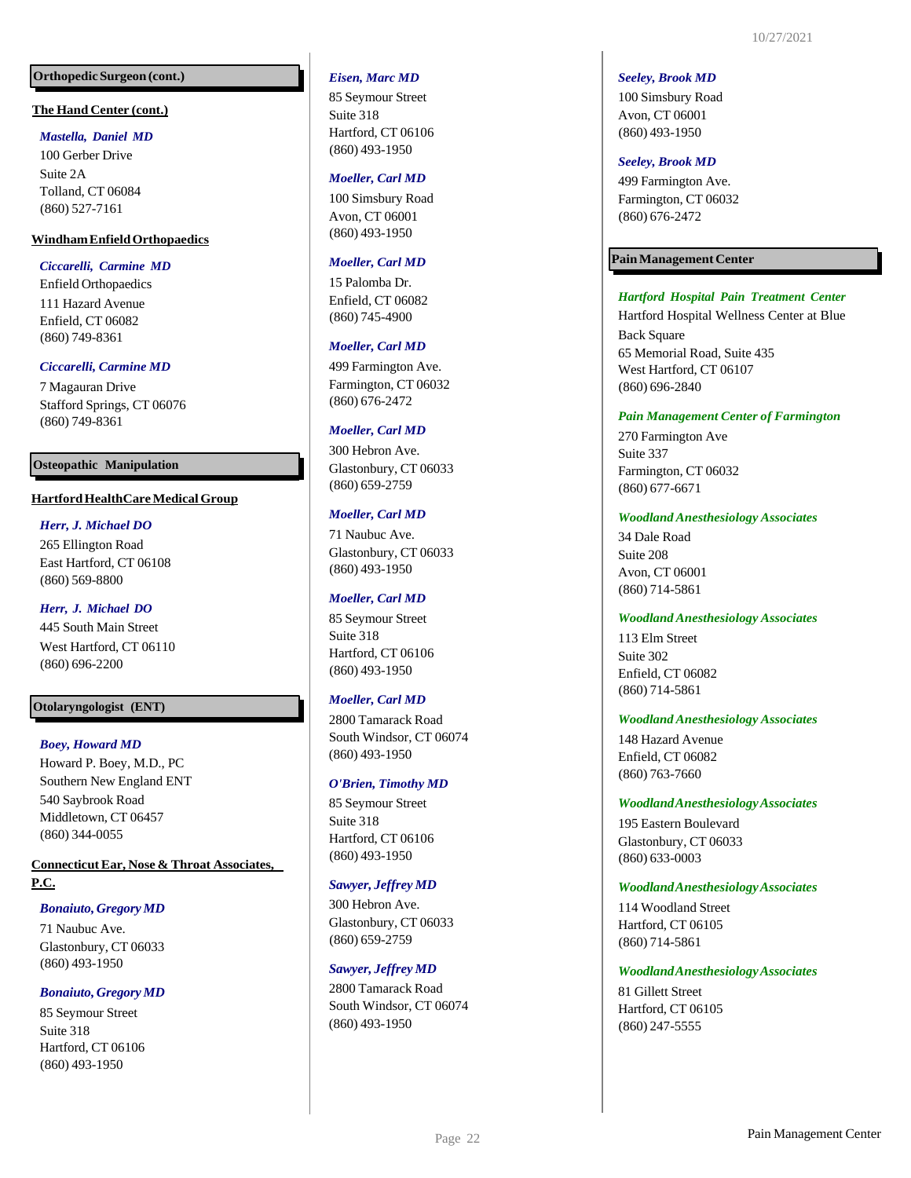## Orthopedic Surgeon (cont.)

**The Hand Center (cont.)**

***Mastella, Daniel MD***
100 Gerber Drive
Suite 2A
Tolland, CT 06084
(860) 527-7161

**Windham Enfield Orthopaedics**

***Ciccarelli, Carmine MD***
Enfield Orthopaedics
111 Hazard Avenue
Enfield, CT 06082
(860) 749-8361

***Ciccarelli, Carmine MD***
7 Magauran Drive
Stafford Springs, CT 06076
(860) 749-8361

## Osteopathic Manipulation

**Hartford HealthCare Medical Group**

***Herr, J. Michael DO***
265 Ellington Road
East Hartford, CT 06108
(860) 569-8800

***Herr, J. Michael DO***
445 South Main Street
West Hartford, CT 06110
(860) 696-2200

## Otolaryngologist (ENT)

***Boey, Howard MD***
Howard P. Boey, M.D., PC
Southern New England ENT
540 Saybrook Road
Middletown, CT 06457
(860) 344-0055

**Connecticut Ear, Nose & Throat Associates, P.C.**

***Bonaiuto, Gregory MD***
71 Naubuc Ave.
Glastonbury, CT 06033
(860) 493-1950

***Bonaiuto, Gregory MD***
85 Seymour Street
Suite 318
Hartford, CT 06106
(860) 493-1950

***Eisen, Marc MD***
85 Seymour Street
Suite 318
Hartford, CT 06106
(860) 493-1950

***Moeller, Carl MD***
100 Simsbury Road
Avon, CT 06001
(860) 493-1950

***Moeller, Carl MD***
15 Palomba Dr.
Enfield, CT 06082
(860) 745-4900

***Moeller, Carl MD***
499 Farmington Ave.
Farmington, CT 06032
(860) 676-2472

***Moeller, Carl MD***
300 Hebron Ave.
Glastonbury, CT 06033
(860) 659-2759

***Moeller, Carl MD***
71 Naubuc Ave.
Glastonbury, CT 06033
(860) 493-1950

***Moeller, Carl MD***
85 Seymour Street
Suite 318
Hartford, CT 06106
(860) 493-1950

***Moeller, Carl MD***
2800 Tamarack Road
South Windsor, CT 06074
(860) 493-1950

***O'Brien, Timothy MD***
85 Seymour Street
Suite 318
Hartford, CT 06106
(860) 493-1950

***Sawyer, Jeffrey MD***
300 Hebron Ave.
Glastonbury, CT 06033
(860) 659-2759

***Sawyer, Jeffrey MD***
2800 Tamarack Road
South Windsor, CT 06074
(860) 493-1950

***Seeley, Brook MD***
100 Simsbury Road
Avon, CT 06001
(860) 493-1950

***Seeley, Brook MD***
499 Farmington Ave.
Farmington, CT 06032
(860) 676-2472

## Pain Management Center

***Hartford Hospital Pain Treatment Center***
Hartford Hospital Wellness Center at Blue Back Square
65 Memorial Road, Suite 435
West Hartford, CT 06107
(860) 696-2840

***Pain Management Center of Farmington***
270 Farmington Ave
Suite 337
Farmington, CT 06032
(860) 677-6671

***Woodland Anesthesiology Associates***
34 Dale Road
Suite 208
Avon, CT 06001
(860) 714-5861

***Woodland Anesthesiology Associates***
113 Elm Street
Suite 302
Enfield, CT 06082
(860) 714-5861

***Woodland Anesthesiology Associates***
148 Hazard Avenue
Enfield, CT 06082
(860) 763-7660

***Woodland Anesthesiology Associates***
195 Eastern Boulevard
Glastonbury, CT 06033
(860) 633-0003

***Woodland Anesthesiology Associates***
114 Woodland Street
Hartford, CT 06105
(860) 714-5861

***Woodland Anesthesiology Associates***
81 Gillett Street
Hartford, CT 06105
(860) 247-5555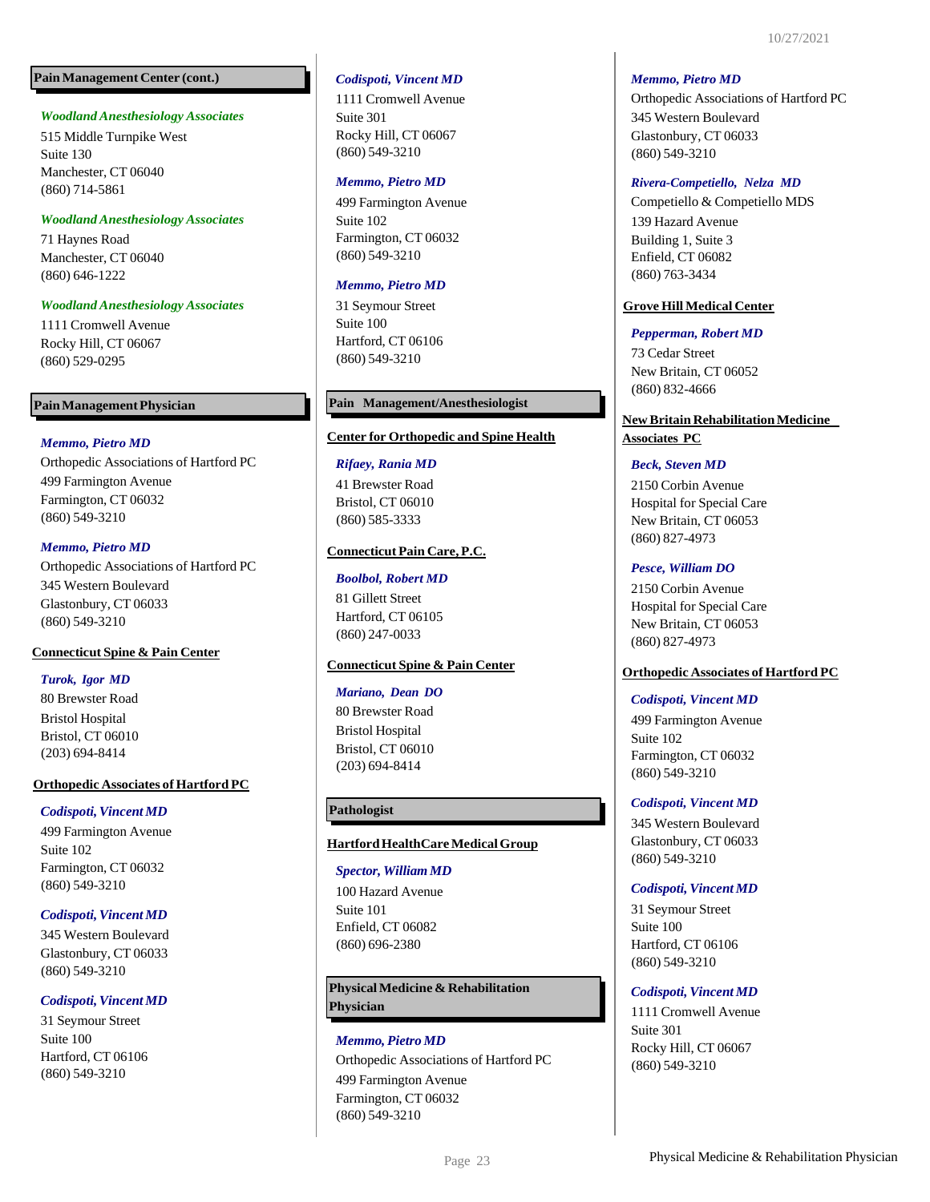## Pain Management Center (cont.)

***Woodland Anesthesiology Associates***
515 Middle Turnpike West
Suite 130
Manchester, CT 06040
(860) 714-5861

***Woodland Anesthesiology Associates***
71 Haynes Road
Manchester, CT 06040
(860) 646-1222

***Woodland Anesthesiology Associates***
1111 Cromwell Avenue
Rocky Hill, CT 06067
(860) 529-0295

## Pain Management Physician

***Memmo, Pietro MD***
Orthopedic Associations of Hartford PC
499 Farmington Avenue
Farmington, CT 06032
(860) 549-3210

***Memmo, Pietro MD***
Orthopedic Associations of Hartford PC
345 Western Boulevard
Glastonbury, CT 06033
(860) 549-3210

### Connecticut Spine & Pain Center

***Turok, Igor MD***
80 Brewster Road
Bristol Hospital
Bristol, CT 06010
(203) 694-8414

### Orthopedic Associates of Hartford PC

***Codispoti, Vincent MD***
499 Farmington Avenue
Suite 102
Farmington, CT 06032
(860) 549-3210

***Codispoti, Vincent MD***
345 Western Boulevard
Glastonbury, CT 06033
(860) 549-3210

***Codispoti, Vincent MD***
31 Seymour Street
Suite 100
Hartford, CT 06106
(860) 549-3210

***Codispoti, Vincent MD***
1111 Cromwell Avenue
Suite 301
Rocky Hill, CT 06067
(860) 549-3210

***Memmo, Pietro MD***
499 Farmington Avenue
Suite 102
Farmington, CT 06032
(860) 549-3210

***Memmo, Pietro MD***
31 Seymour Street
Suite 100
Hartford, CT 06106
(860) 549-3210

## Pain Management/Anesthesiologist

### Center for Orthopedic and Spine Health

***Rifaey, Rania MD***
41 Brewster Road
Bristol, CT 06010
(860) 585-3333

### Connecticut Pain Care, P.C.

***Boolbol, Robert MD***
81 Gillett Street
Hartford, CT 06105
(860) 247-0033

### Connecticut Spine & Pain Center

***Mariano, Dean DO***
80 Brewster Road
Bristol Hospital
Bristol, CT 06010
(203) 694-8414

## Pathologist

### Hartford HealthCare Medical Group

***Spector, William MD***
100 Hazard Avenue
Suite 101
Enfield, CT 06082
(860) 696-2380

## Physical Medicine & Rehabilitation Physician

***Memmo, Pietro MD***
Orthopedic Associations of Hartford PC
499 Farmington Avenue
Farmington, CT 06032
(860) 549-3210

***Memmo, Pietro MD***
Orthopedic Associations of Hartford PC
345 Western Boulevard
Glastonbury, CT 06033
(860) 549-3210

***Rivera-Competiello, Nelza MD***
Competiello & Competiello MDS
139 Hazard Avenue
Building 1, Suite 3
Enfield, CT 06082
(860) 763-3434

### Grove Hill Medical Center

***Pepperman, Robert MD***
73 Cedar Street
New Britain, CT 06052
(860) 832-4666

### New Britain Rehabilitation Medicine Associates PC

***Beck, Steven MD***
2150 Corbin Avenue
Hospital for Special Care
New Britain, CT 06053
(860) 827-4973

***Pesce, William DO***
2150 Corbin Avenue
Hospital for Special Care
New Britain, CT 06053
(860) 827-4973

### Orthopedic Associates of Hartford PC

***Codispoti, Vincent MD***
499 Farmington Avenue
Suite 102
Farmington, CT 06032
(860) 549-3210

***Codispoti, Vincent MD***
345 Western Boulevard
Glastonbury, CT 06033
(860) 549-3210

***Codispoti, Vincent MD***
31 Seymour Street
Suite 100
Hartford, CT 06106
(860) 549-3210

***Codispoti, Vincent MD***
1111 Cromwell Avenue
Suite 301
Rocky Hill, CT 06067
(860) 549-3210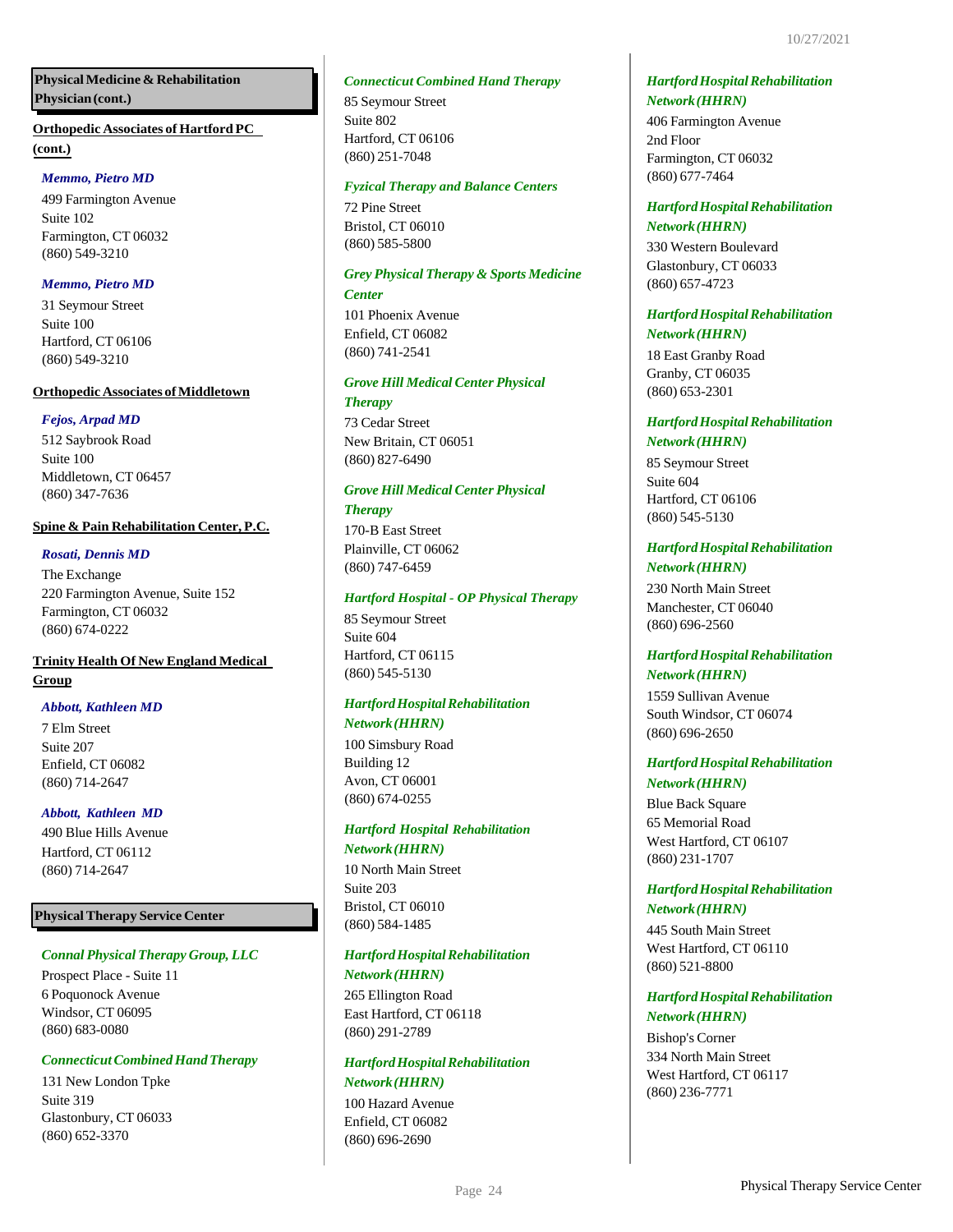## Physical Medicine & Rehabilitation Physician (cont.)

**Orthopedic Associates of Hartford PC (cont.)**

*Memmo, Pietro MD*
499 Farmington Avenue
Suite 102
Farmington, CT 06032
(860) 549-3210

*Memmo, Pietro MD*
31 Seymour Street
Suite 100
Hartford, CT 06106
(860) 549-3210

**Orthopedic Associates of Middletown**

*Fejos, Arpad MD*
512 Saybrook Road
Suite 100
Middletown, CT 06457
(860) 347-7636

**Spine & Pain Rehabilitation Center, P.C.**

*Rosati, Dennis MD*
The Exchange
220 Farmington Avenue, Suite 152
Farmington, CT 06032
(860) 674-0222

**Trinity Health Of New England Medical Group**

*Abbott, Kathleen MD*
7 Elm Street
Suite 207
Enfield, CT 06082
(860) 714-2647

*Abbott, Kathleen MD*
490 Blue Hills Avenue
Hartford, CT 06112
(860) 714-2647

## Physical Therapy Service Center

*Connal Physical Therapy Group, LLC*
Prospect Place - Suite 11
6 Poquonock Avenue
Windsor, CT 06095
(860) 683-0080

*Connecticut Combined Hand Therapy*
131 New London Tpke
Suite 319
Glastonbury, CT 06033
(860) 652-3370

*Connecticut Combined Hand Therapy*
85 Seymour Street
Suite 802
Hartford, CT 06106
(860) 251-7048

*Fyzical Therapy and Balance Centers*
72 Pine Street
Bristol, CT 06010
(860) 585-5800

*Grey Physical Therapy & Sports Medicine Center*
101 Phoenix Avenue
Enfield, CT 06082
(860) 741-2541

*Grove Hill Medical Center Physical Therapy*
73 Cedar Street
New Britain, CT 06051
(860) 827-6490

*Grove Hill Medical Center Physical Therapy*
170-B East Street
Plainville, CT 06062
(860) 747-6459

*Hartford Hospital - OP Physical Therapy*
85 Seymour Street
Suite 604
Hartford, CT 06115
(860) 545-5130

*Hartford Hospital Rehabilitation Network (HHRN)*
100 Simsbury Road
Building 12
Avon, CT 06001
(860) 674-0255

*Hartford Hospital Rehabilitation Network (HHRN)*
10 North Main Street
Suite 203
Bristol, CT 06010
(860) 584-1485

*Hartford Hospital Rehabilitation Network (HHRN)*
265 Ellington Road
East Hartford, CT 06118
(860) 291-2789

*Hartford Hospital Rehabilitation Network (HHRN)*
100 Hazard Avenue
Enfield, CT 06082
(860) 696-2690

*Hartford Hospital Rehabilitation Network (HHRN)*
406 Farmington Avenue
2nd Floor
Farmington, CT 06032
(860) 677-7464

*Hartford Hospital Rehabilitation Network (HHRN)*
330 Western Boulevard
Glastonbury, CT 06033
(860) 657-4723

*Hartford Hospital Rehabilitation Network (HHRN)*
18 East Granby Road
Granby, CT 06035
(860) 653-2301

*Hartford Hospital Rehabilitation Network (HHRN)*
85 Seymour Street
Suite 604
Hartford, CT 06106
(860) 545-5130

*Hartford Hospital Rehabilitation Network (HHRN)*
230 North Main Street
Manchester, CT 06040
(860) 696-2560

*Hartford Hospital Rehabilitation Network (HHRN)*
1559 Sullivan Avenue
South Windsor, CT 06074
(860) 696-2650

*Hartford Hospital Rehabilitation Network (HHRN)*
Blue Back Square
65 Memorial Road
West Hartford, CT 06107
(860) 231-1707

*Hartford Hospital Rehabilitation Network (HHRN)*
445 South Main Street
West Hartford, CT 06110
(860) 521-8800

*Hartford Hospital Rehabilitation Network (HHRN)*
Bishop's Corner
334 North Main Street
West Hartford, CT 06117
(860) 236-7771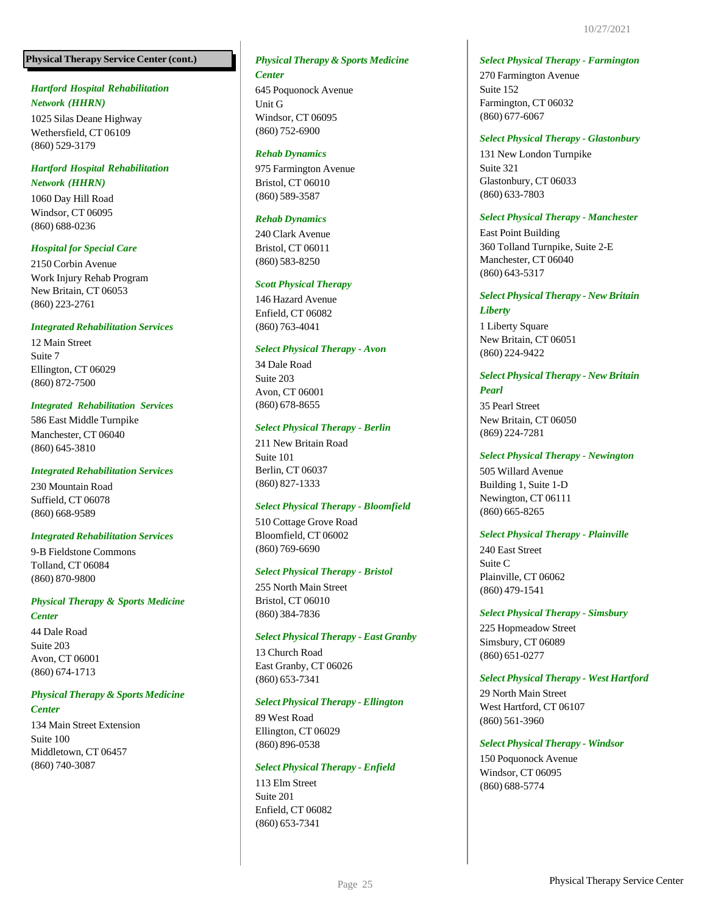**Physical Therapy Service Center (cont.)**

***Hartford Hospital Rehabilitation Network (HHRN)***
1025 Silas Deane Highway
Wethersfield, CT 06109
(860) 529-3179

***Hartford Hospital Rehabilitation Network (HHRN)***
1060 Day Hill Road
Windsor, CT 06095
(860) 688-0236

***Hospital for Special Care***
2150 Corbin Avenue
Work Injury Rehab Program
New Britain, CT 06053
(860) 223-2761

***Integrated Rehabilitation Services***
12 Main Street
Suite 7
Ellington, CT 06029
(860) 872-7500

***Integrated Rehabilitation Services***
586 East Middle Turnpike
Manchester, CT 06040
(860) 645-3810

***Integrated Rehabilitation Services***
230 Mountain Road
Suffield, CT 06078
(860) 668-9589

***Integrated Rehabilitation Services***
9-B Fieldstone Commons
Tolland, CT 06084
(860) 870-9800

***Physical Therapy & Sports Medicine Center***
44 Dale Road
Suite 203
Avon, CT 06001
(860) 674-1713

***Physical Therapy & Sports Medicine Center***
134 Main Street Extension
Suite 100
Middletown, CT 06457
(860) 740-3087

***Physical Therapy & Sports Medicine Center***
645 Poquonock Avenue
Unit G
Windsor, CT 06095
(860) 752-6900

***Rehab Dynamics***
975 Farmington Avenue
Bristol, CT 06010
(860) 589-3587

***Rehab Dynamics***
240 Clark Avenue
Bristol, CT 06011
(860) 583-8250

***Scott Physical Therapy***
146 Hazard Avenue
Enfield, CT 06082
(860) 763-4041

***Select Physical Therapy - Avon***
34 Dale Road
Suite 203
Avon, CT 06001
(860) 678-8655

***Select Physical Therapy - Berlin***
211 New Britain Road
Suite 101
Berlin, CT 06037
(860) 827-1333

***Select Physical Therapy - Bloomfield***
510 Cottage Grove Road
Bloomfield, CT 06002
(860) 769-6690

***Select Physical Therapy - Bristol***
255 North Main Street
Bristol, CT 06010
(860) 384-7836

***Select Physical Therapy - East Granby***
13 Church Road
East Granby, CT 06026
(860) 653-7341

***Select Physical Therapy - Ellington***
89 West Road
Ellington, CT 06029
(860) 896-0538

***Select Physical Therapy - Enfield***
113 Elm Street
Suite 201
Enfield, CT 06082
(860) 653-7341

***Select Physical Therapy - Farmington***
270 Farmington Avenue
Suite 152
Farmington, CT 06032
(860) 677-6067

***Select Physical Therapy - Glastonbury***
131 New London Turnpike
Suite 321
Glastonbury, CT 06033
(860) 633-7803

***Select Physical Therapy - Manchester***
East Point Building
360 Tolland Turnpike, Suite 2-E
Manchester, CT 06040
(860) 643-5317

***Select Physical Therapy - New Britain Liberty***
1 Liberty Square
New Britain, CT 06051
(860) 224-9422

***Select Physical Therapy - New Britain Pearl***
35 Pearl Street
New Britain, CT 06050
(869) 224-7281

***Select Physical Therapy - Newington***
505 Willard Avenue
Building 1, Suite 1-D
Newington, CT 06111
(860) 665-8265

***Select Physical Therapy - Plainville***
240 East Street
Suite C
Plainville, CT 06062
(860) 479-1541

***Select Physical Therapy - Simsbury***
225 Hopmeadow Street
Simsbury, CT 06089
(860) 651-0277

***Select Physical Therapy - West Hartford***
29 North Main Street
West Hartford, CT 06107
(860) 561-3960

***Select Physical Therapy - Windsor***
150 Poquonock Avenue
Windsor, CT 06095
(860) 688-5774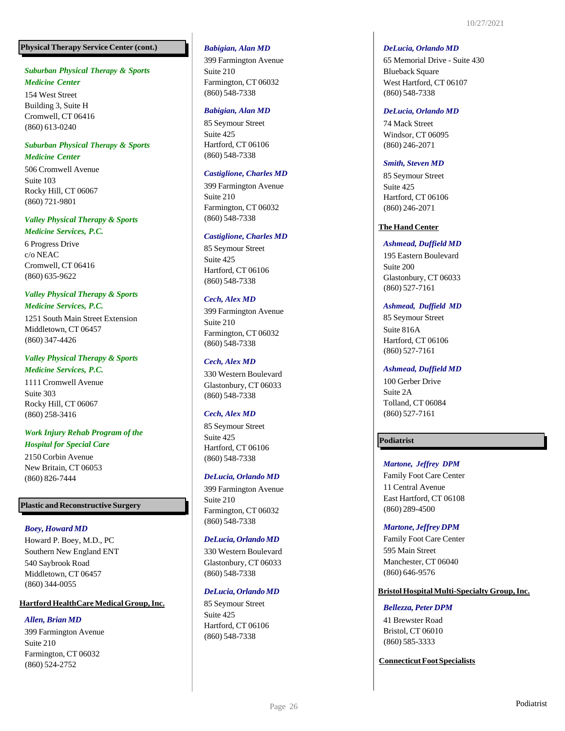## Physical Therapy Service Center (cont.)

***Suburban Physical Therapy & Sports Medicine Center***
154 West Street
Building 3, Suite H
Cromwell, CT 06416
(860) 613-0240

***Suburban Physical Therapy & Sports Medicine Center***
506 Cromwell Avenue
Suite 103
Rocky Hill, CT 06067
(860) 721-9801

***Valley Physical Therapy & Sports Medicine Services, P.C.***
6 Progress Drive
c/o NEAC
Cromwell, CT 06416
(860) 635-9622

***Valley Physical Therapy & Sports Medicine Services, P.C.***
1251 South Main Street Extension
Middletown, CT 06457
(860) 347-4426

***Valley Physical Therapy & Sports Medicine Services, P.C.***
1111 Cromwell Avenue
Suite 303
Rocky Hill, CT 06067
(860) 258-3416

***Work Injury Rehab Program of the Hospital for Special Care***
2150 Corbin Avenue
New Britain, CT 06053
(860) 826-7444

## Plastic and Reconstructive Surgery

***Boey, Howard MD***
Howard P. Boey, M.D., PC
Southern New England ENT
540 Saybrook Road
Middletown, CT 06457
(860) 344-0055

### Hartford HealthCare Medical Group, Inc.

***Allen, Brian MD***
399 Farmington Avenue
Suite 210
Farmington, CT 06032
(860) 524-2752

***Babigian, Alan MD***
399 Farmington Avenue
Suite 210
Farmington, CT 06032
(860) 548-7338

***Babigian, Alan MD***
85 Seymour Street
Suite 425
Hartford, CT 06106
(860) 548-7338

***Castiglione, Charles MD***
399 Farmington Avenue
Suite 210
Farmington, CT 06032
(860) 548-7338

***Castiglione, Charles MD***
85 Seymour Street
Suite 425
Hartford, CT 06106
(860) 548-7338

***Cech, Alex MD***
399 Farmington Avenue
Suite 210
Farmington, CT 06032
(860) 548-7338

***Cech, Alex MD***
330 Western Boulevard
Glastonbury, CT 06033
(860) 548-7338

***Cech, Alex MD***
85 Seymour Street
Suite 425
Hartford, CT 06106
(860) 548-7338

***DeLucia, Orlando MD***
399 Farmington Avenue
Suite 210
Farmington, CT 06032
(860) 548-7338

***DeLucia, Orlando MD***
330 Western Boulevard
Glastonbury, CT 06033
(860) 548-7338

***DeLucia, Orlando MD***
85 Seymour Street
Suite 425
Hartford, CT 06106
(860) 548-7338

***DeLucia, Orlando MD***
65 Memorial Drive - Suite 430
Blueback Square
West Hartford, CT 06107
(860) 548-7338

***DeLucia, Orlando MD***
74 Mack Street
Windsor, CT 06095
(860) 246-2071

***Smith, Steven MD***
85 Seymour Street
Suite 425
Hartford, CT 06106
(860) 246-2071

### The Hand Center

***Ashmead, Duffield MD***
195 Eastern Boulevard
Suite 200
Glastonbury, CT 06033
(860) 527-7161

***Ashmead, Duffield MD***
85 Seymour Street
Suite 816A
Hartford, CT 06106
(860) 527-7161

***Ashmead, Duffield MD***
100 Gerber Drive
Suite 2A
Tolland, CT 06084
(860) 527-7161

## Podiatrist

***Martone, Jeffrey DPM***
Family Foot Care Center
11 Central Avenue
East Hartford, CT 06108
(860) 289-4500

***Martone, Jeffrey DPM***
Family Foot Care Center
595 Main Street
Manchester, CT 06040
(860) 646-9576

### Bristol Hospital Multi-Specialty Group, Inc.

***Bellezza, Peter DPM***
41 Brewster Road
Bristol, CT 06010
(860) 585-3333

### Connecticut Foot Specialists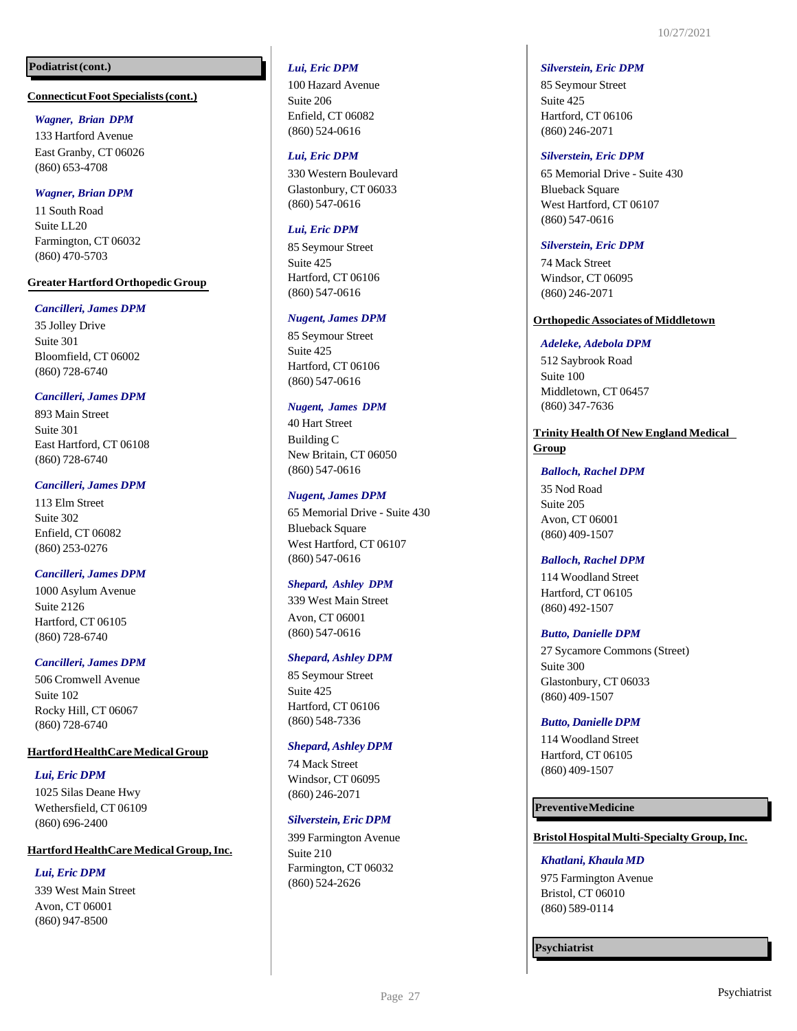## Podiatrist (cont.)

**Connecticut Foot Specialists (cont.)**

***Wagner, Brian DPM***
133 Hartford Avenue
East Granby, CT 06026
(860) 653-4708

***Wagner, Brian DPM***
11 South Road
Suite LL20
Farmington, CT 06032
(860) 470-5703

**Greater Hartford Orthopedic Group**

***Cancilleri, James DPM***
35 Jolley Drive
Suite 301
Bloomfield, CT 06002
(860) 728-6740

***Cancilleri, James DPM***
893 Main Street
Suite 301
East Hartford, CT 06108
(860) 728-6740

***Cancilleri, James DPM***
113 Elm Street
Suite 302
Enfield, CT 06082
(860) 253-0276

***Cancilleri, James DPM***
1000 Asylum Avenue
Suite 2126
Hartford, CT 06105
(860) 728-6740

***Cancilleri, James DPM***
506 Cromwell Avenue
Suite 102
Rocky Hill, CT 06067
(860) 728-6740

**Hartford HealthCare Medical Group**

***Lui, Eric DPM***
1025 Silas Deane Hwy
Wethersfield, CT 06109
(860) 696-2400

**Hartford HealthCare Medical Group, Inc.**

***Lui, Eric DPM***
339 West Main Street
Avon, CT 06001
(860) 947-8500

***Lui, Eric DPM***
100 Hazard Avenue
Suite 206
Enfield, CT 06082
(860) 524-0616

***Lui, Eric DPM***
330 Western Boulevard
Glastonbury, CT 06033
(860) 547-0616

***Lui, Eric DPM***
85 Seymour Street
Suite 425
Hartford, CT 06106
(860) 547-0616

***Nugent, James DPM***
85 Seymour Street
Suite 425
Hartford, CT 06106
(860) 547-0616

***Nugent, James DPM***
40 Hart Street
Building C
New Britain, CT 06050
(860) 547-0616

***Nugent, James DPM***
65 Memorial Drive - Suite 430
Blueback Square
West Hartford, CT 06107
(860) 547-0616

***Shepard, Ashley DPM***
339 West Main Street
Avon, CT 06001
(860) 547-0616

***Shepard, Ashley DPM***
85 Seymour Street
Suite 425
Hartford, CT 06106
(860) 548-7336

***Shepard, Ashley DPM***
74 Mack Street
Windsor, CT 06095
(860) 246-2071

***Silverstein, Eric DPM***
399 Farmington Avenue
Suite 210
Farmington, CT 06032
(860) 524-2626

***Silverstein, Eric DPM***
85 Seymour Street
Suite 425
Hartford, CT 06106
(860) 246-2071

***Silverstein, Eric DPM***
65 Memorial Drive - Suite 430
Blueback Square
West Hartford, CT 06107
(860) 547-0616

***Silverstein, Eric DPM***
74 Mack Street
Windsor, CT 06095
(860) 246-2071

**Orthopedic Associates of Middletown**

***Adeleke, Adebola DPM***
512 Saybrook Road
Suite 100
Middletown, CT 06457
(860) 347-7636

**Trinity Health Of New England Medical Group**

***Balloch, Rachel DPM***
35 Nod Road
Suite 205
Avon, CT 06001
(860) 409-1507

***Balloch, Rachel DPM***
114 Woodland Street
Hartford, CT 06105
(860) 492-1507

***Butto, Danielle DPM***
27 Sycamore Commons (Street)
Suite 300
Glastonbury, CT 06033
(860) 409-1507

***Butto, Danielle DPM***
114 Woodland Street
Hartford, CT 06105
(860) 409-1507

## Preventive Medicine

**Bristol Hospital Multi-Specialty Group, Inc.**

***Khatlani, Khaula MD***
975 Farmington Avenue
Bristol, CT 06010
(860) 589-0114

## Psychiatrist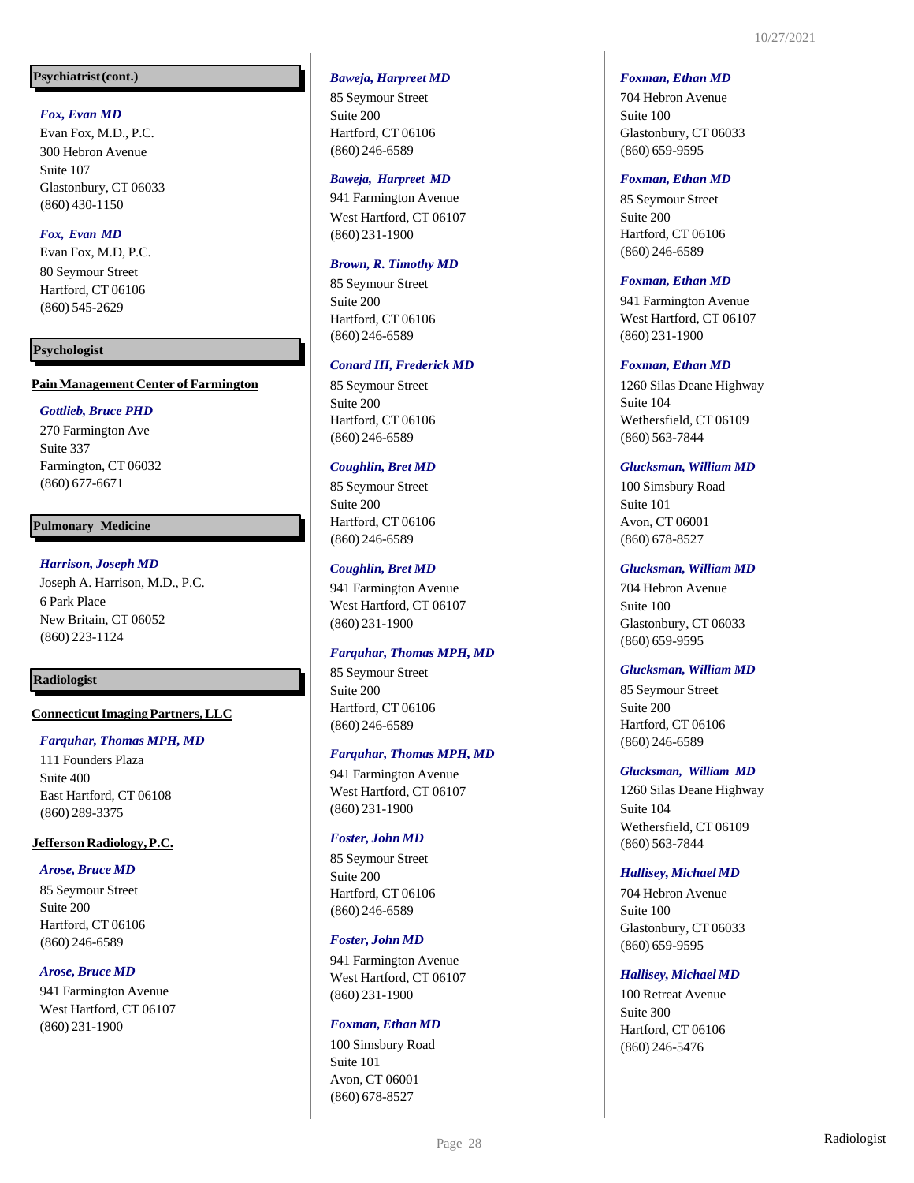## Psychiatrist (cont.)

***Fox, Evan MD***
Evan Fox, M.D., P.C.
300 Hebron Avenue
Suite 107
Glastonbury, CT 06033
(860) 430-1150

***Fox, Evan MD***
Evan Fox, M.D, P.C.
80 Seymour Street
Hartford, CT 06106
(860) 545-2629

## Psychologist

**Pain Management Center of Farmington**

***Gottlieb, Bruce PHD***
270 Farmington Ave
Suite 337
Farmington, CT 06032
(860) 677-6671

## Pulmonary Medicine

***Harrison, Joseph MD***
Joseph A. Harrison, M.D., P.C.
6 Park Place
New Britain, CT 06052
(860) 223-1124

## Radiologist

**Connecticut Imaging Partners, LLC**

***Farquhar, Thomas MPH, MD***
111 Founders Plaza
Suite 400
East Hartford, CT 06108
(860) 289-3375

**Jefferson Radiology, P.C.**

***Arose, Bruce MD***
85 Seymour Street
Suite 200
Hartford, CT 06106
(860) 246-6589

***Arose, Bruce MD***
941 Farmington Avenue
West Hartford, CT 06107
(860) 231-1900

***Baweja, Harpreet MD***
85 Seymour Street
Suite 200
Hartford, CT 06106
(860) 246-6589

***Baweja, Harpreet MD***
941 Farmington Avenue
West Hartford, CT 06107
(860) 231-1900

***Brown, R. Timothy MD***
85 Seymour Street
Suite 200
Hartford, CT 06106
(860) 246-6589

***Conard III, Frederick MD***
85 Seymour Street
Suite 200
Hartford, CT 06106
(860) 246-6589

***Coughlin, Bret MD***
85 Seymour Street
Suite 200
Hartford, CT 06106
(860) 246-6589

***Coughlin, Bret MD***
941 Farmington Avenue
West Hartford, CT 06107
(860) 231-1900

***Farquhar, Thomas MPH, MD***
85 Seymour Street
Suite 200
Hartford, CT 06106
(860) 246-6589

***Farquhar, Thomas MPH, MD***
941 Farmington Avenue
West Hartford, CT 06107
(860) 231-1900

***Foster, John MD***
85 Seymour Street
Suite 200
Hartford, CT 06106
(860) 246-6589

***Foster, John MD***
941 Farmington Avenue
West Hartford, CT 06107
(860) 231-1900

***Foxman, Ethan MD***
100 Simsbury Road
Suite 101
Avon, CT 06001
(860) 678-8527

***Foxman, Ethan MD***
704 Hebron Avenue
Suite 100
Glastonbury, CT 06033
(860) 659-9595

***Foxman, Ethan MD***
85 Seymour Street
Suite 200
Hartford, CT 06106
(860) 246-6589

***Foxman, Ethan MD***
941 Farmington Avenue
West Hartford, CT 06107
(860) 231-1900

***Foxman, Ethan MD***
1260 Silas Deane Highway
Suite 104
Wethersfield, CT 06109
(860) 563-7844

***Glucksman, William MD***
100 Simsbury Road
Suite 101
Avon, CT 06001
(860) 678-8527

***Glucksman, William MD***
704 Hebron Avenue
Suite 100
Glastonbury, CT 06033
(860) 659-9595

***Glucksman, William MD***
85 Seymour Street
Suite 200
Hartford, CT 06106
(860) 246-6589

***Glucksman, William MD***
1260 Silas Deane Highway
Suite 104
Wethersfield, CT 06109
(860) 563-7844

***Hallisey, Michael MD***
704 Hebron Avenue
Suite 100
Glastonbury, CT 06033
(860) 659-9595

***Hallisey, Michael MD***
100 Retreat Avenue
Suite 300
Hartford, CT 06106
(860) 246-5476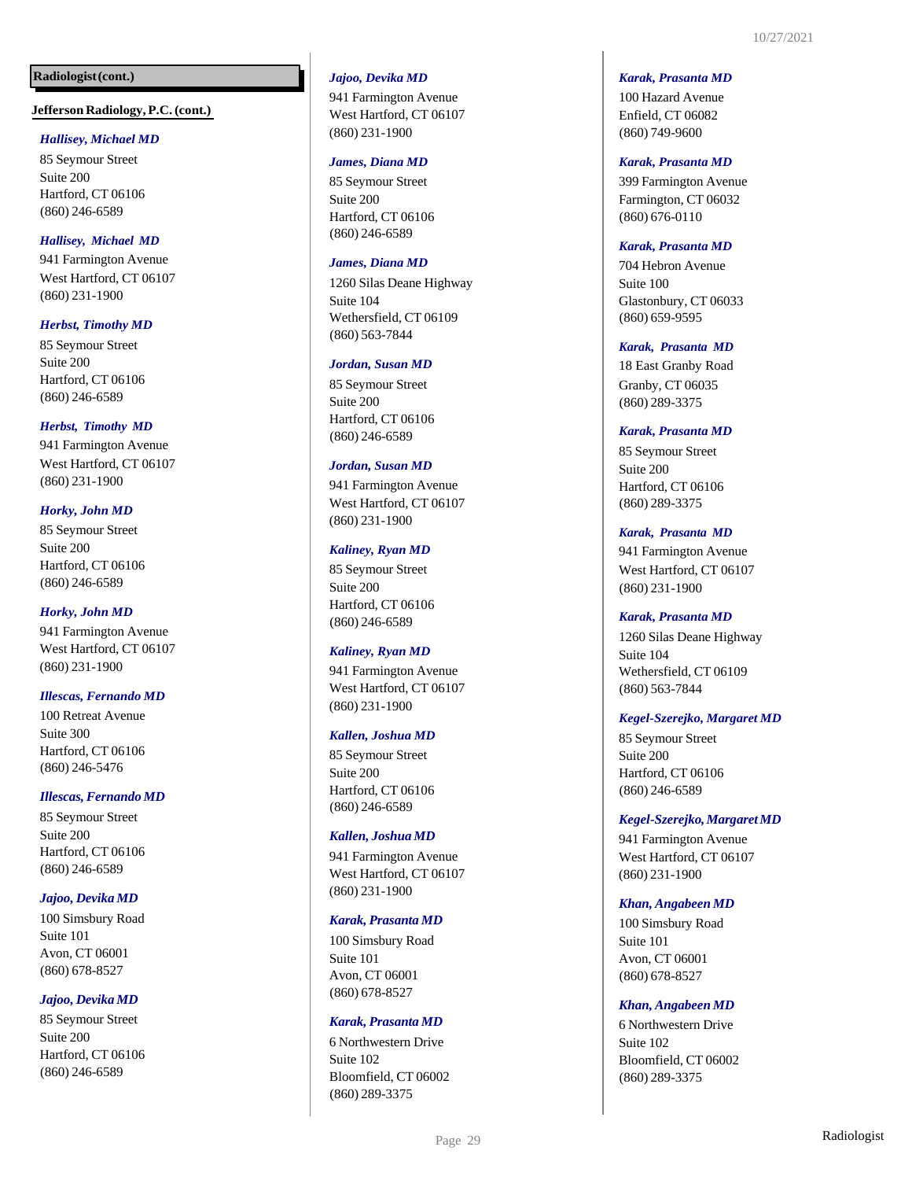**Radiologist (cont.)**

**Jefferson Radiology, P.C. (cont.)**

***Hallisey, Michael MD***
85 Seymour Street
Suite 200
Hartford, CT 06106
(860) 246-6589

***Hallisey, Michael MD***
941 Farmington Avenue
West Hartford, CT 06107
(860) 231-1900

***Herbst, Timothy MD***
85 Seymour Street
Suite 200
Hartford, CT 06106
(860) 246-6589

***Herbst, Timothy MD***
941 Farmington Avenue
West Hartford, CT 06107
(860) 231-1900

***Horky, John MD***
85 Seymour Street
Suite 200
Hartford, CT 06106
(860) 246-6589

***Horky, John MD***
941 Farmington Avenue
West Hartford, CT 06107
(860) 231-1900

***Illescas, Fernando MD***
100 Retreat Avenue
Suite 300
Hartford, CT 06106
(860) 246-5476

***Illescas, Fernando MD***
85 Seymour Street
Suite 200
Hartford, CT 06106
(860) 246-6589

***Jajoo, Devika MD***
100 Simsbury Road
Suite 101
Avon, CT 06001
(860) 678-8527

***Jajoo, Devika MD***
85 Seymour Street
Suite 200
Hartford, CT 06106
(860) 246-6589

***Jajoo, Devika MD***
941 Farmington Avenue
West Hartford, CT 06107
(860) 231-1900

***James, Diana MD***
85 Seymour Street
Suite 200
Hartford, CT 06106
(860) 246-6589

***James, Diana MD***
1260 Silas Deane Highway
Suite 104
Wethersfield, CT 06109
(860) 563-7844

***Jordan, Susan MD***
85 Seymour Street
Suite 200
Hartford, CT 06106
(860) 246-6589

***Jordan, Susan MD***
941 Farmington Avenue
West Hartford, CT 06107
(860) 231-1900

***Kaliney, Ryan MD***
85 Seymour Street
Suite 200
Hartford, CT 06106
(860) 246-6589

***Kaliney, Ryan MD***
941 Farmington Avenue
West Hartford, CT 06107
(860) 231-1900

***Kallen, Joshua MD***
85 Seymour Street
Suite 200
Hartford, CT 06106
(860) 246-6589

***Kallen, Joshua MD***
941 Farmington Avenue
West Hartford, CT 06107
(860) 231-1900

***Karak, Prasanta MD***
100 Simsbury Road
Suite 101
Avon, CT 06001
(860) 678-8527

***Karak, Prasanta MD***
6 Northwestern Drive
Suite 102
Bloomfield, CT 06002
(860) 289-3375

***Karak, Prasanta MD***
100 Hazard Avenue
Enfield, CT 06082
(860) 749-9600

***Karak, Prasanta MD***
399 Farmington Avenue
Farmington, CT 06032
(860) 676-0110

***Karak, Prasanta MD***
704 Hebron Avenue
Suite 100
Glastonbury, CT 06033
(860) 659-9595

***Karak, Prasanta MD***
18 East Granby Road
Granby, CT 06035
(860) 289-3375

***Karak, Prasanta MD***
85 Seymour Street
Suite 200
Hartford, CT 06106
(860) 289-3375

***Karak, Prasanta MD***
941 Farmington Avenue
West Hartford, CT 06107
(860) 231-1900

***Karak, Prasanta MD***
1260 Silas Deane Highway
Suite 104
Wethersfield, CT 06109
(860) 563-7844

***Kegel-Szerejko, Margaret MD***
85 Seymour Street
Suite 200
Hartford, CT 06106
(860) 246-6589

***Kegel-Szerejko, Margaret MD***
941 Farmington Avenue
West Hartford, CT 06107
(860) 231-1900

***Khan, Angabeen MD***
100 Simsbury Road
Suite 101
Avon, CT 06001
(860) 678-8527

***Khan, Angabeen MD***
6 Northwestern Drive
Suite 102
Bloomfield, CT 06002
(860) 289-3375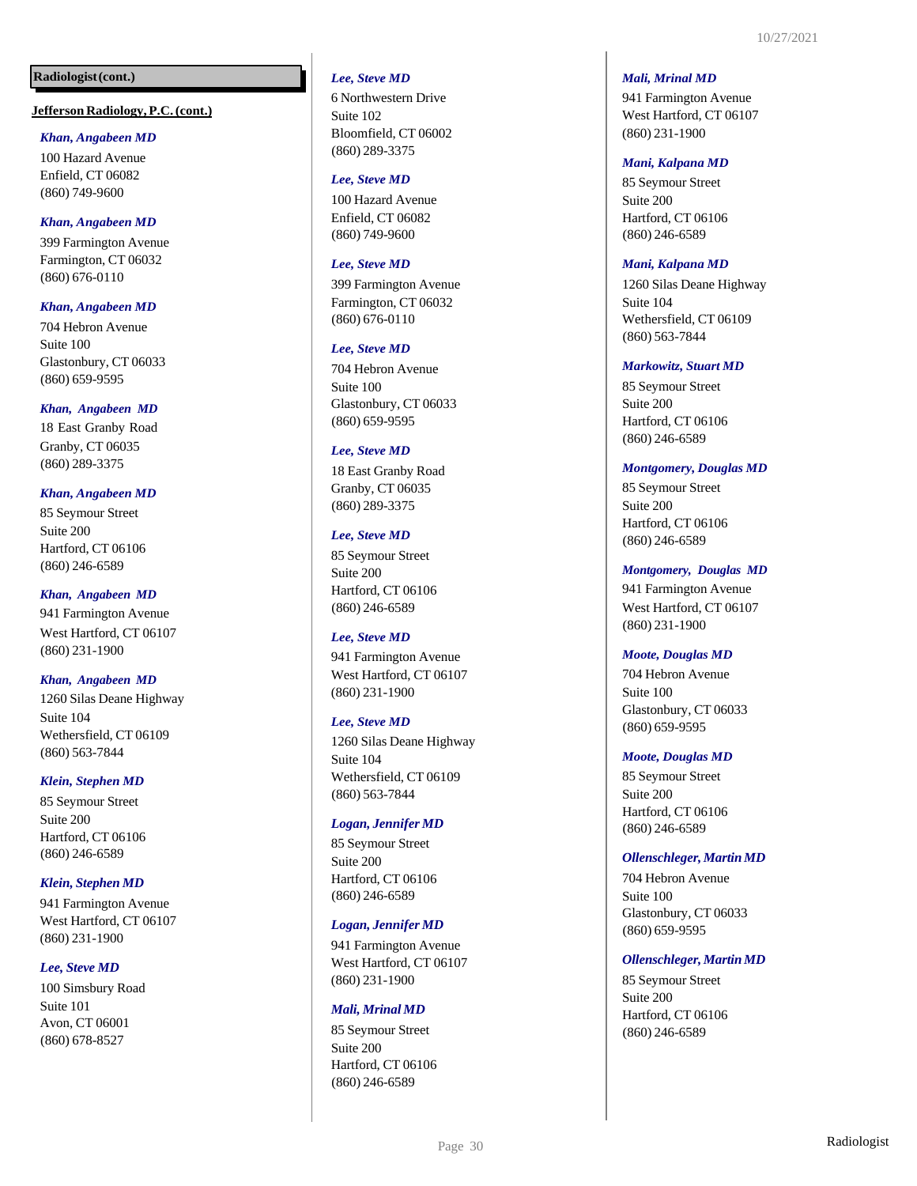**Radiologist (cont.)**

**Jefferson Radiology, P.C. (cont.)**

***Khan, Angabeen MD***
100 Hazard Avenue
Enfield, CT 06082
(860) 749-9600

***Khan, Angabeen MD***
399 Farmington Avenue
Farmington, CT 06032
(860) 676-0110

***Khan, Angabeen MD***
704 Hebron Avenue
Suite 100
Glastonbury, CT 06033
(860) 659-9595

***Khan, Angabeen MD***
18 East Granby Road
Granby, CT 06035
(860) 289-3375

***Khan, Angabeen MD***
85 Seymour Street
Suite 200
Hartford, CT 06106
(860) 246-6589

***Khan, Angabeen MD***
941 Farmington Avenue
West Hartford, CT 06107
(860) 231-1900

***Khan, Angabeen MD***
1260 Silas Deane Highway
Suite 104
Wethersfield, CT 06109
(860) 563-7844

***Klein, Stephen MD***
85 Seymour Street
Suite 200
Hartford, CT 06106
(860) 246-6589

***Klein, Stephen MD***
941 Farmington Avenue
West Hartford, CT 06107
(860) 231-1900

***Lee, Steve MD***
100 Simsbury Road
Suite 101
Avon, CT 06001
(860) 678-8527

***Lee, Steve MD***
6 Northwestern Drive
Suite 102
Bloomfield, CT 06002
(860) 289-3375

***Lee, Steve MD***
100 Hazard Avenue
Enfield, CT 06082
(860) 749-9600

***Lee, Steve MD***
399 Farmington Avenue
Farmington, CT 06032
(860) 676-0110

***Lee, Steve MD***
704 Hebron Avenue
Suite 100
Glastonbury, CT 06033
(860) 659-9595

***Lee, Steve MD***
18 East Granby Road
Granby, CT 06035
(860) 289-3375

***Lee, Steve MD***
85 Seymour Street
Suite 200
Hartford, CT 06106
(860) 246-6589

***Lee, Steve MD***
941 Farmington Avenue
West Hartford, CT 06107
(860) 231-1900

***Lee, Steve MD***
1260 Silas Deane Highway
Suite 104
Wethersfield, CT 06109
(860) 563-7844

***Logan, Jennifer MD***
85 Seymour Street
Suite 200
Hartford, CT 06106
(860) 246-6589

***Logan, Jennifer MD***
941 Farmington Avenue
West Hartford, CT 06107
(860) 231-1900

***Mali, Mrinal MD***
85 Seymour Street
Suite 200
Hartford, CT 06106
(860) 246-6589

***Mali, Mrinal MD***
941 Farmington Avenue
West Hartford, CT 06107
(860) 231-1900

***Mani, Kalpana MD***
85 Seymour Street
Suite 200
Hartford, CT 06106
(860) 246-6589

***Mani, Kalpana MD***
1260 Silas Deane Highway
Suite 104
Wethersfield, CT 06109
(860) 563-7844

***Markowitz, Stuart MD***
85 Seymour Street
Suite 200
Hartford, CT 06106
(860) 246-6589

***Montgomery, Douglas MD***
85 Seymour Street
Suite 200
Hartford, CT 06106
(860) 246-6589

***Montgomery, Douglas MD***
941 Farmington Avenue
West Hartford, CT 06107
(860) 231-1900

***Moote, Douglas MD***
704 Hebron Avenue
Suite 100
Glastonbury, CT 06033
(860) 659-9595

***Moote, Douglas MD***
85 Seymour Street
Suite 200
Hartford, CT 06106
(860) 246-6589

***Ollenschleger, Martin MD***
704 Hebron Avenue
Suite 100
Glastonbury, CT 06033
(860) 659-9595

***Ollenschleger, Martin MD***
85 Seymour Street
Suite 200
Hartford, CT 06106
(860) 246-6589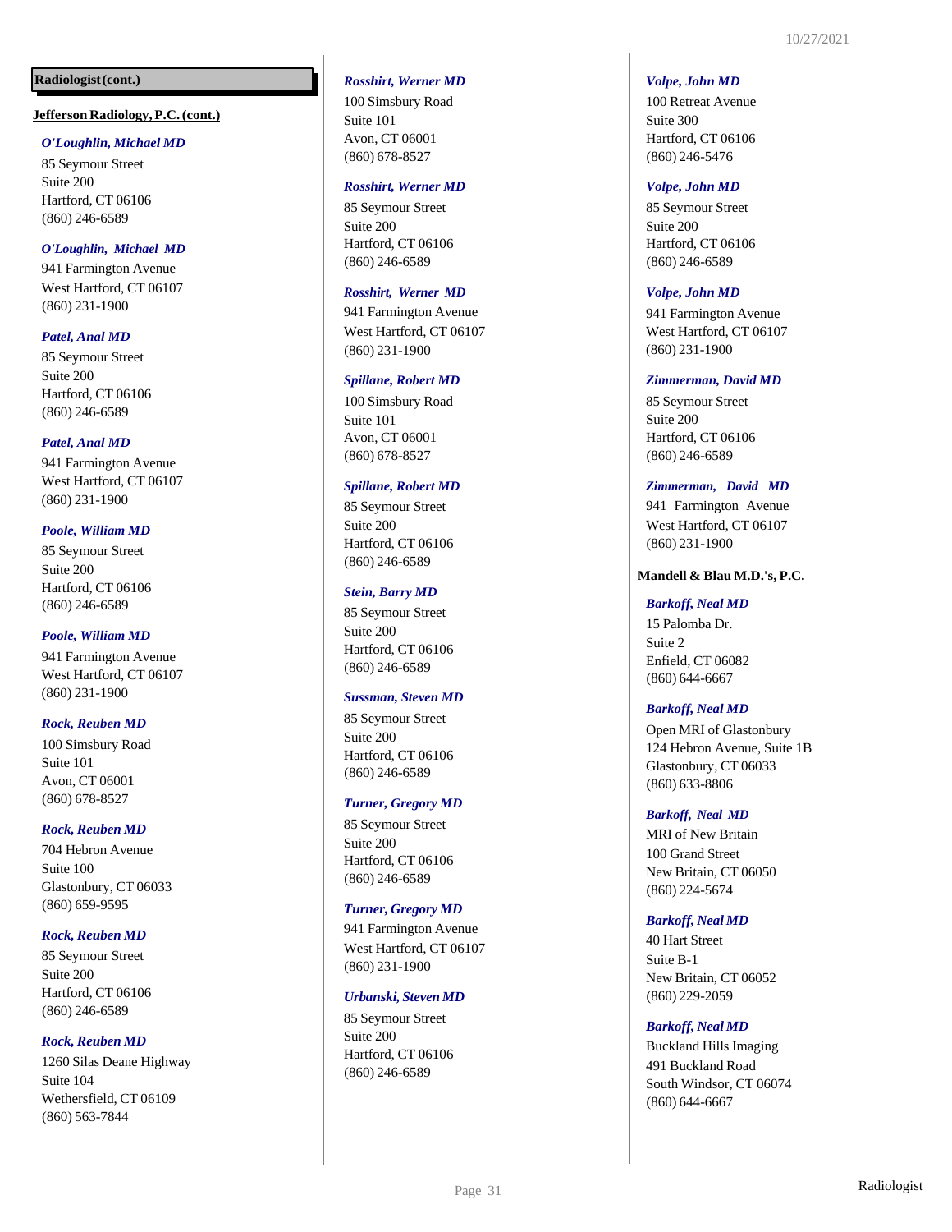**Radiologist (cont.)**

**Jefferson Radiology, P.C. (cont.)**

***O'Loughlin, Michael MD***
85 Seymour Street
Suite 200
Hartford, CT 06106
(860) 246-6589

***O'Loughlin, Michael MD***
941 Farmington Avenue
West Hartford, CT 06107
(860) 231-1900

***Patel, Anal MD***
85 Seymour Street
Suite 200
Hartford, CT 06106
(860) 246-6589

***Patel, Anal MD***
941 Farmington Avenue
West Hartford, CT 06107
(860) 231-1900

***Poole, William MD***
85 Seymour Street
Suite 200
Hartford, CT 06106
(860) 246-6589

***Poole, William MD***
941 Farmington Avenue
West Hartford, CT 06107
(860) 231-1900

***Rock, Reuben MD***
100 Simsbury Road
Suite 101
Avon, CT 06001
(860) 678-8527

***Rock, Reuben MD***
704 Hebron Avenue
Suite 100
Glastonbury, CT 06033
(860) 659-9595

***Rock, Reuben MD***
85 Seymour Street
Suite 200
Hartford, CT 06106
(860) 246-6589

***Rock, Reuben MD***
1260 Silas Deane Highway
Suite 104
Wethersfield, CT 06109
(860) 563-7844

***Rosshirt, Werner MD***
100 Simsbury Road
Suite 101
Avon, CT 06001
(860) 678-8527

***Rosshirt, Werner MD***
85 Seymour Street
Suite 200
Hartford, CT 06106
(860) 246-6589

***Rosshirt, Werner MD***
941 Farmington Avenue
West Hartford, CT 06107
(860) 231-1900

***Spillane, Robert MD***
100 Simsbury Road
Suite 101
Avon, CT 06001
(860) 678-8527

***Spillane, Robert MD***
85 Seymour Street
Suite 200
Hartford, CT 06106
(860) 246-6589

***Stein, Barry MD***
85 Seymour Street
Suite 200
Hartford, CT 06106
(860) 246-6589

***Sussman, Steven MD***
85 Seymour Street
Suite 200
Hartford, CT 06106
(860) 246-6589

***Turner, Gregory MD***
85 Seymour Street
Suite 200
Hartford, CT 06106
(860) 246-6589

***Turner, Gregory MD***
941 Farmington Avenue
West Hartford, CT 06107
(860) 231-1900

***Urbanski, Steven MD***
85 Seymour Street
Suite 200
Hartford, CT 06106
(860) 246-6589

***Volpe, John MD***
100 Retreat Avenue
Suite 300
Hartford, CT 06106
(860) 246-5476

***Volpe, John MD***
85 Seymour Street
Suite 200
Hartford, CT 06106
(860) 246-6589

***Volpe, John MD***
941 Farmington Avenue
West Hartford, CT 06107
(860) 231-1900

***Zimmerman, David MD***
85 Seymour Street
Suite 200
Hartford, CT 06106
(860) 246-6589

***Zimmerman, David MD***
941 Farmington Avenue
West Hartford, CT 06107
(860) 231-1900

**Mandell & Blau M.D.'s, P.C.**

***Barkoff, Neal MD***
15 Palomba Dr.
Suite 2
Enfield, CT 06082
(860) 644-6667

***Barkoff, Neal MD***
Open MRI of Glastonbury
124 Hebron Avenue, Suite 1B
Glastonbury, CT 06033
(860) 633-8806

***Barkoff, Neal MD***
MRI of New Britain
100 Grand Street
New Britain, CT 06050
(860) 224-5674

***Barkoff, Neal MD***
40 Hart Street
Suite B-1
New Britain, CT 06052
(860) 229-2059

***Barkoff, Neal MD***
Buckland Hills Imaging
491 Buckland Road
South Windsor, CT 06074
(860) 644-6667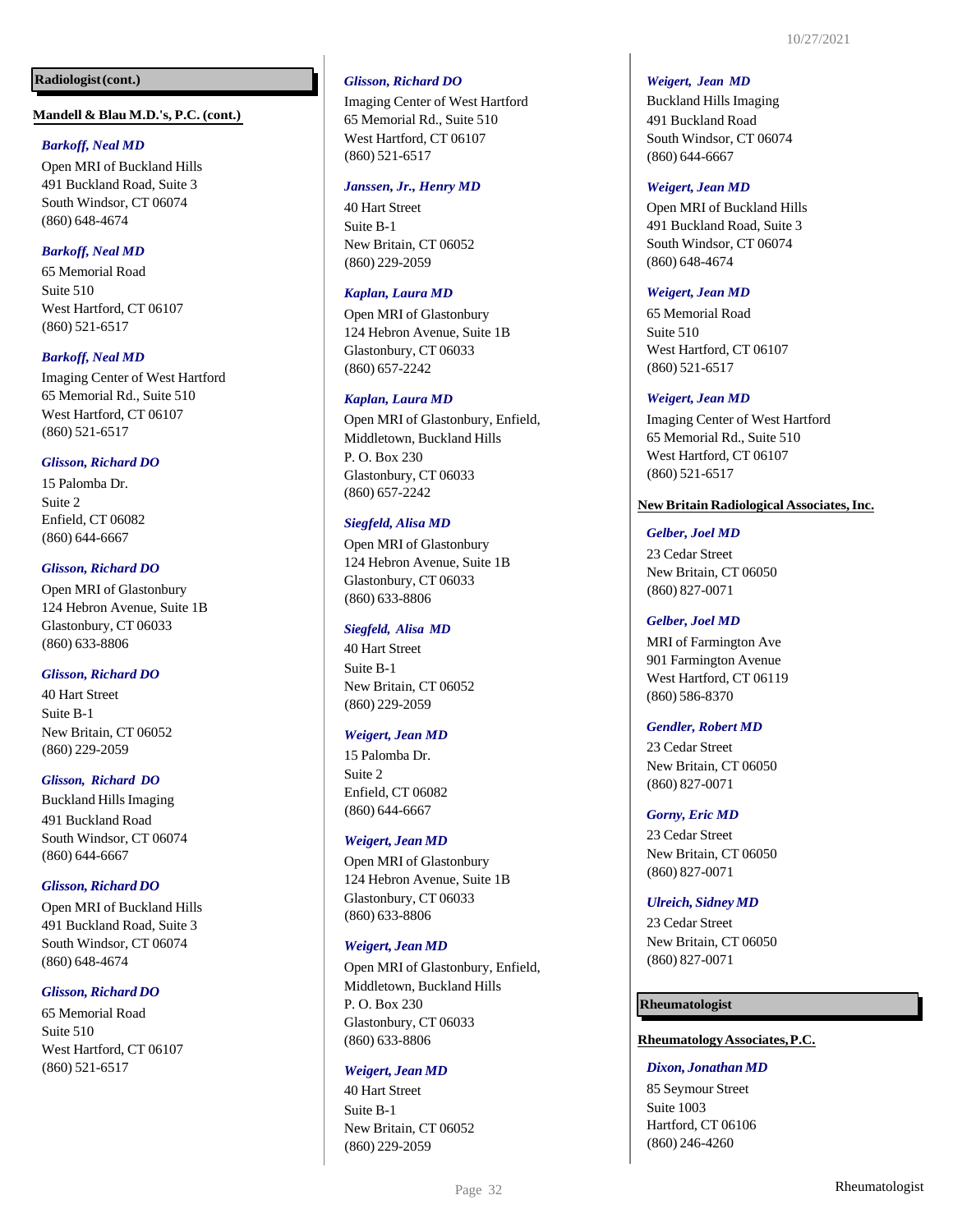## Radiologist (cont.)

**Mandell & Blau M.D.'s, P.C. (cont.)**

***Barkoff, Neal MD***
Open MRI of Buckland Hills
491 Buckland Road, Suite 3
South Windsor, CT 06074
(860) 648-4674

***Barkoff, Neal MD***
65 Memorial Road
Suite 510
West Hartford, CT 06107
(860) 521-6517

***Barkoff, Neal MD***
Imaging Center of West Hartford
65 Memorial Rd., Suite 510
West Hartford, CT 06107
(860) 521-6517

***Glisson, Richard DO***
15 Palomba Dr.
Suite 2
Enfield, CT 06082
(860) 644-6667

***Glisson, Richard DO***
Open MRI of Glastonbury
124 Hebron Avenue, Suite 1B
Glastonbury, CT 06033
(860) 633-8806

***Glisson, Richard DO***
40 Hart Street
Suite B-1
New Britain, CT 06052
(860) 229-2059

***Glisson, Richard DO***
Buckland Hills Imaging
491 Buckland Road
South Windsor, CT 06074
(860) 644-6667

***Glisson, Richard DO***
Open MRI of Buckland Hills
491 Buckland Road, Suite 3
South Windsor, CT 06074
(860) 648-4674

***Glisson, Richard DO***
65 Memorial Road
Suite 510
West Hartford, CT 06107
(860) 521-6517

***Glisson, Richard DO***
Imaging Center of West Hartford
65 Memorial Rd., Suite 510
West Hartford, CT 06107
(860) 521-6517

***Janssen, Jr., Henry MD***
40 Hart Street
Suite B-1
New Britain, CT 06052
(860) 229-2059

***Kaplan, Laura MD***
Open MRI of Glastonbury
124 Hebron Avenue, Suite 1B
Glastonbury, CT 06033
(860) 657-2242

***Kaplan, Laura MD***
Open MRI of Glastonbury, Enfield, Middletown, Buckland Hills
P. O. Box 230
Glastonbury, CT 06033
(860) 657-2242

***Siegfeld, Alisa MD***
Open MRI of Glastonbury
124 Hebron Avenue, Suite 1B
Glastonbury, CT 06033
(860) 633-8806

***Siegfeld, Alisa MD***
40 Hart Street
Suite B-1
New Britain, CT 06052
(860) 229-2059

***Weigert, Jean MD***
15 Palomba Dr.
Suite 2
Enfield, CT 06082
(860) 644-6667

***Weigert, Jean MD***
Open MRI of Glastonbury
124 Hebron Avenue, Suite 1B
Glastonbury, CT 06033
(860) 633-8806

***Weigert, Jean MD***
Open MRI of Glastonbury, Enfield, Middletown, Buckland Hills
P. O. Box 230
Glastonbury, CT 06033
(860) 633-8806

***Weigert, Jean MD***
40 Hart Street
Suite B-1
New Britain, CT 06052
(860) 229-2059

***Weigert, Jean MD***
Buckland Hills Imaging
491 Buckland Road
South Windsor, CT 06074
(860) 644-6667

***Weigert, Jean MD***
Open MRI of Buckland Hills
491 Buckland Road, Suite 3
South Windsor, CT 06074
(860) 648-4674

***Weigert, Jean MD***
65 Memorial Road
Suite 510
West Hartford, CT 06107
(860) 521-6517

***Weigert, Jean MD***
Imaging Center of West Hartford
65 Memorial Rd., Suite 510
West Hartford, CT 06107
(860) 521-6517

**New Britain Radiological Associates, Inc.**

***Gelber, Joel MD***
23 Cedar Street
New Britain, CT 06050
(860) 827-0071

***Gelber, Joel MD***
MRI of Farmington Ave
901 Farmington Avenue
West Hartford, CT 06119
(860) 586-8370

***Gendler, Robert MD***
23 Cedar Street
New Britain, CT 06050
(860) 827-0071

***Gorny, Eric MD***
23 Cedar Street
New Britain, CT 06050
(860) 827-0071

***Ulreich, Sidney MD***
23 Cedar Street
New Britain, CT 06050
(860) 827-0071

## Rheumatologist

**Rheumatology Associates, P.C.**

***Dixon, Jonathan MD***
85 Seymour Street
Suite 1003
Hartford, CT 06106
(860) 246-4260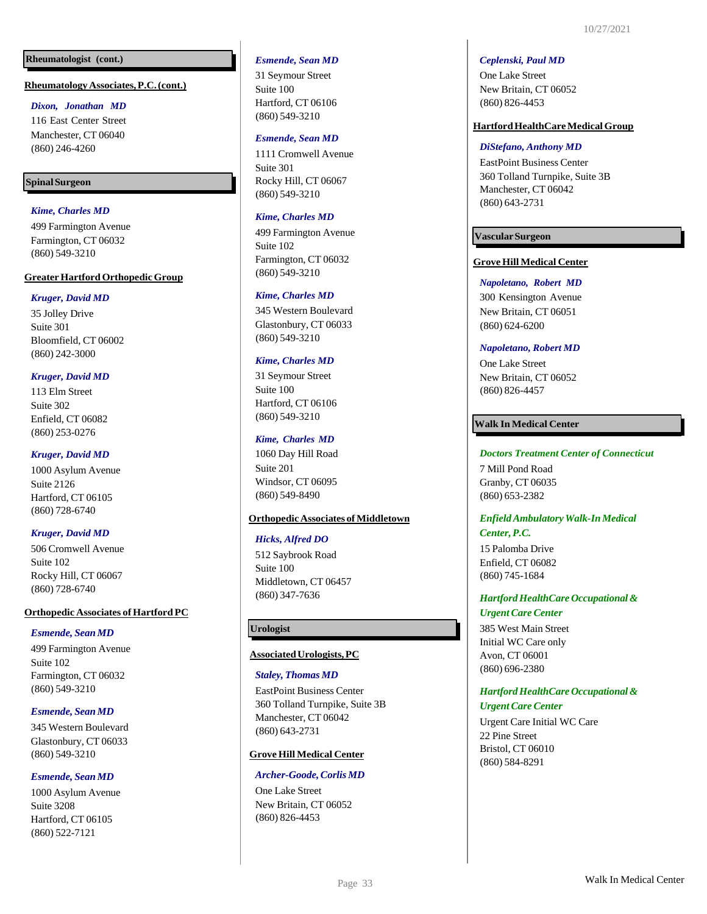## Rheumatologist (cont.)

**Rheumatology Associates, P.C. (cont.)**

*Dixon, Jonathan MD*
116 East Center Street
Manchester, CT 06040
(860) 246-4260

## Spinal Surgeon

*Kime, Charles MD*
499 Farmington Avenue
Farmington, CT 06032
(860) 549-3210

**Greater Hartford Orthopedic Group**

*Kruger, David MD*
35 Jolley Drive
Suite 301
Bloomfield, CT 06002
(860) 242-3000

*Kruger, David MD*
113 Elm Street
Suite 302
Enfield, CT 06082
(860) 253-0276

*Kruger, David MD*
1000 Asylum Avenue
Suite 2126
Hartford, CT 06105
(860) 728-6740

*Kruger, David MD*
506 Cromwell Avenue
Suite 102
Rocky Hill, CT 06067
(860) 728-6740

**Orthopedic Associates of Hartford PC**

*Esmende, Sean MD*
499 Farmington Avenue
Suite 102
Farmington, CT 06032
(860) 549-3210

*Esmende, Sean MD*
345 Western Boulevard
Glastonbury, CT 06033
(860) 549-3210

*Esmende, Sean MD*
1000 Asylum Avenue
Suite 3208
Hartford, CT 06105
(860) 522-7121

*Esmende, Sean MD*
31 Seymour Street
Suite 100
Hartford, CT 06106
(860) 549-3210

*Esmende, Sean MD*
1111 Cromwell Avenue
Suite 301
Rocky Hill, CT 06067
(860) 549-3210

*Kime, Charles MD*
499 Farmington Avenue
Suite 102
Farmington, CT 06032
(860) 549-3210

*Kime, Charles MD*
345 Western Boulevard
Glastonbury, CT 06033
(860) 549-3210

*Kime, Charles MD*
31 Seymour Street
Suite 100
Hartford, CT 06106
(860) 549-3210

*Kime, Charles MD*
1060 Day Hill Road
Suite 201
Windsor, CT 06095
(860) 549-8490

**Orthopedic Associates of Middletown**

*Hicks, Alfred DO*
512 Saybrook Road
Suite 100
Middletown, CT 06457
(860) 347-7636

## Urologist

**Associated Urologists, PC**

*Staley, Thomas MD*
EastPoint Business Center
360 Tolland Turnpike, Suite 3B
Manchester, CT 06042
(860) 643-2731

**Grove Hill Medical Center**

*Archer-Goode, Corlis MD*
One Lake Street
New Britain, CT 06052
(860) 826-4453

*Ceplenski, Paul MD*
One Lake Street
New Britain, CT 06052
(860) 826-4453

**Hartford HealthCare Medical Group**

*DiStefano, Anthony MD*
EastPoint Business Center
360 Tolland Turnpike, Suite 3B
Manchester, CT 06042
(860) 643-2731

## Vascular Surgeon

**Grove Hill Medical Center**

*Napoletano, Robert MD*
300 Kensington Avenue
New Britain, CT 06051
(860) 624-6200

*Napoletano, Robert MD*
One Lake Street
New Britain, CT 06052
(860) 826-4457

## Walk In Medical Center

*Doctors Treatment Center of Connecticut*
7 Mill Pond Road
Granby, CT 06035
(860) 653-2382

*Enfield Ambulatory Walk-In Medical Center, P.C.*
15 Palomba Drive
Enfield, CT 06082
(860) 745-1684

*Hartford HealthCare Occupational & Urgent Care Center*
385 West Main Street
Initial WC Care only
Avon, CT 06001
(860) 696-2380

*Hartford HealthCare Occupational & Urgent Care Center*
Urgent Care Initial WC Care
22 Pine Street
Bristol, CT 06010
(860) 584-8291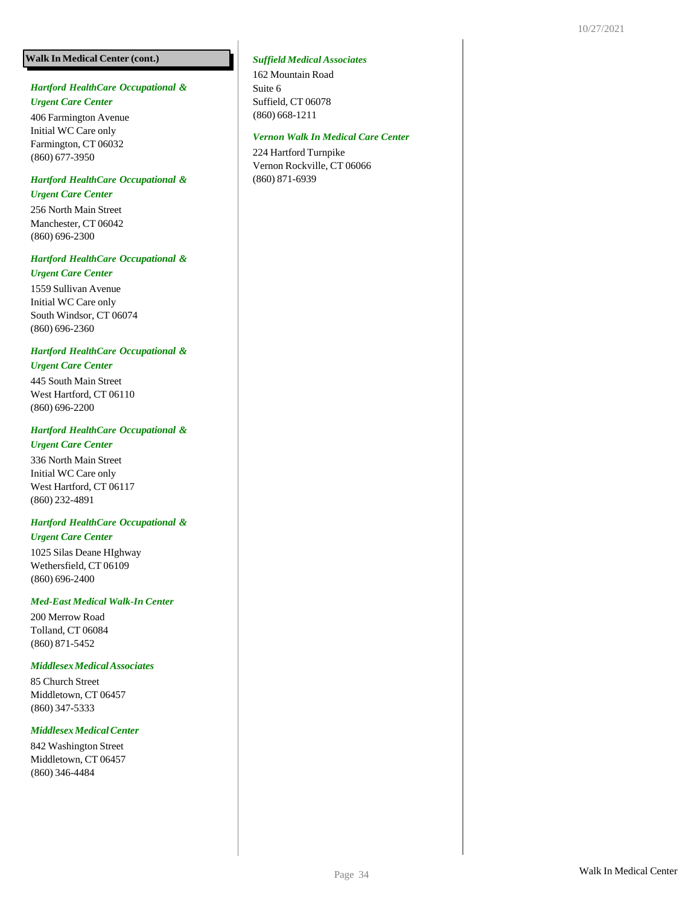## Walk In Medical Center (cont.)

***Hartford HealthCare Occupational & Urgent Care Center***

406 Farmington Avenue
Initial WC Care only
Farmington, CT 06032
(860) 677-3950

***Hartford HealthCare Occupational & Urgent Care Center***

256 North Main Street
Manchester, CT 06042
(860) 696-2300

***Hartford HealthCare Occupational & Urgent Care Center***

1559 Sullivan Avenue
Initial WC Care only
South Windsor, CT 06074
(860) 696-2360

***Hartford HealthCare Occupational & Urgent Care Center***

445 South Main Street
West Hartford, CT 06110
(860) 696-2200

***Hartford HealthCare Occupational & Urgent Care Center***

336 North Main Street
Initial WC Care only
West Hartford, CT 06117
(860) 232-4891

***Hartford HealthCare Occupational & Urgent Care Center***

1025 Silas Deane HIghway
Wethersfield, CT 06109
(860) 696-2400

***Med-East Medical Walk-In Center***

200 Merrow Road
Tolland, CT 06084
(860) 871-5452

***Middlesex Medical Associates***

85 Church Street
Middletown, CT 06457
(860) 347-5333

***Middlesex Medical Center***

842 Washington Street
Middletown, CT 06457
(860) 346-4484

***Suffield Medical Associates***

162 Mountain Road
Suite 6
Suffield, CT 06078
(860) 668-1211

***Vernon Walk In Medical Care Center***

224 Hartford Turnpike
Vernon Rockville, CT 06066
(860) 871-6939